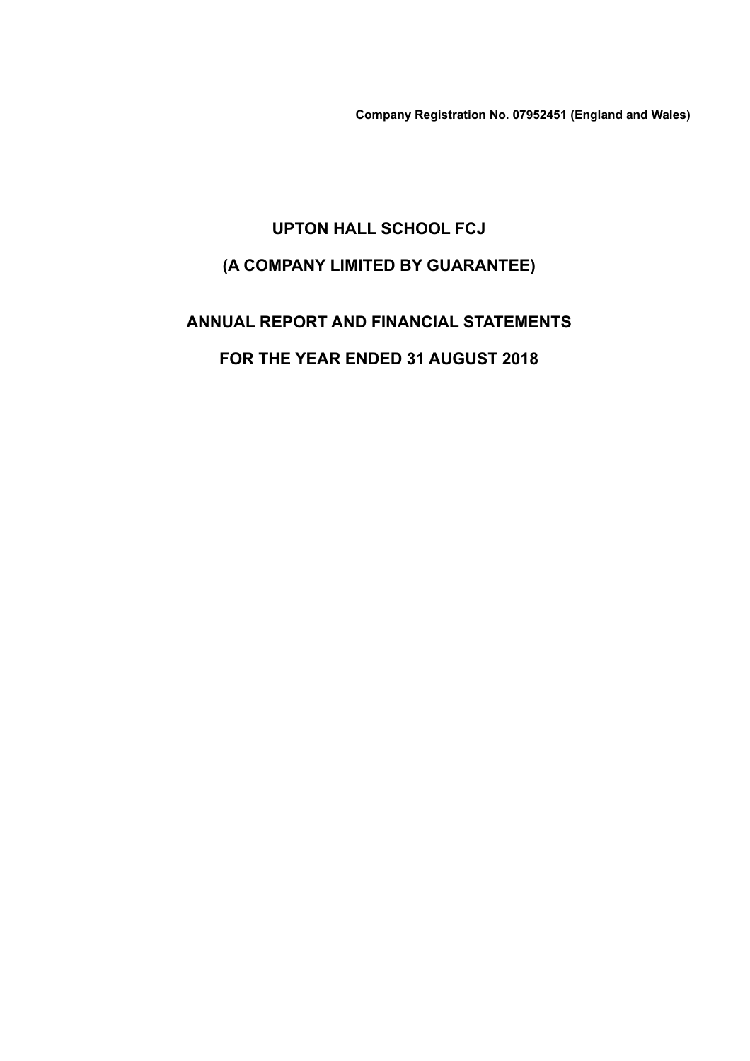**Company Registration No. 07952451 (England and Wales)**

# UPTON HALL SCHOOL FCJ

## (A COMPANY LIMITED BY GUARANTEE)

## ANNUAL REPORT AND FINANCIAL STATEMENTS

## FOR THE YEAR ENDED 31 AUGUST 2018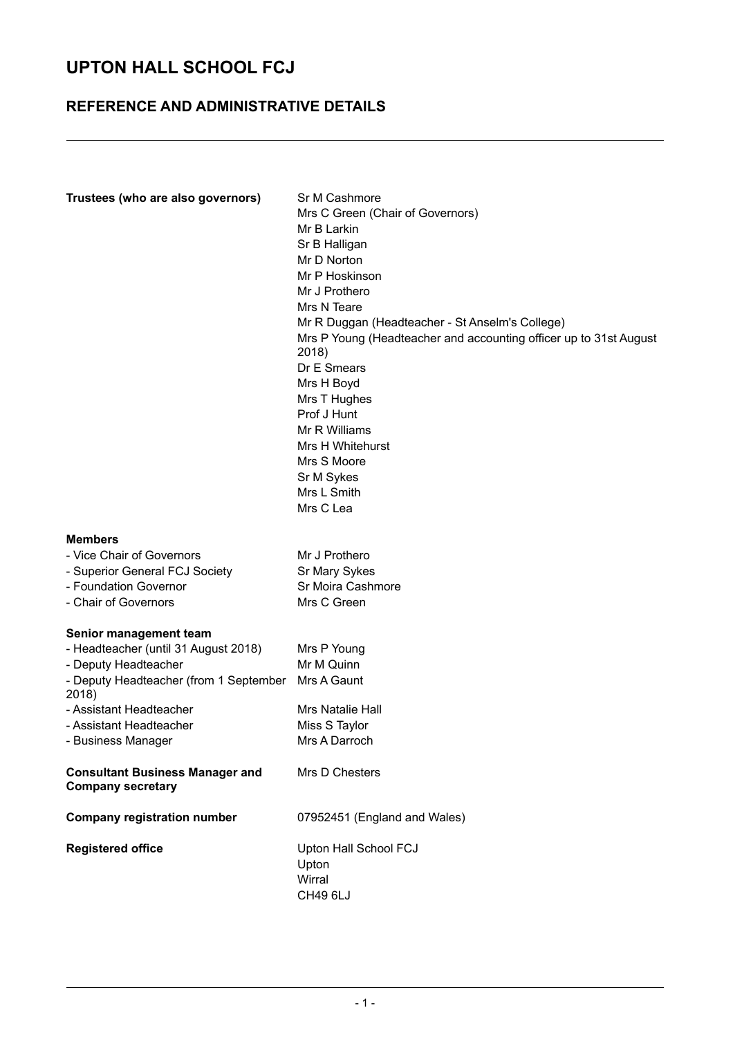# UPTON HALL SCHOOL FCJ

## REFERENCE AND ADMINISTRATIVE DETAILS

**Trustees (who are also governors)**

Sr M Cashmore
Mrs C Green (Chair of Governors)
Mr B Larkin
Sr B Halligan
Mr D Norton
Mr P Hoskinson
Mr J Prothero
Mrs N Teare
Mr R Duggan (Headteacher - St Anselm's College)
Mrs P Young (Headteacher and accounting officer up to 31st August 2018)
Dr E Smears
Mrs H Boyd
Mrs T Hughes
Prof J Hunt
Mr R Williams
Mrs H Whitehurst
Mrs S Moore
Sr M Sykes
Mrs L Smith
Mrs C Lea

**Members**

| | |
|---|---|
| - Vice Chair of Governors | Mr J Prothero |
| - Superior General FCJ Society | Sr Mary Sykes |
| - Foundation Governor | Sr Moira Cashmore |
| - Chair of Governors | Mrs C Green |

**Senior management team**

| | |
|---|---|
| - Headteacher (until 31 August 2018) | Mrs P Young |
| - Deputy Headteacher | Mr M Quinn |
| - Deputy Headteacher (from 1 September 2018) | Mrs A Gaunt |
| - Assistant Headteacher | Mrs Natalie Hall |
| - Assistant Headteacher | Miss S Taylor |
| - Business Manager | Mrs A Darroch |

**Consultant Business Manager and Company secretary**

Mrs D Chesters

**Company registration number**

07952451 (England and Wales)

**Registered office**

Upton Hall School FCJ
Upton
Wirral
CH49 6LJ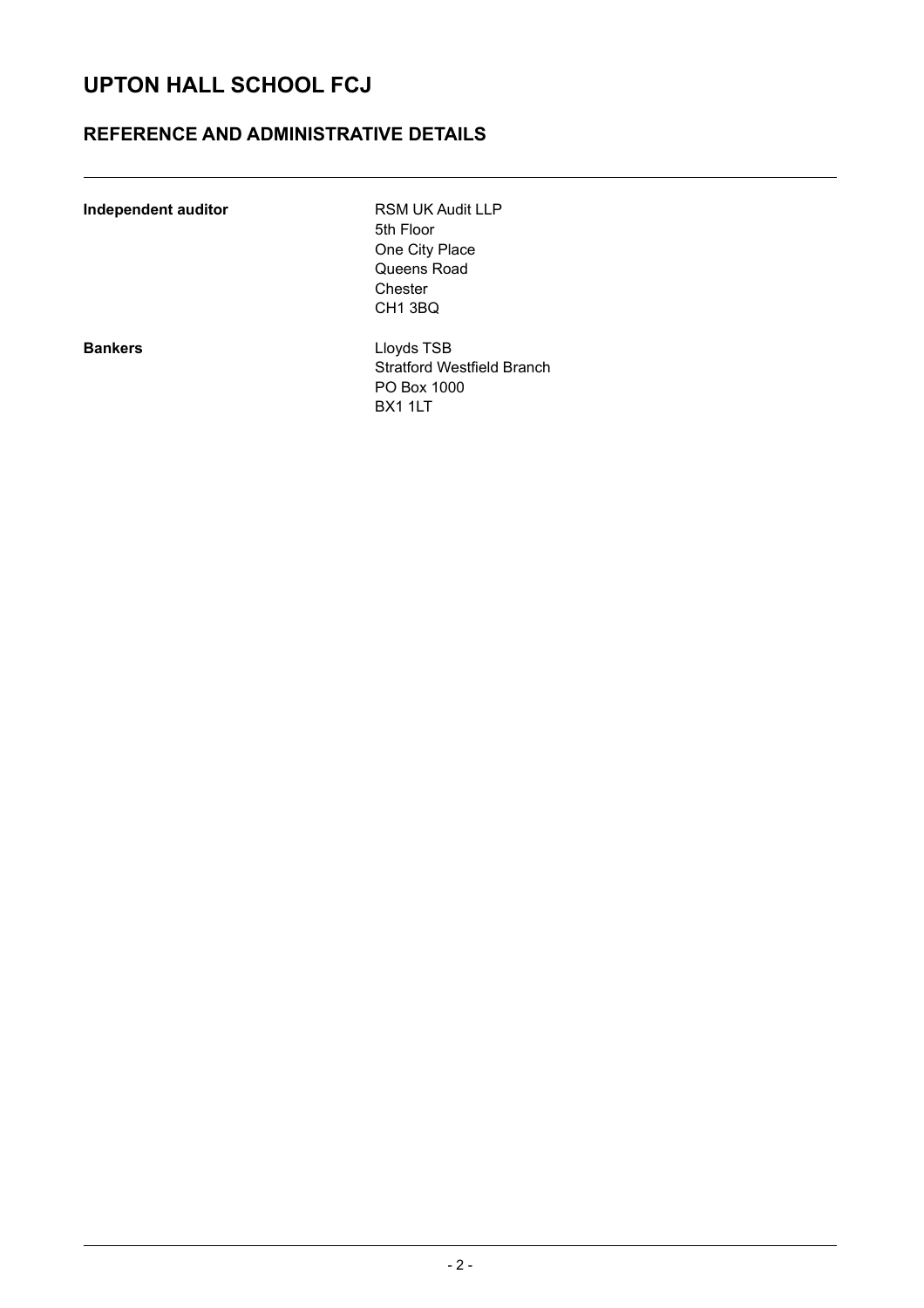# UPTON HALL SCHOOL FCJ

## REFERENCE AND ADMINISTRATIVE DETAILS

| | |
|---|---|
| **Independent auditor** | RSM UK Audit LLP<br>5th Floor<br>One City Place<br>Queens Road<br>Chester<br>CH1 3BQ |
| **Bankers** | Lloyds TSB<br>Stratford Westfield Branch<br>PO Box 1000<br>BX1 1LT |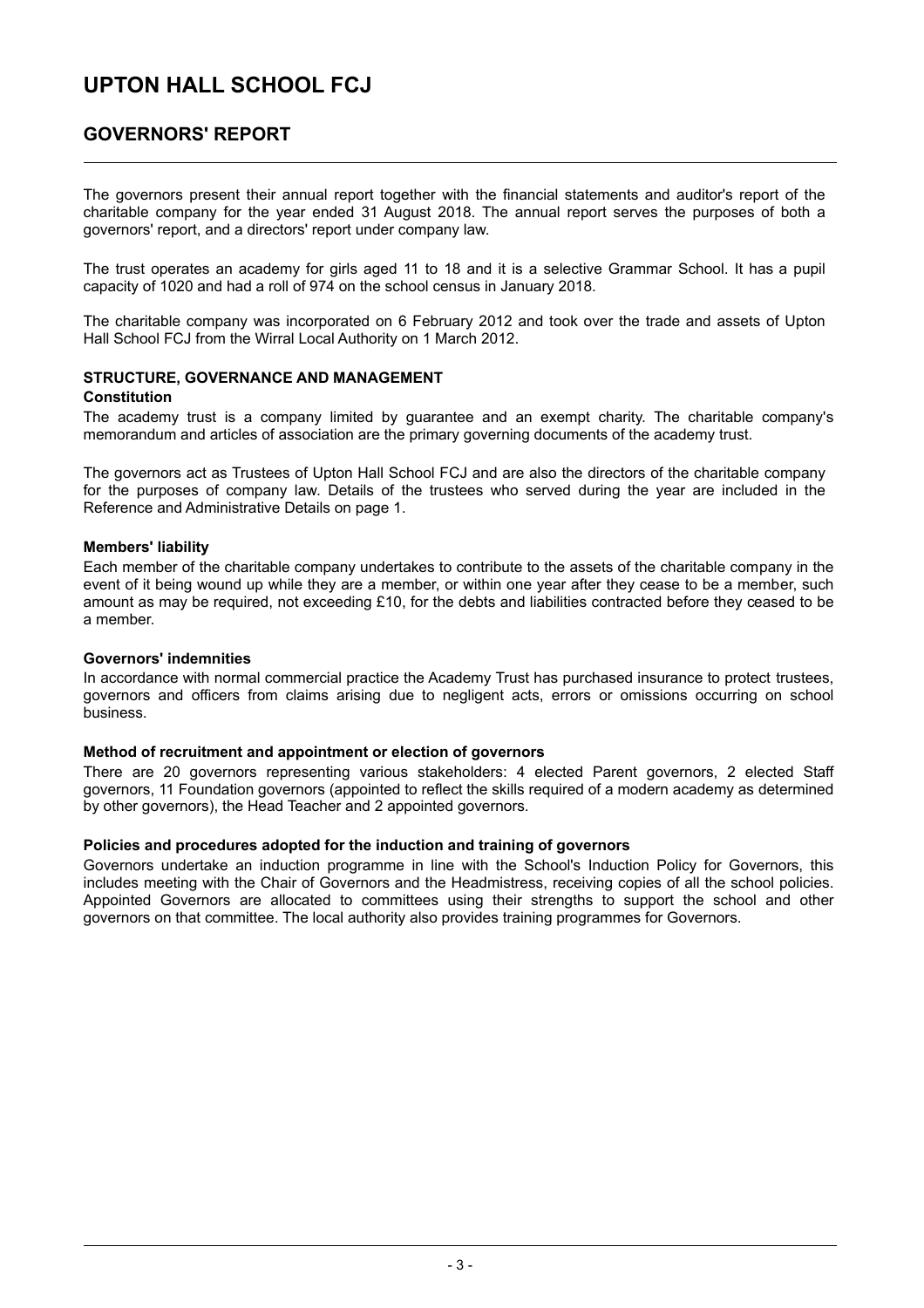# UPTON HALL SCHOOL FCJ

## GOVERNORS' REPORT

The governors present their annual report together with the financial statements and auditor's report of the charitable company for the year ended 31 August 2018. The annual report serves the purposes of both a governors' report, and a directors' report under company law.

The trust operates an academy for girls aged 11 to 18 and it is a selective Grammar School. It has a pupil capacity of 1020 and had a roll of 974 on the school census in January 2018.

The charitable company was incorporated on 6 February 2012 and took over the trade and assets of Upton Hall School FCJ from the Wirral Local Authority on 1 March 2012.

### STRUCTURE, GOVERNANCE AND MANAGEMENT

**Constitution**

The academy trust is a company limited by guarantee and an exempt charity. The charitable company's memorandum and articles of association are the primary governing documents of the academy trust.

The governors act as Trustees of Upton Hall School FCJ and are also the directors of the charitable company for the purposes of company law. Details of the trustees who served during the year are included in the Reference and Administrative Details on page 1.

**Members' liability**

Each member of the charitable company undertakes to contribute to the assets of the charitable company in the event of it being wound up while they are a member, or within one year after they cease to be a member, such amount as may be required, not exceeding £10, for the debts and liabilities contracted before they ceased to be a member.

**Governors' indemnities**

In accordance with normal commercial practice the Academy Trust has purchased insurance to protect trustees, governors and officers from claims arising due to negligent acts, errors or omissions occurring on school business.

**Method of recruitment and appointment or election of governors**

There are 20 governors representing various stakeholders: 4 elected Parent governors, 2 elected Staff governors, 11 Foundation governors (appointed to reflect the skills required of a modern academy as determined by other governors), the Head Teacher and 2 appointed governors.

**Policies and procedures adopted for the induction and training of governors**

Governors undertake an induction programme in line with the School's Induction Policy for Governors, this includes meeting with the Chair of Governors and the Headmistress, receiving copies of all the school policies. Appointed Governors are allocated to committees using their strengths to support the school and other governors on that committee. The local authority also provides training programmes for Governors.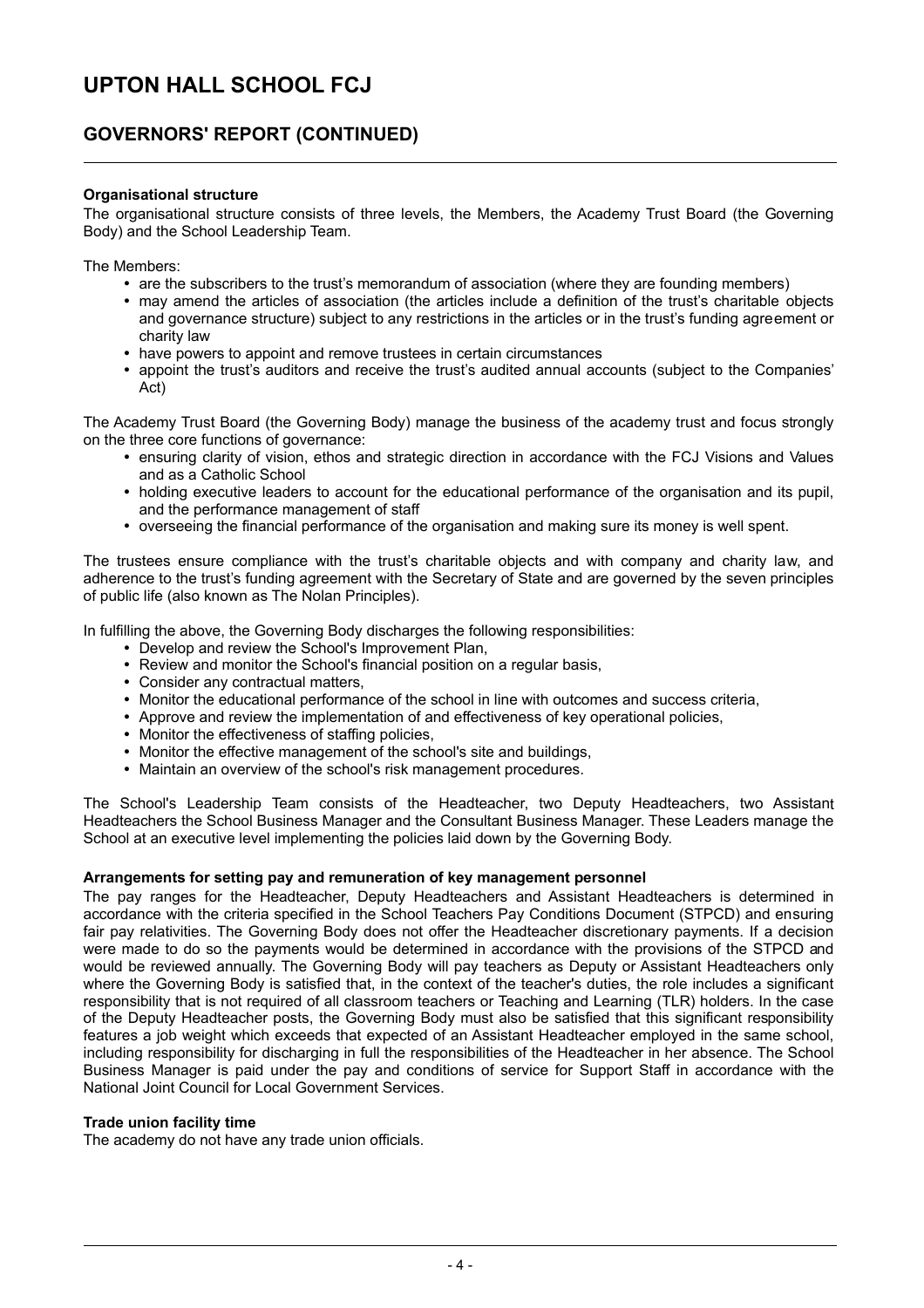# UPTON HALL SCHOOL FCJ

## GOVERNORS' REPORT (CONTINUED)

**Organisational structure**

The organisational structure consists of three levels, the Members, the Academy Trust Board (the Governing Body) and the School Leadership Team.

The Members:

- are the subscribers to the trust's memorandum of association (where they are founding members)
- may amend the articles of association (the articles include a definition of the trust's charitable objects and governance structure) subject to any restrictions in the articles or in the trust's funding agreement or charity law
- have powers to appoint and remove trustees in certain circumstances
- appoint the trust's auditors and receive the trust's audited annual accounts (subject to the Companies' Act)

The Academy Trust Board (the Governing Body) manage the business of the academy trust and focus strongly on the three core functions of governance:

- ensuring clarity of vision, ethos and strategic direction in accordance with the FCJ Visions and Values and as a Catholic School
- holding executive leaders to account for the educational performance of the organisation and its pupil, and the performance management of staff
- overseeing the financial performance of the organisation and making sure its money is well spent.

The trustees ensure compliance with the trust's charitable objects and with company and charity law, and adherence to the trust's funding agreement with the Secretary of State and are governed by the seven principles of public life (also known as The Nolan Principles).

In fulfilling the above, the Governing Body discharges the following responsibilities:

- Develop and review the School's Improvement Plan,
- Review and monitor the School's financial position on a regular basis,
- Consider any contractual matters,
- Monitor the educational performance of the school in line with outcomes and success criteria,
- Approve and review the implementation of and effectiveness of key operational policies,
- Monitor the effectiveness of staffing policies,
- Monitor the effective management of the school's site and buildings,
- Maintain an overview of the school's risk management procedures.

The School's Leadership Team consists of the Headteacher, two Deputy Headteachers, two Assistant Headteachers the School Business Manager and the Consultant Business Manager. These Leaders manage the School at an executive level implementing the policies laid down by the Governing Body.

**Arrangements for setting pay and remuneration of key management personnel**

The pay ranges for the Headteacher, Deputy Headteachers and Assistant Headteachers is determined in accordance with the criteria specified in the School Teachers Pay Conditions Document (STPCD) and ensuring fair pay relativities. The Governing Body does not offer the Headteacher discretionary payments. If a decision were made to do so the payments would be determined in accordance with the provisions of the STPCD and would be reviewed annually. The Governing Body will pay teachers as Deputy or Assistant Headteachers only where the Governing Body is satisfied that, in the context of the teacher's duties, the role includes a significant responsibility that is not required of all classroom teachers or Teaching and Learning (TLR) holders. In the case of the Deputy Headteacher posts, the Governing Body must also be satisfied that this significant responsibility features a job weight which exceeds that expected of an Assistant Headteacher employed in the same school, including responsibility for discharging in full the responsibilities of the Headteacher in her absence. The School Business Manager is paid under the pay and conditions of service for Support Staff in accordance with the National Joint Council for Local Government Services.

**Trade union facility time**

The academy do not have any trade union officials.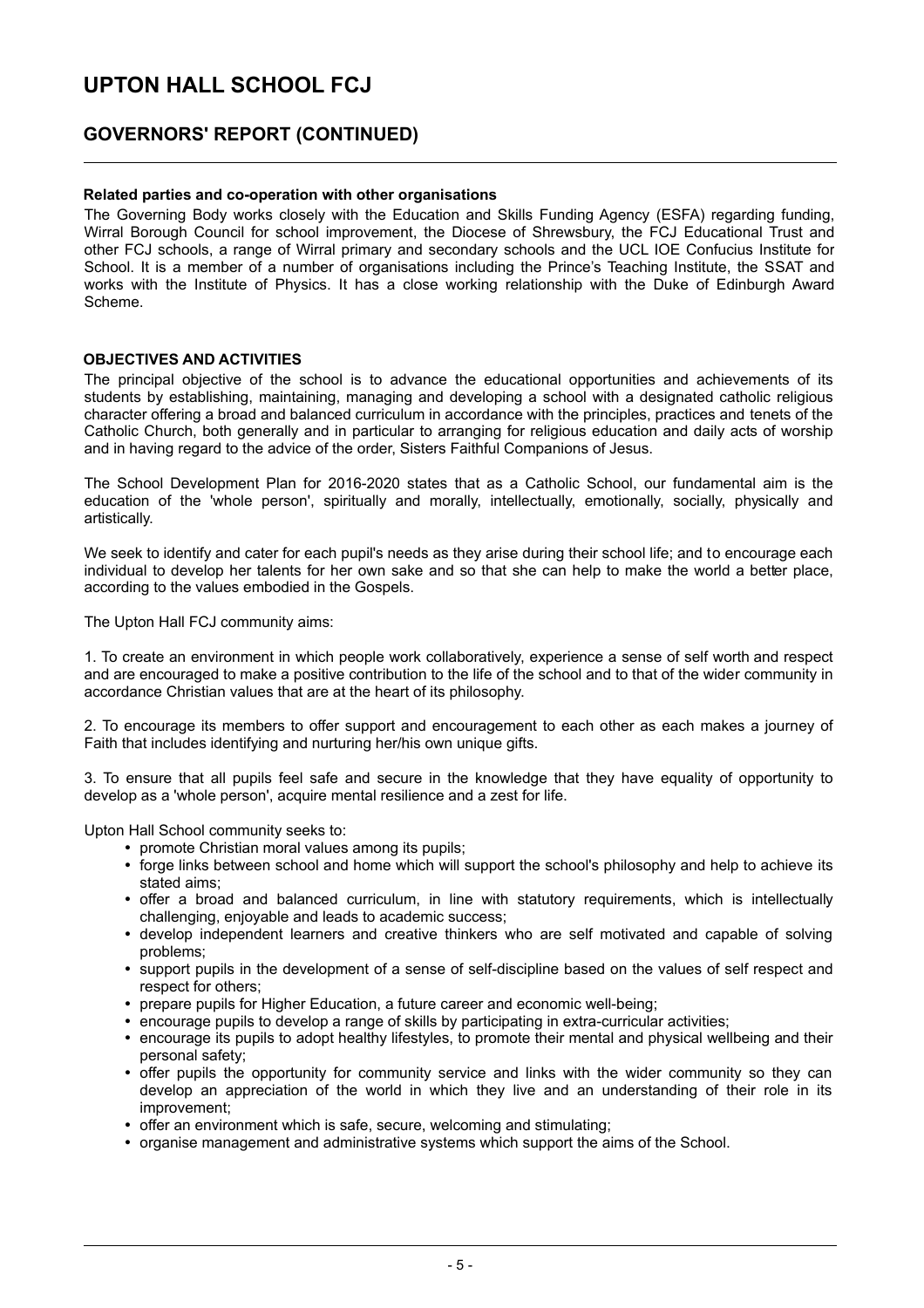### Related parties and co-operation with other organisations

The Governing Body works closely with the Education and Skills Funding Agency (ESFA) regarding funding, Wirral Borough Council for school improvement, the Diocese of Shrewsbury, the FCJ Educational Trust and other FCJ schools, a range of Wirral primary and secondary schools and the UCL IOE Confucius Institute for School. It is a member of a number of organisations including the Prince's Teaching Institute, the SSAT and works with the Institute of Physics. It has a close working relationship with the Duke of Edinburgh Award Scheme.

## OBJECTIVES AND ACTIVITIES

The principal objective of the school is to advance the educational opportunities and achievements of its students by establishing, maintaining, managing and developing a school with a designated catholic religious character offering a broad and balanced curriculum in accordance with the principles, practices and tenets of the Catholic Church, both generally and in particular to arranging for religious education and daily acts of worship and in having regard to the advice of the order, Sisters Faithful Companions of Jesus.

The School Development Plan for 2016-2020 states that as a Catholic School, our fundamental aim is the education of the 'whole person', spiritually and morally, intellectually, emotionally, socially, physically and artistically.

We seek to identify and cater for each pupil's needs as they arise during their school life; and to encourage each individual to develop her talents for her own sake and so that she can help to make the world a better place, according to the values embodied in the Gospels.

The Upton Hall FCJ community aims:

1. To create an environment in which people work collaboratively, experience a sense of self worth and respect and are encouraged to make a positive contribution to the life of the school and to that of the wider community in accordance Christian values that are at the heart of its philosophy.

2. To encourage its members to offer support and encouragement to each other as each makes a journey of Faith that includes identifying and nurturing her/his own unique gifts.

3. To ensure that all pupils feel safe and secure in the knowledge that they have equality of opportunity to develop as a 'whole person', acquire mental resilience and a zest for life.

Upton Hall School community seeks to:

- promote Christian moral values among its pupils;
- forge links between school and home which will support the school's philosophy and help to achieve its stated aims;
- offer a broad and balanced curriculum, in line with statutory requirements, which is intellectually challenging, enjoyable and leads to academic success;
- develop independent learners and creative thinkers who are self motivated and capable of solving problems;
- support pupils in the development of a sense of self-discipline based on the values of self respect and respect for others;
- prepare pupils for Higher Education, a future career and economic well-being;
- encourage pupils to develop a range of skills by participating in extra-curricular activities;
- encourage its pupils to adopt healthy lifestyles, to promote their mental and physical wellbeing and their personal safety;
- offer pupils the opportunity for community service and links with the wider community so they can develop an appreciation of the world in which they live and an understanding of their role in its improvement;
- offer an environment which is safe, secure, welcoming and stimulating;
- organise management and administrative systems which support the aims of the School.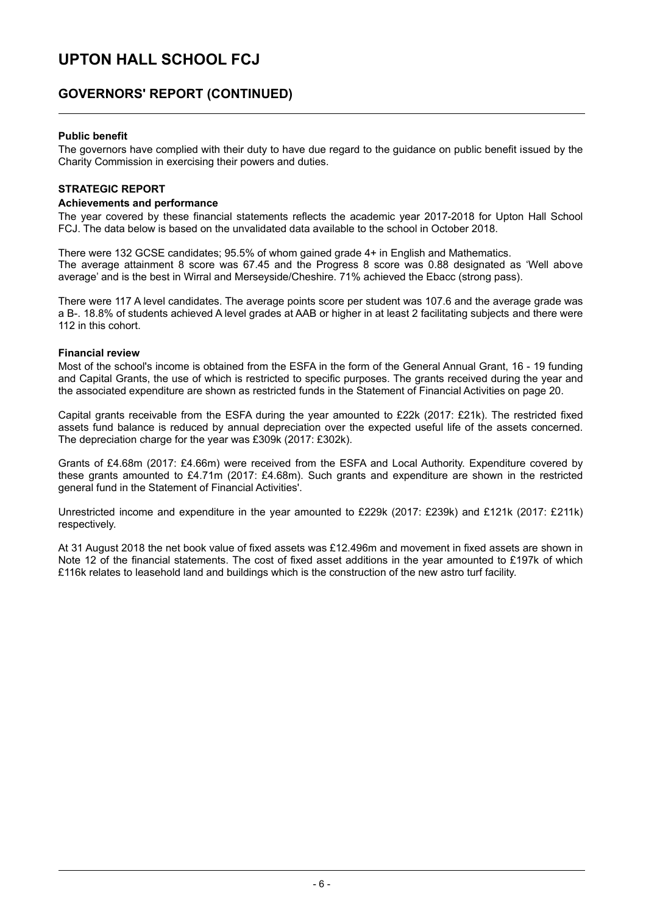# UPTON HALL SCHOOL FCJ

## GOVERNORS' REPORT (CONTINUED)

**Public benefit**

The governors have complied with their duty to have due regard to the guidance on public benefit issued by the Charity Commission in exercising their powers and duties.

**STRATEGIC REPORT**

**Achievements and performance**

The year covered by these financial statements reflects the academic year 2017-2018 for Upton Hall School FCJ. The data below is based on the unvalidated data available to the school in October 2018.

There were 132 GCSE candidates; 95.5% of whom gained grade 4+ in English and Mathematics.
The average attainment 8 score was 67.45 and the Progress 8 score was 0.88 designated as 'Well above average' and is the best in Wirral and Merseyside/Cheshire. 71% achieved the Ebacc (strong pass).

There were 117 A level candidates. The average points score per student was 107.6 and the average grade was a B-. 18.8% of students achieved A level grades at AAB or higher in at least 2 facilitating subjects and there were 112 in this cohort.

**Financial review**

Most of the school's income is obtained from the ESFA in the form of the General Annual Grant, 16 - 19 funding and Capital Grants, the use of which is restricted to specific purposes. The grants received during the year and the associated expenditure are shown as restricted funds in the Statement of Financial Activities on page 20.

Capital grants receivable from the ESFA during the year amounted to £22k (2017: £21k). The restricted fixed assets fund balance is reduced by annual depreciation over the expected useful life of the assets concerned. The depreciation charge for the year was £309k (2017: £302k).

Grants of £4.68m (2017: £4.66m) were received from the ESFA and Local Authority. Expenditure covered by these grants amounted to £4.71m (2017: £4.68m). Such grants and expenditure are shown in the restricted general fund in the Statement of Financial Activities'.

Unrestricted income and expenditure in the year amounted to £229k (2017: £239k) and £121k (2017: £211k) respectively.

At 31 August 2018 the net book value of fixed assets was £12.496m and movement in fixed assets are shown in Note 12 of the financial statements. The cost of fixed asset additions in the year amounted to £197k of which £116k relates to leasehold land and buildings which is the construction of the new astro turf facility.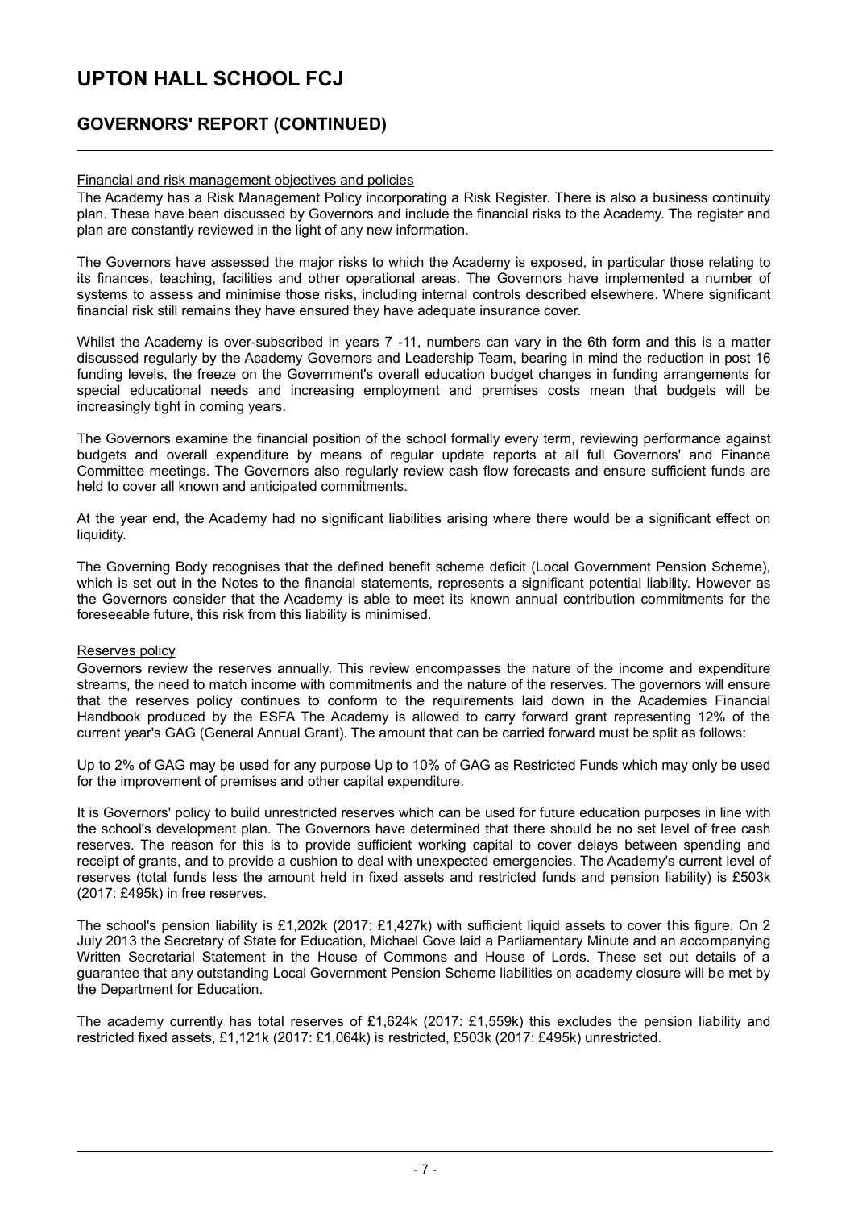# UPTON HALL SCHOOL FCJ

## GOVERNORS' REPORT (CONTINUED)

Financial and risk management objectives and policies

The Academy has a Risk Management Policy incorporating a Risk Register. There is also a business continuity plan. These have been discussed by Governors and include the financial risks to the Academy. The register and plan are constantly reviewed in the light of any new information.

The Governors have assessed the major risks to which the Academy is exposed, in particular those relating to its finances, teaching, facilities and other operational areas. The Governors have implemented a number of systems to assess and minimise those risks, including internal controls described elsewhere. Where significant financial risk still remains they have ensured they have adequate insurance cover.

Whilst the Academy is over-subscribed in years 7 -11, numbers can vary in the 6th form and this is a matter discussed regularly by the Academy Governors and Leadership Team, bearing in mind the reduction in post 16 funding levels, the freeze on the Government's overall education budget changes in funding arrangements for special educational needs and increasing employment and premises costs mean that budgets will be increasingly tight in coming years.

The Governors examine the financial position of the school formally every term, reviewing performance against budgets and overall expenditure by means of regular update reports at all full Governors' and Finance Committee meetings. The Governors also regularly review cash flow forecasts and ensure sufficient funds are held to cover all known and anticipated commitments.

At the year end, the Academy had no significant liabilities arising where there would be a significant effect on liquidity.

The Governing Body recognises that the defined benefit scheme deficit (Local Government Pension Scheme), which is set out in the Notes to the financial statements, represents a significant potential liability. However as the Governors consider that the Academy is able to meet its known annual contribution commitments for the foreseeable future, this risk from this liability is minimised.

Reserves policy

Governors review the reserves annually. This review encompasses the nature of the income and expenditure streams, the need to match income with commitments and the nature of the reserves. The governors will ensure that the reserves policy continues to conform to the requirements laid down in the Academies Financial Handbook produced by the ESFA The Academy is allowed to carry forward grant representing 12% of the current year's GAG (General Annual Grant). The amount that can be carried forward must be split as follows:

Up to 2% of GAG may be used for any purpose Up to 10% of GAG as Restricted Funds which may only be used for the improvement of premises and other capital expenditure.

It is Governors' policy to build unrestricted reserves which can be used for future education purposes in line with the school's development plan. The Governors have determined that there should be no set level of free cash reserves. The reason for this is to provide sufficient working capital to cover delays between spending and receipt of grants, and to provide a cushion to deal with unexpected emergencies. The Academy's current level of reserves (total funds less the amount held in fixed assets and restricted funds and pension liability) is £503k (2017: £495k) in free reserves.

The school's pension liability is £1,202k (2017: £1,427k) with sufficient liquid assets to cover this figure. On 2 July 2013 the Secretary of State for Education, Michael Gove laid a Parliamentary Minute and an accompanying Written Secretarial Statement in the House of Commons and House of Lords. These set out details of a guarantee that any outstanding Local Government Pension Scheme liabilities on academy closure will be met by the Department for Education.

The academy currently has total reserves of £1,624k (2017: £1,559k) this excludes the pension liability and restricted fixed assets, £1,121k (2017: £1,064k) is restricted, £503k (2017: £495k) unrestricted.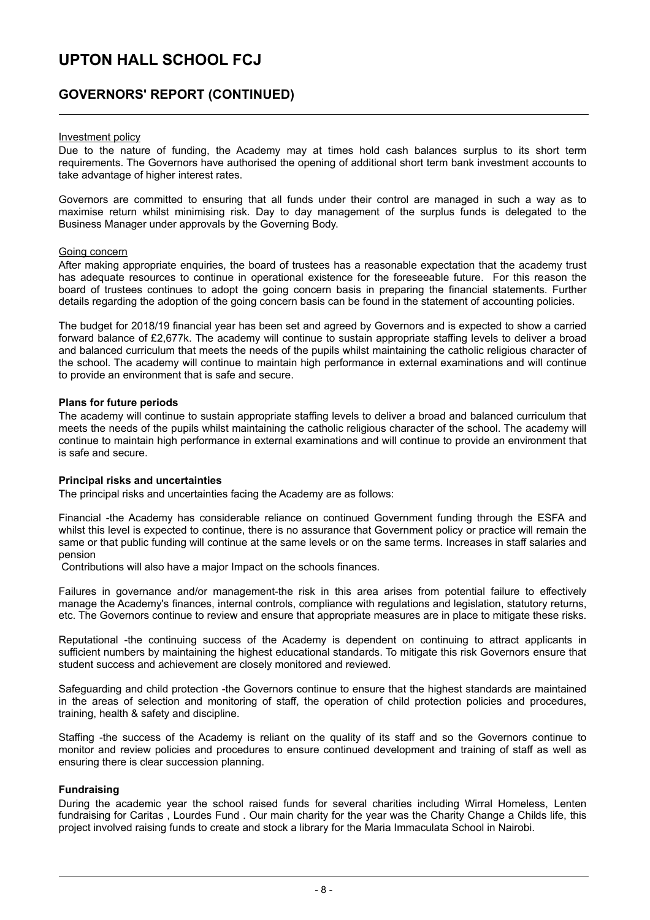# UPTON HALL SCHOOL FCJ

## GOVERNORS' REPORT (CONTINUED)

Investment policy

Due to the nature of funding, the Academy may at times hold cash balances surplus to its short term requirements. The Governors have authorised the opening of additional short term bank investment accounts to take advantage of higher interest rates.

Governors are committed to ensuring that all funds under their control are managed in such a way as to maximise return whilst minimising risk. Day to day management of the surplus funds is delegated to the Business Manager under approvals by the Governing Body.

Going concern

After making appropriate enquiries, the board of trustees has a reasonable expectation that the academy trust has adequate resources to continue in operational existence for the foreseeable future. For this reason the board of trustees continues to adopt the going concern basis in preparing the financial statements. Further details regarding the adoption of the going concern basis can be found in the statement of accounting policies.

The budget for 2018/19 financial year has been set and agreed by Governors and is expected to show a carried forward balance of £2,677k. The academy will continue to sustain appropriate staffing levels to deliver a broad and balanced curriculum that meets the needs of the pupils whilst maintaining the catholic religious character of the school. The academy will continue to maintain high performance in external examinations and will continue to provide an environment that is safe and secure.

**Plans for future periods**

The academy will continue to sustain appropriate staffing levels to deliver a broad and balanced curriculum that meets the needs of the pupils whilst maintaining the catholic religious character of the school. The academy will continue to maintain high performance in external examinations and will continue to provide an environment that is safe and secure.

**Principal risks and uncertainties**

The principal risks and uncertainties facing the Academy are as follows:

Financial -the Academy has considerable reliance on continued Government funding through the ESFA and whilst this level is expected to continue, there is no assurance that Government policy or practice will remain the same or that public funding will continue at the same levels or on the same terms. Increases in staff salaries and pension
Contributions will also have a major Impact on the schools finances.

Failures in governance and/or management-the risk in this area arises from potential failure to effectively manage the Academy's finances, internal controls, compliance with regulations and legislation, statutory returns, etc. The Governors continue to review and ensure that appropriate measures are in place to mitigate these risks.

Reputational -the continuing success of the Academy is dependent on continuing to attract applicants in sufficient numbers by maintaining the highest educational standards. To mitigate this risk Governors ensure that student success and achievement are closely monitored and reviewed.

Safeguarding and child protection -the Governors continue to ensure that the highest standards are maintained in the areas of selection and monitoring of staff, the operation of child protection policies and procedures, training, health & safety and discipline.

Staffing -the success of the Academy is reliant on the quality of its staff and so the Governors continue to monitor and review policies and procedures to ensure continued development and training of staff as well as ensuring there is clear succession planning.

**Fundraising**

During the academic year the school raised funds for several charities including Wirral Homeless, Lenten fundraising for Caritas , Lourdes Fund . Our main charity for the year was the Charity Change a Childs life, this project involved raising funds to create and stock a library for the Maria Immaculata School in Nairobi.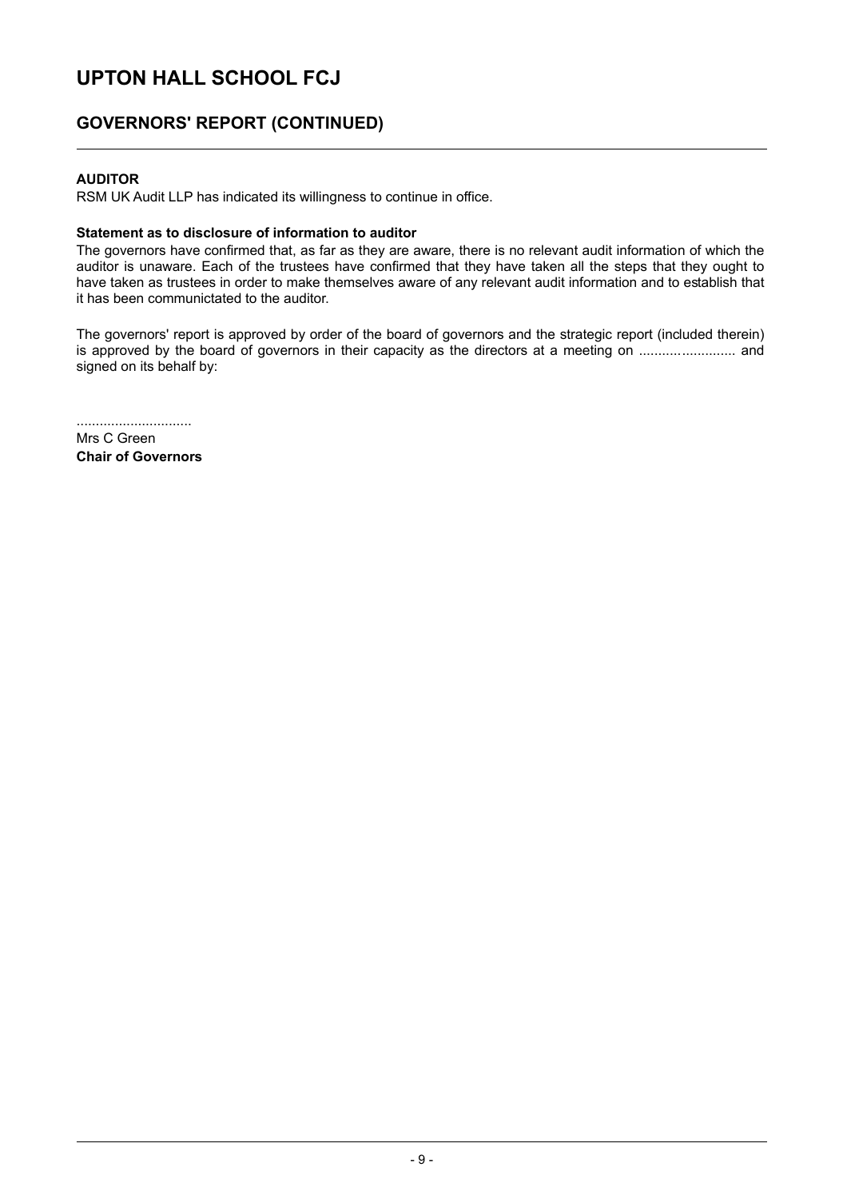# UPTON HALL SCHOOL FCJ

## GOVERNORS' REPORT (CONTINUED)

### AUDITOR

RSM UK Audit LLP has indicated its willingness to continue in office.

**Statement as to disclosure of information to auditor**

The governors have confirmed that, as far as they are aware, there is no relevant audit information of which the auditor is unaware. Each of the trustees have confirmed that they have taken all the steps that they ought to have taken as trustees in order to make themselves aware of any relevant audit information and to establish that it has been communictated to the auditor.

The governors' report is approved by order of the board of governors and the strategic report (included therein) is approved by the board of governors in their capacity as the directors at a meeting on ......................... and signed on its behalf by:

..............................

Mrs C Green

**Chair of Governors**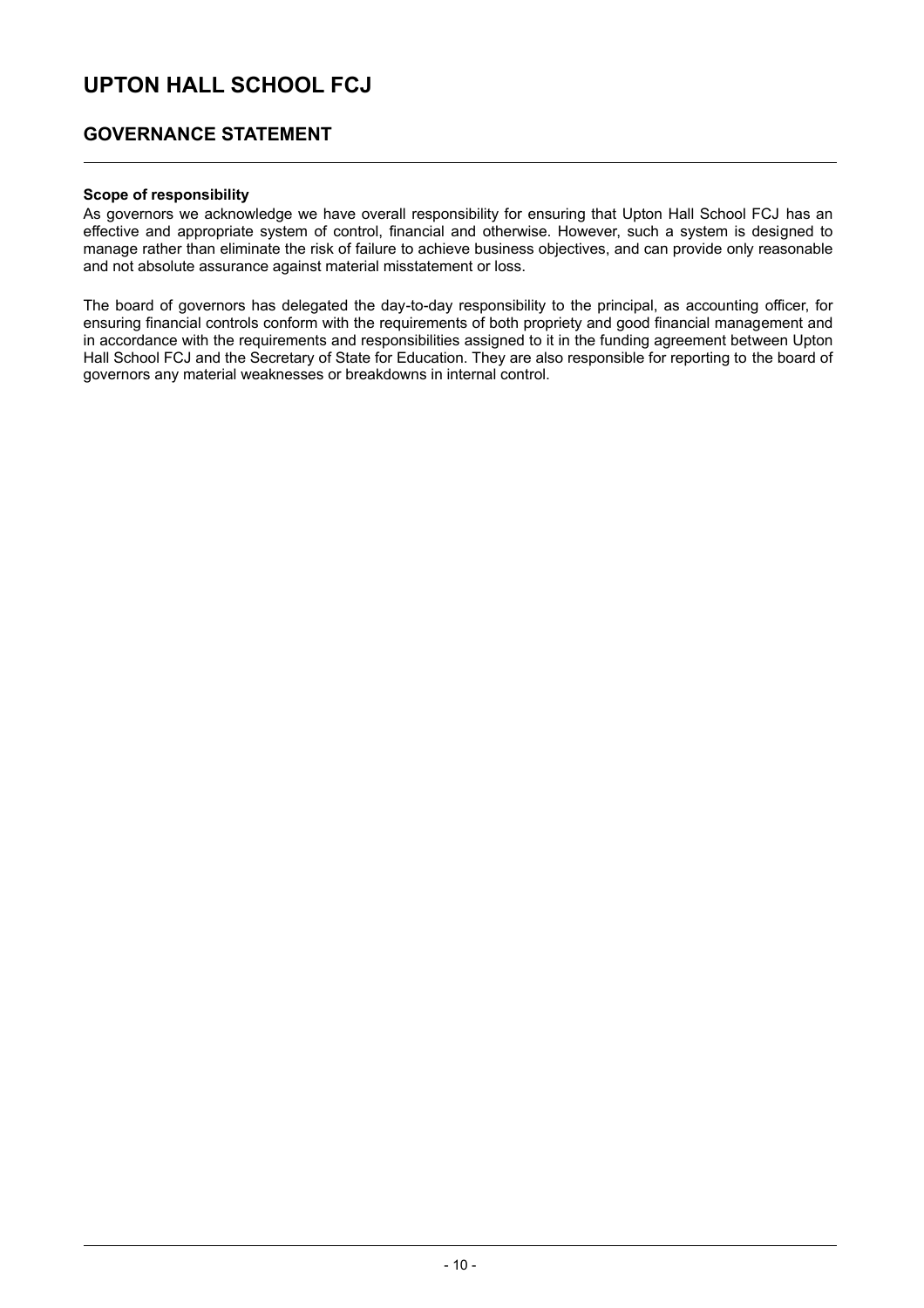# UPTON HALL SCHOOL FCJ

## GOVERNANCE STATEMENT

**Scope of responsibility**

As governors we acknowledge we have overall responsibility for ensuring that Upton Hall School FCJ has an effective and appropriate system of control, financial and otherwise. However, such a system is designed to manage rather than eliminate the risk of failure to achieve business objectives, and can provide only reasonable and not absolute assurance against material misstatement or loss.

The board of governors has delegated the day-to-day responsibility to the principal, as accounting officer, for ensuring financial controls conform with the requirements of both propriety and good financial management and in accordance with the requirements and responsibilities assigned to it in the funding agreement between Upton Hall School FCJ and the Secretary of State for Education. They are also responsible for reporting to the board of governors any material weaknesses or breakdowns in internal control.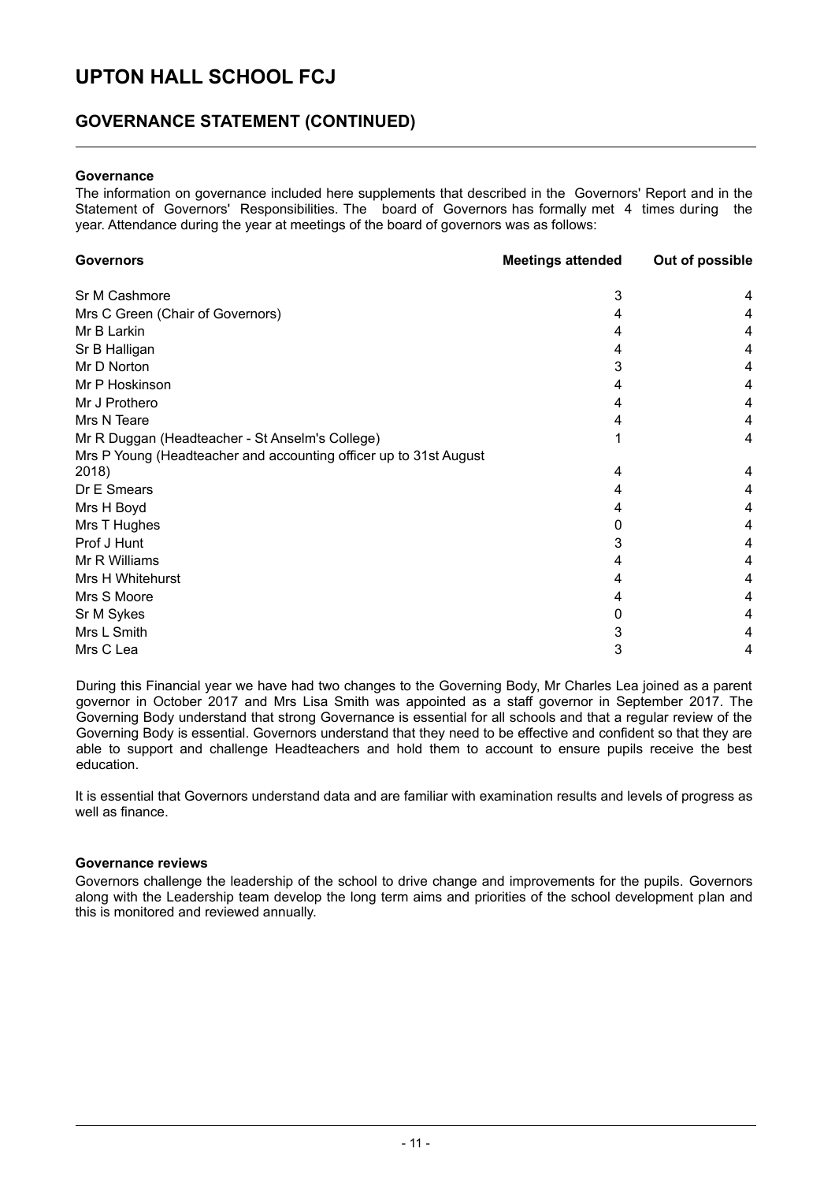# UPTON HALL SCHOOL FCJ

## GOVERNANCE STATEMENT (CONTINUED)

### Governance

The information on governance included here supplements that described in the Governors' Report and in the Statement of Governors' Responsibilities. The board of Governors has formally met 4 times during the year. Attendance during the year at meetings of the board of governors was as follows:

| Governors | Meetings attended | Out of possible |
|---|---|---|
| Sr M Cashmore | 3 | 4 |
| Mrs C Green (Chair of Governors) | 4 | 4 |
| Mr B Larkin | 4 | 4 |
| Sr B Halligan | 4 | 4 |
| Mr D Norton | 3 | 4 |
| Mr P Hoskinson | 4 | 4 |
| Mr J Prothero | 4 | 4 |
| Mrs N Teare | 4 | 4 |
| Mr R Duggan (Headteacher - St Anselm's College) | 1 | 4 |
| Mrs P Young (Headteacher and accounting officer up to 31st August 2018) | 4 | 4 |
| Dr E Smears | 4 | 4 |
| Mrs H Boyd | 4 | 4 |
| Mrs T Hughes | 0 | 4 |
| Prof J Hunt | 3 | 4 |
| Mr R Williams | 4 | 4 |
| Mrs H Whitehurst | 4 | 4 |
| Mrs S Moore | 4 | 4 |
| Sr M Sykes | 0 | 4 |
| Mrs L Smith | 3 | 4 |
| Mrs C Lea | 3 | 4 |

During this Financial year we have had two changes to the Governing Body, Mr Charles Lea joined as a parent governor in October 2017 and Mrs Lisa Smith was appointed as a staff governor in September 2017. The Governing Body understand that strong Governance is essential for all schools and that a regular review of the Governing Body is essential. Governors understand that they need to be effective and confident so that they are able to support and challenge Headteachers and hold them to account to ensure pupils receive the best education.

It is essential that Governors understand data and are familiar with examination results and levels of progress as well as finance.

### Governance reviews

Governors challenge the leadership of the school to drive change and improvements for the pupils. Governors along with the Leadership team develop the long term aims and priorities of the school development plan and this is monitored and reviewed annually.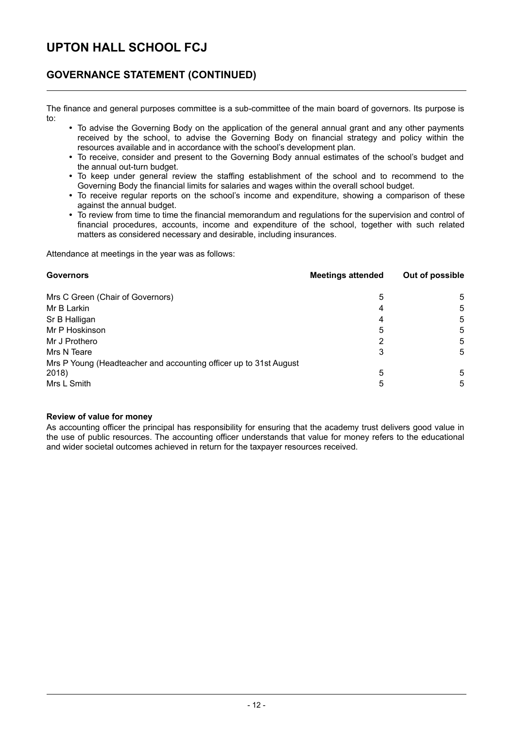# UPTON HALL SCHOOL FCJ

## GOVERNANCE STATEMENT (CONTINUED)

The finance and general purposes committee is a sub-committee of the main board of governors. Its purpose is to:

- To advise the Governing Body on the application of the general annual grant and any other payments received by the school, to advise the Governing Body on financial strategy and policy within the resources available and in accordance with the school's development plan.
- To receive, consider and present to the Governing Body annual estimates of the school's budget and the annual out-turn budget.
- To keep under general review the staffing establishment of the school and to recommend to the Governing Body the financial limits for salaries and wages within the overall school budget.
- To receive regular reports on the school's income and expenditure, showing a comparison of these against the annual budget.
- To review from time to time the financial memorandum and regulations for the supervision and control of financial procedures, accounts, income and expenditure of the school, together with such related matters as considered necessary and desirable, including insurances.

Attendance at meetings in the year was as follows:

| Governors | Meetings attended | Out of possible |
|---|---|---|
| Mrs C Green (Chair of Governors) | 5 | 5 |
| Mr B Larkin | 4 | 5 |
| Sr B Halligan | 4 | 5 |
| Mr P Hoskinson | 5 | 5 |
| Mr J Prothero | 2 | 5 |
| Mrs N Teare | 3 | 5 |
| Mrs P Young (Headteacher and accounting officer up to 31st August 2018) | 5 | 5 |
| Mrs L Smith | 5 | 5 |

**Review of value for money**

As accounting officer the principal has responsibility for ensuring that the academy trust delivers good value in the use of public resources. The accounting officer understands that value for money refers to the educational and wider societal outcomes achieved in return for the taxpayer resources received.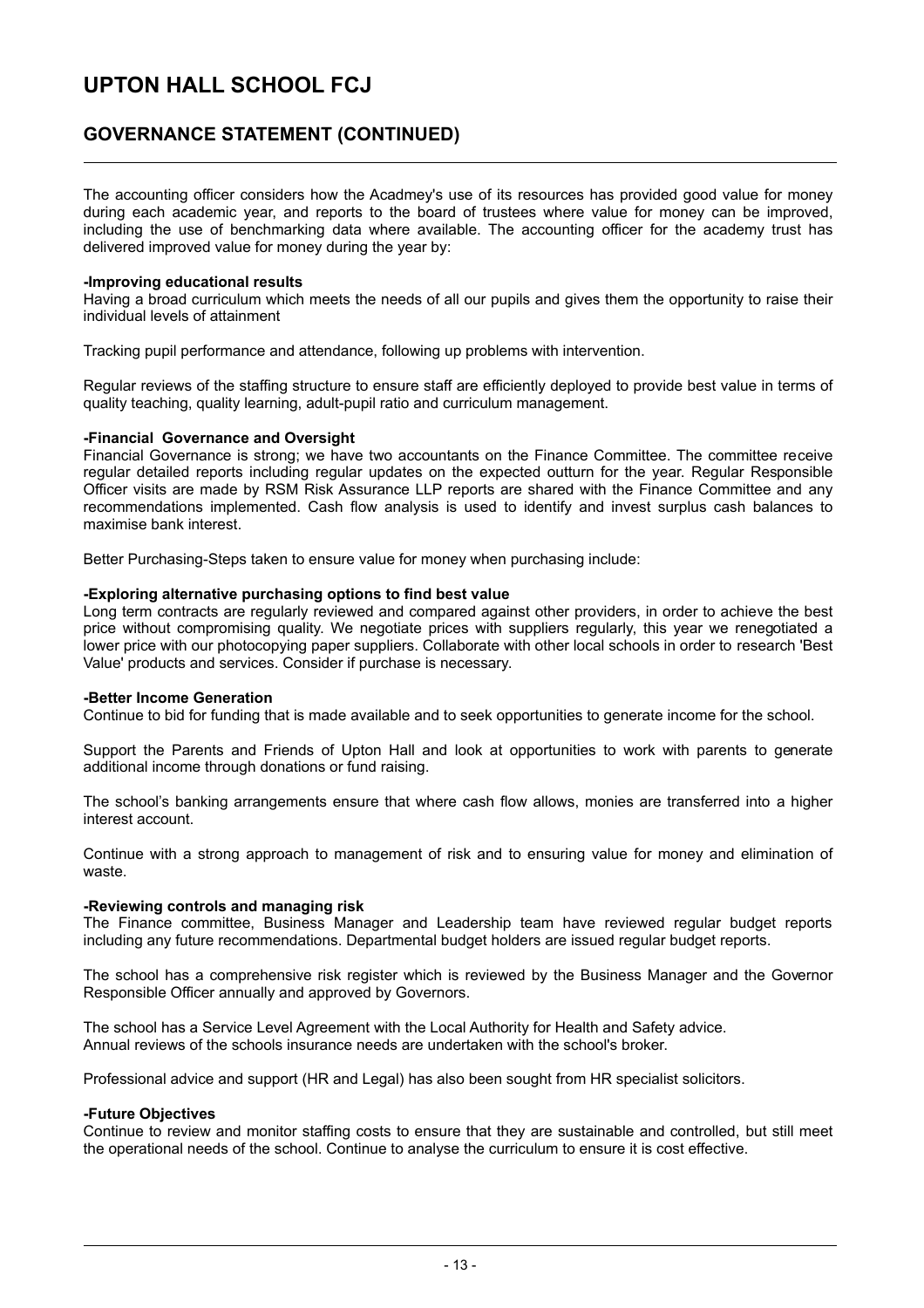# UPTON HALL SCHOOL FCJ

## GOVERNANCE STATEMENT (CONTINUED)

The accounting officer considers how the Acadmey's use of its resources has provided good value for money during each academic year, and reports to the board of trustees where value for money can be improved, including the use of benchmarking data where available. The accounting officer for the academy trust has delivered improved value for money during the year by:

**-Improving educational results**

Having a broad curriculum which meets the needs of all our pupils and gives them the opportunity to raise their individual levels of attainment

Tracking pupil performance and attendance, following up problems with intervention.

Regular reviews of the staffing structure to ensure staff are efficiently deployed to provide best value in terms of quality teaching, quality learning, adult-pupil ratio and curriculum management.

**-Financial Governance and Oversight**

Financial Governance is strong; we have two accountants on the Finance Committee. The committee receive regular detailed reports including regular updates on the expected outturn for the year. Regular Responsible Officer visits are made by RSM Risk Assurance LLP reports are shared with the Finance Committee and any recommendations implemented. Cash flow analysis is used to identify and invest surplus cash balances to maximise bank interest.

Better Purchasing-Steps taken to ensure value for money when purchasing include:

**-Exploring alternative purchasing options to find best value**

Long term contracts are regularly reviewed and compared against other providers, in order to achieve the best price without compromising quality. We negotiate prices with suppliers regularly, this year we renegotiated a lower price with our photocopying paper suppliers. Collaborate with other local schools in order to research 'Best Value' products and services. Consider if purchase is necessary.

**-Better Income Generation**

Continue to bid for funding that is made available and to seek opportunities to generate income for the school.

Support the Parents and Friends of Upton Hall and look at opportunities to work with parents to generate additional income through donations or fund raising.

The school's banking arrangements ensure that where cash flow allows, monies are transferred into a higher interest account.

Continue with a strong approach to management of risk and to ensuring value for money and elimination of waste.

**-Reviewing controls and managing risk**

The Finance committee, Business Manager and Leadership team have reviewed regular budget reports including any future recommendations. Departmental budget holders are issued regular budget reports.

The school has a comprehensive risk register which is reviewed by the Business Manager and the Governor Responsible Officer annually and approved by Governors.

The school has a Service Level Agreement with the Local Authority for Health and Safety advice.
Annual reviews of the schools insurance needs are undertaken with the school's broker.

Professional advice and support (HR and Legal) has also been sought from HR specialist solicitors.

**-Future Objectives**

Continue to review and monitor staffing costs to ensure that they are sustainable and controlled, but still meet the operational needs of the school. Continue to analyse the curriculum to ensure it is cost effective.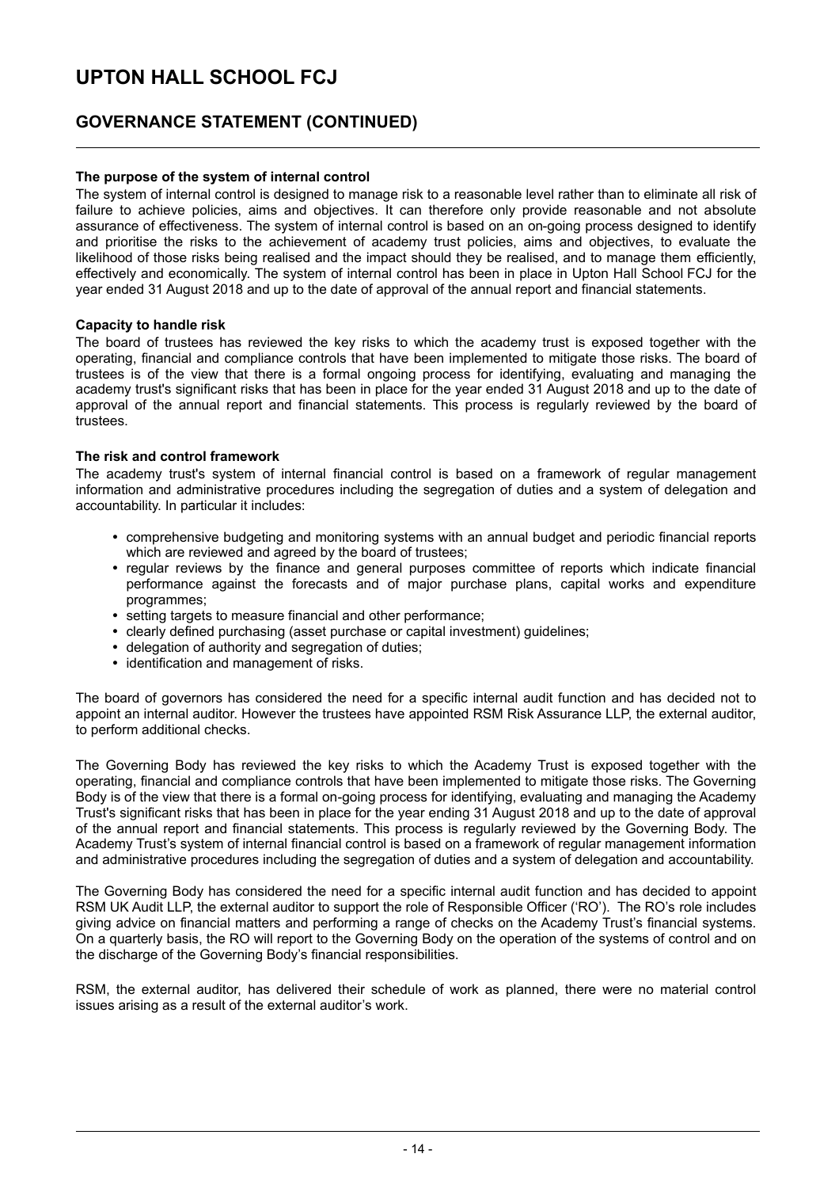# UPTON HALL SCHOOL FCJ

## GOVERNANCE STATEMENT (CONTINUED)

**The purpose of the system of internal control**

The system of internal control is designed to manage risk to a reasonable level rather than to eliminate all risk of failure to achieve policies, aims and objectives. It can therefore only provide reasonable and not absolute assurance of effectiveness. The system of internal control is based on an on-going process designed to identify and prioritise the risks to the achievement of academy trust policies, aims and objectives, to evaluate the likelihood of those risks being realised and the impact should they be realised, and to manage them efficiently, effectively and economically. The system of internal control has been in place in Upton Hall School FCJ for the year ended 31 August 2018 and up to the date of approval of the annual report and financial statements.

**Capacity to handle risk**

The board of trustees has reviewed the key risks to which the academy trust is exposed together with the operating, financial and compliance controls that have been implemented to mitigate those risks. The board of trustees is of the view that there is a formal ongoing process for identifying, evaluating and managing the academy trust's significant risks that has been in place for the year ended 31 August 2018 and up to the date of approval of the annual report and financial statements. This process is regularly reviewed by the board of trustees.

**The risk and control framework**

The academy trust's system of internal financial control is based on a framework of regular management information and administrative procedures including the segregation of duties and a system of delegation and accountability. In particular it includes:

- comprehensive budgeting and monitoring systems with an annual budget and periodic financial reports which are reviewed and agreed by the board of trustees;
- regular reviews by the finance and general purposes committee of reports which indicate financial performance against the forecasts and of major purchase plans, capital works and expenditure programmes;
- setting targets to measure financial and other performance;
- clearly defined purchasing (asset purchase or capital investment) guidelines;
- delegation of authority and segregation of duties;
- identification and management of risks.

The board of governors has considered the need for a specific internal audit function and has decided not to appoint an internal auditor. However the trustees have appointed RSM Risk Assurance LLP, the external auditor, to perform additional checks.

The Governing Body has reviewed the key risks to which the Academy Trust is exposed together with the operating, financial and compliance controls that have been implemented to mitigate those risks. The Governing Body is of the view that there is a formal on-going process for identifying, evaluating and managing the Academy Trust's significant risks that has been in place for the year ending 31 August 2018 and up to the date of approval of the annual report and financial statements. This process is regularly reviewed by the Governing Body. The Academy Trust's system of internal financial control is based on a framework of regular management information and administrative procedures including the segregation of duties and a system of delegation and accountability.

The Governing Body has considered the need for a specific internal audit function and has decided to appoint RSM UK Audit LLP, the external auditor to support the role of Responsible Officer ('RO'). The RO's role includes giving advice on financial matters and performing a range of checks on the Academy Trust's financial systems. On a quarterly basis, the RO will report to the Governing Body on the operation of the systems of control and on the discharge of the Governing Body's financial responsibilities.

RSM, the external auditor, has delivered their schedule of work as planned, there were no material control issues arising as a result of the external auditor's work.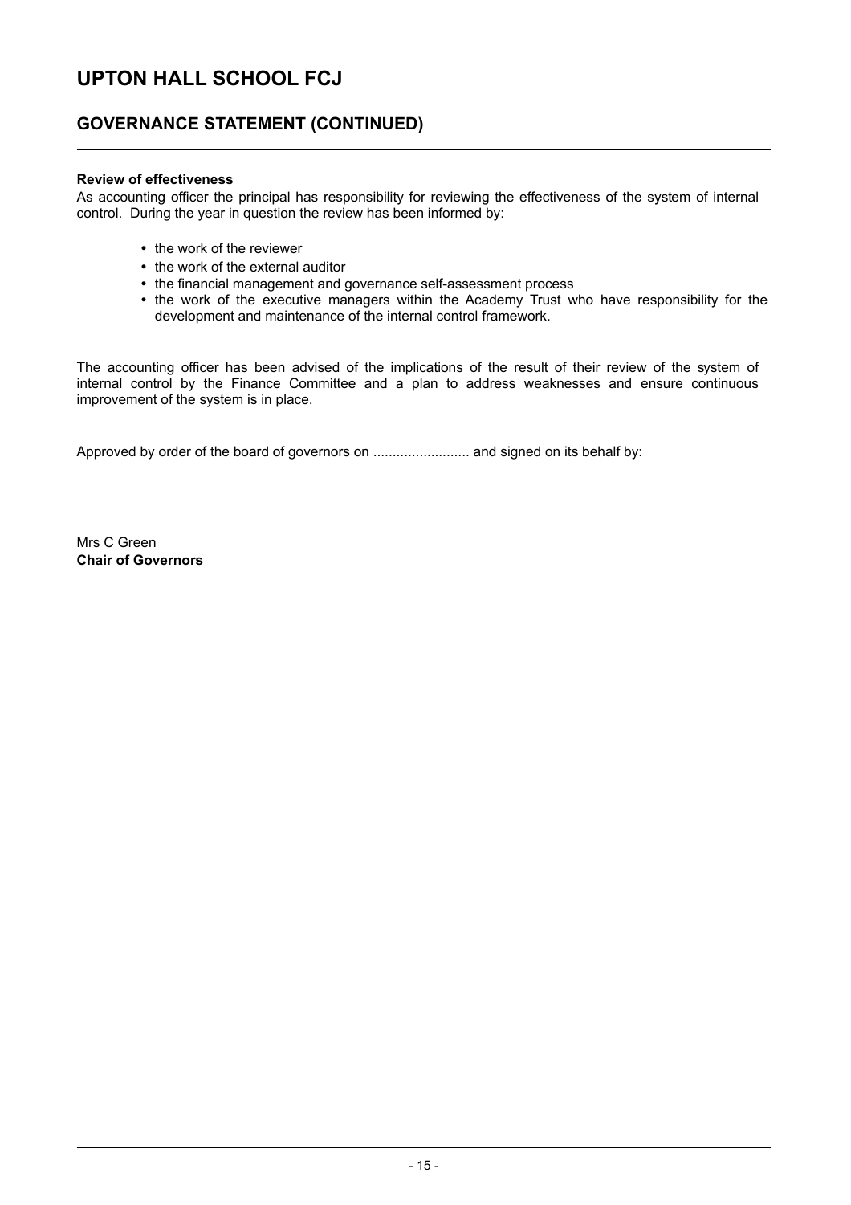# UPTON HALL SCHOOL FCJ

## GOVERNANCE STATEMENT (CONTINUED)

**Review of effectiveness**

As accounting officer the principal has responsibility for reviewing the effectiveness of the system of internal control. During the year in question the review has been informed by:

- the work of the reviewer
- the work of the external auditor
- the financial management and governance self-assessment process
- the work of the executive managers within the Academy Trust who have responsibility for the development and maintenance of the internal control framework.

The accounting officer has been advised of the implications of the result of their review of the system of internal control by the Finance Committee and a plan to address weaknesses and ensure continuous improvement of the system is in place.

Approved by order of the board of governors on ......................... and signed on its behalf by:

Mrs C Green
**Chair of Governors**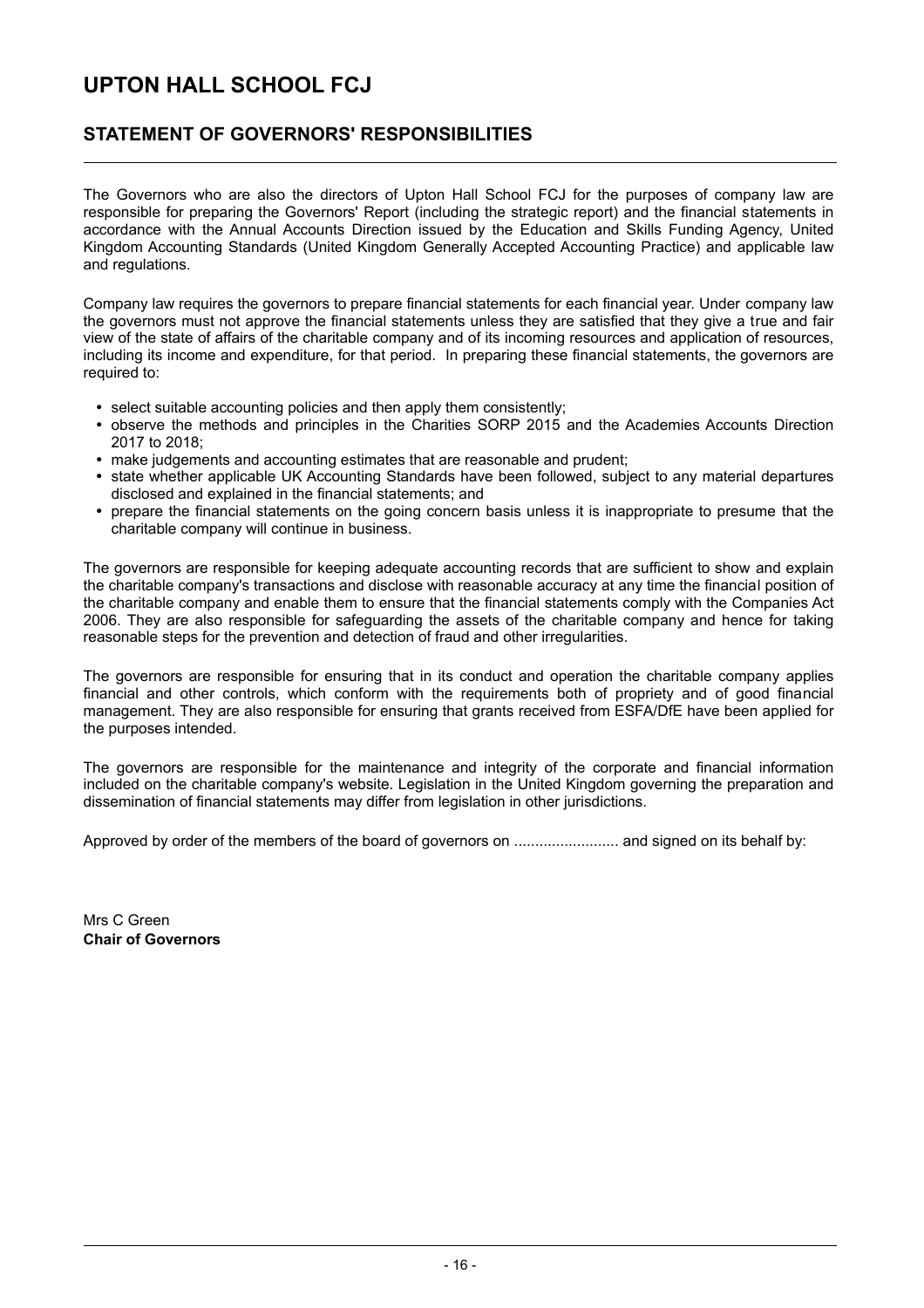# UPTON HALL SCHOOL FCJ

## STATEMENT OF GOVERNORS' RESPONSIBILITIES

The Governors who are also the directors of Upton Hall School FCJ for the purposes of company law are responsible for preparing the Governors' Report (including the strategic report) and the financial statements in accordance with the Annual Accounts Direction issued by the Education and Skills Funding Agency, United Kingdom Accounting Standards (United Kingdom Generally Accepted Accounting Practice) and applicable law and regulations.

Company law requires the governors to prepare financial statements for each financial year. Under company law the governors must not approve the financial statements unless they are satisfied that they give a true and fair view of the state of affairs of the charitable company and of its incoming resources and application of resources, including its income and expenditure, for that period. In preparing these financial statements, the governors are required to:

- select suitable accounting policies and then apply them consistently;
- observe the methods and principles in the Charities SORP 2015 and the Academies Accounts Direction 2017 to 2018;
- make judgements and accounting estimates that are reasonable and prudent;
- state whether applicable UK Accounting Standards have been followed, subject to any material departures disclosed and explained in the financial statements; and
- prepare the financial statements on the going concern basis unless it is inappropriate to presume that the charitable company will continue in business.

The governors are responsible for keeping adequate accounting records that are sufficient to show and explain the charitable company's transactions and disclose with reasonable accuracy at any time the financial position of the charitable company and enable them to ensure that the financial statements comply with the Companies Act 2006. They are also responsible for safeguarding the assets of the charitable company and hence for taking reasonable steps for the prevention and detection of fraud and other irregularities.

The governors are responsible for ensuring that in its conduct and operation the charitable company applies financial and other controls, which conform with the requirements both of propriety and of good financial management. They are also responsible for ensuring that grants received from ESFA/DfE have been applied for the purposes intended.

The governors are responsible for the maintenance and integrity of the corporate and financial information included on the charitable company's website. Legislation in the United Kingdom governing the preparation and dissemination of financial statements may differ from legislation in other jurisdictions.

Approved by order of the members of the board of governors on ......................... and signed on its behalf by:

Mrs C Green
**Chair of Governors**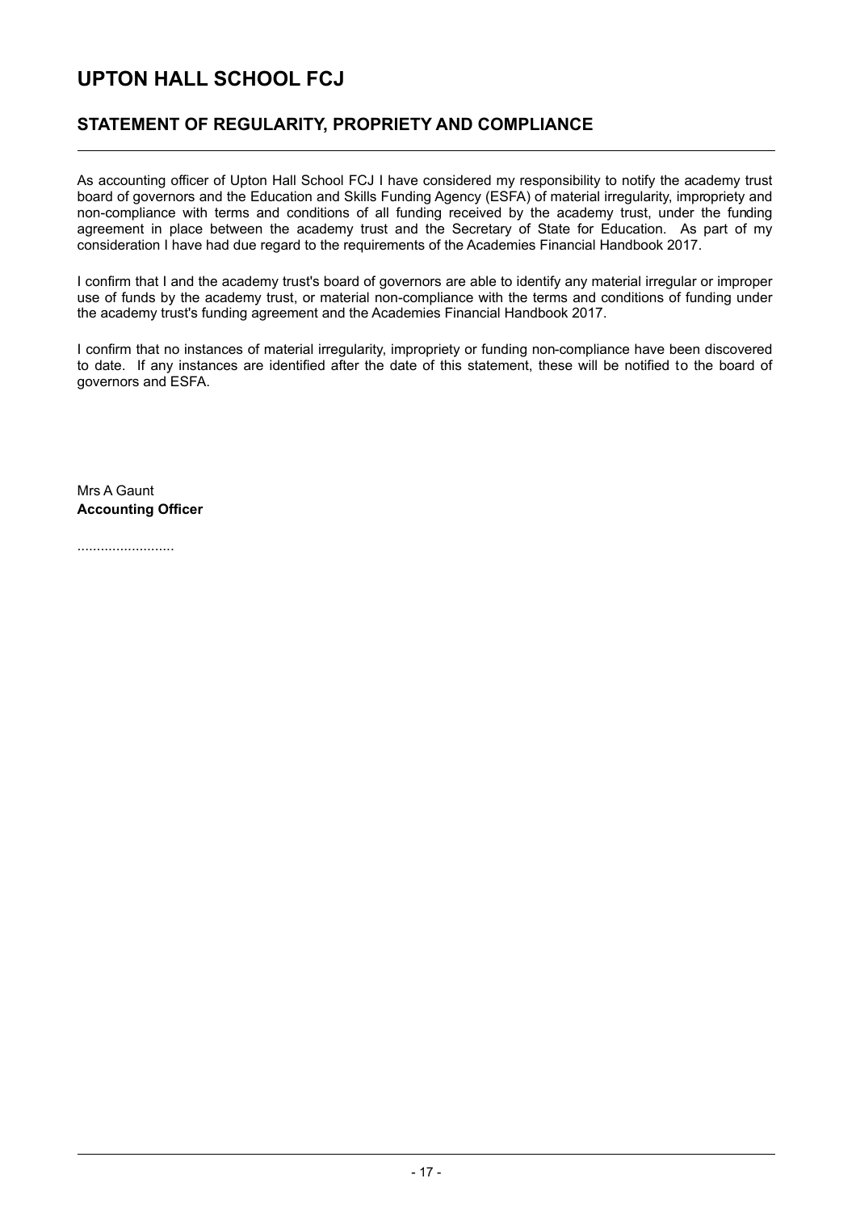# UPTON HALL SCHOOL FCJ

## STATEMENT OF REGULARITY, PROPRIETY AND COMPLIANCE

As accounting officer of Upton Hall School FCJ I have considered my responsibility to notify the academy trust board of governors and the Education and Skills Funding Agency (ESFA) of material irregularity, impropriety and non-compliance with terms and conditions of all funding received by the academy trust, under the funding agreement in place between the academy trust and the Secretary of State for Education. As part of my consideration I have had due regard to the requirements of the Academies Financial Handbook 2017.

I confirm that I and the academy trust's board of governors are able to identify any material irregular or improper use of funds by the academy trust, or material non-compliance with the terms and conditions of funding under the academy trust's funding agreement and the Academies Financial Handbook 2017.

I confirm that no instances of material irregularity, impropriety or funding non-compliance have been discovered to date. If any instances are identified after the date of this statement, these will be notified to the board of governors and ESFA.

Mrs A Gaunt
**Accounting Officer**

.........................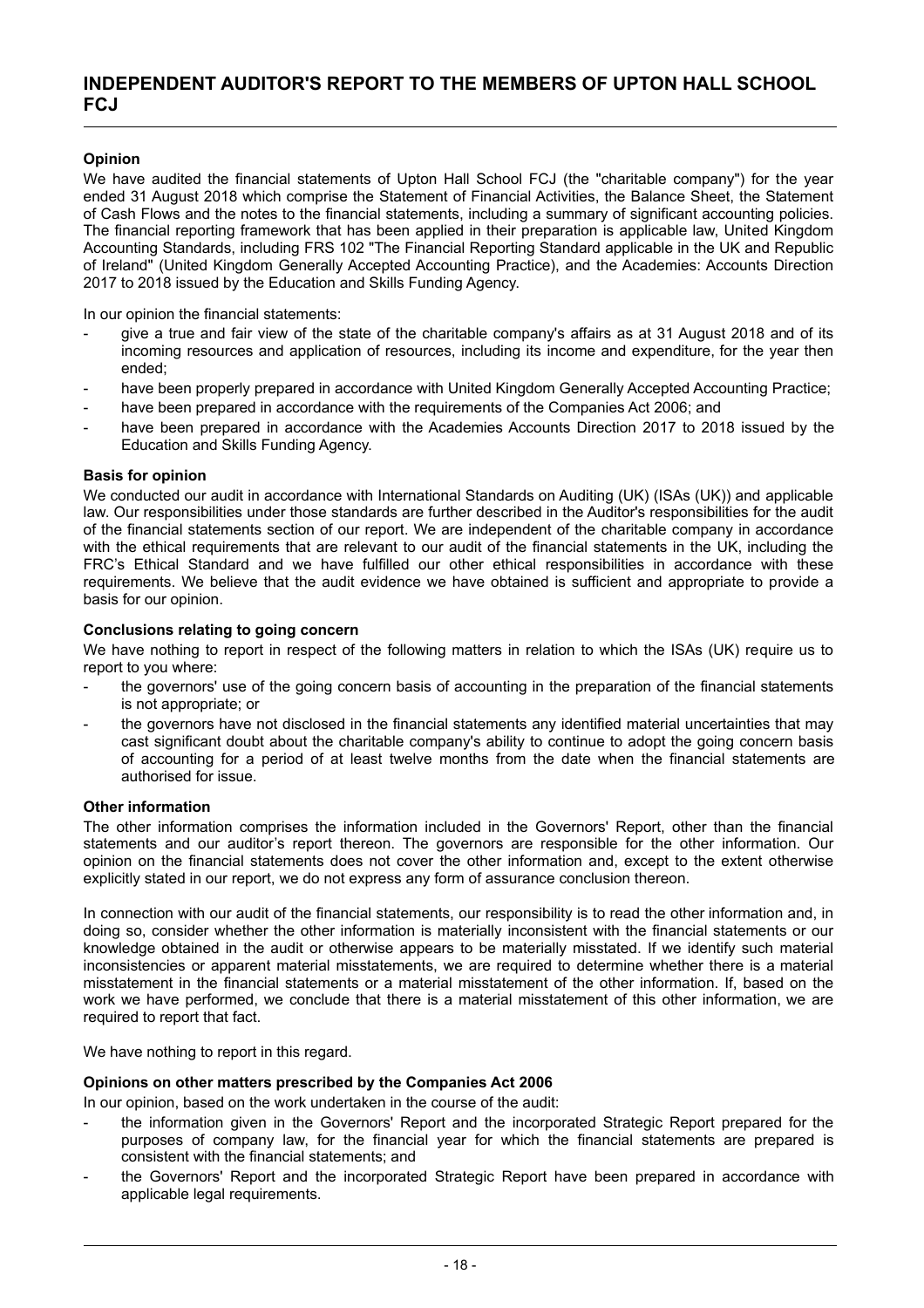# INDEPENDENT AUDITOR'S REPORT TO THE MEMBERS OF UPTON HALL SCHOOL FCJ

### Opinion

We have audited the financial statements of Upton Hall School FCJ (the "charitable company") for the year ended 31 August 2018 which comprise the Statement of Financial Activities, the Balance Sheet, the Statement of Cash Flows and the notes to the financial statements, including a summary of significant accounting policies. The financial reporting framework that has been applied in their preparation is applicable law, United Kingdom Accounting Standards, including FRS 102 "The Financial Reporting Standard applicable in the UK and Republic of Ireland" (United Kingdom Generally Accepted Accounting Practice), and the Academies: Accounts Direction 2017 to 2018 issued by the Education and Skills Funding Agency.

In our opinion the financial statements:

- give a true and fair view of the state of the charitable company's affairs as at 31 August 2018 and of its incoming resources and application of resources, including its income and expenditure, for the year then ended;
- have been properly prepared in accordance with United Kingdom Generally Accepted Accounting Practice;
- have been prepared in accordance with the requirements of the Companies Act 2006; and
- have been prepared in accordance with the Academies Accounts Direction 2017 to 2018 issued by the Education and Skills Funding Agency.

### Basis for opinion

We conducted our audit in accordance with International Standards on Auditing (UK) (ISAs (UK)) and applicable law. Our responsibilities under those standards are further described in the Auditor's responsibilities for the audit of the financial statements section of our report. We are independent of the charitable company in accordance with the ethical requirements that are relevant to our audit of the financial statements in the UK, including the FRC's Ethical Standard and we have fulfilled our other ethical responsibilities in accordance with these requirements. We believe that the audit evidence we have obtained is sufficient and appropriate to provide a basis for our opinion.

### Conclusions relating to going concern

We have nothing to report in respect of the following matters in relation to which the ISAs (UK) require us to report to you where:

- the governors' use of the going concern basis of accounting in the preparation of the financial statements is not appropriate; or
- the governors have not disclosed in the financial statements any identified material uncertainties that may cast significant doubt about the charitable company's ability to continue to adopt the going concern basis of accounting for a period of at least twelve months from the date when the financial statements are authorised for issue.

### Other information

The other information comprises the information included in the Governors' Report, other than the financial statements and our auditor's report thereon. The governors are responsible for the other information. Our opinion on the financial statements does not cover the other information and, except to the extent otherwise explicitly stated in our report, we do not express any form of assurance conclusion thereon.

In connection with our audit of the financial statements, our responsibility is to read the other information and, in doing so, consider whether the other information is materially inconsistent with the financial statements or our knowledge obtained in the audit or otherwise appears to be materially misstated. If we identify such material inconsistencies or apparent material misstatements, we are required to determine whether there is a material misstatement in the financial statements or a material misstatement of the other information. If, based on the work we have performed, we conclude that there is a material misstatement of this other information, we are required to report that fact.

We have nothing to report in this regard.

### Opinions on other matters prescribed by the Companies Act 2006

In our opinion, based on the work undertaken in the course of the audit:

- the information given in the Governors' Report and the incorporated Strategic Report prepared for the purposes of company law, for the financial year for which the financial statements are prepared is consistent with the financial statements; and
- the Governors' Report and the incorporated Strategic Report have been prepared in accordance with applicable legal requirements.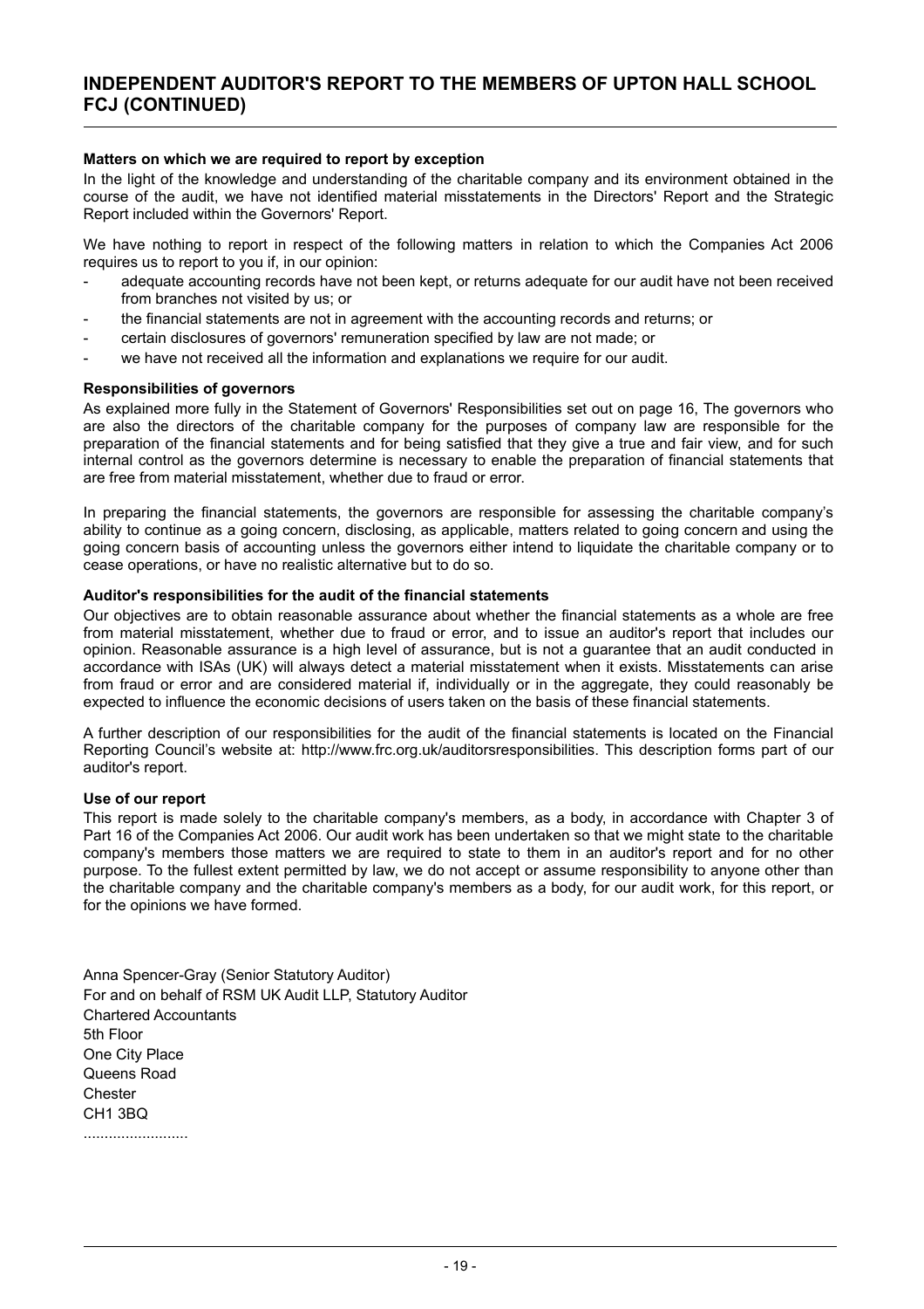## INDEPENDENT AUDITOR'S REPORT TO THE MEMBERS OF UPTON HALL SCHOOL FCJ (CONTINUED)

**Matters on which we are required to report by exception**

In the light of the knowledge and understanding of the charitable company and its environment obtained in the course of the audit, we have not identified material misstatements in the Directors' Report and the Strategic Report included within the Governors' Report.

We have nothing to report in respect of the following matters in relation to which the Companies Act 2006 requires us to report to you if, in our opinion:

- adequate accounting records have not been kept, or returns adequate for our audit have not been received from branches not visited by us; or
- the financial statements are not in agreement with the accounting records and returns; or
- certain disclosures of governors' remuneration specified by law are not made; or
- we have not received all the information and explanations we require for our audit.

**Responsibilities of governors**

As explained more fully in the Statement of Governors' Responsibilities set out on page 16, The governors who are also the directors of the charitable company for the purposes of company law are responsible for the preparation of the financial statements and for being satisfied that they give a true and fair view, and for such internal control as the governors determine is necessary to enable the preparation of financial statements that are free from material misstatement, whether due to fraud or error.

In preparing the financial statements, the governors are responsible for assessing the charitable company's ability to continue as a going concern, disclosing, as applicable, matters related to going concern and using the going concern basis of accounting unless the governors either intend to liquidate the charitable company or to cease operations, or have no realistic alternative but to do so.

**Auditor's responsibilities for the audit of the financial statements**

Our objectives are to obtain reasonable assurance about whether the financial statements as a whole are free from material misstatement, whether due to fraud or error, and to issue an auditor's report that includes our opinion. Reasonable assurance is a high level of assurance, but is not a guarantee that an audit conducted in accordance with ISAs (UK) will always detect a material misstatement when it exists. Misstatements can arise from fraud or error and are considered material if, individually or in the aggregate, they could reasonably be expected to influence the economic decisions of users taken on the basis of these financial statements.

A further description of our responsibilities for the audit of the financial statements is located on the Financial Reporting Council's website at: http://www.frc.org.uk/auditorsresponsibilities. This description forms part of our auditor's report.

**Use of our report**

This report is made solely to the charitable company's members, as a body, in accordance with Chapter 3 of Part 16 of the Companies Act 2006. Our audit work has been undertaken so that we might state to the charitable company's members those matters we are required to state to them in an auditor's report and for no other purpose. To the fullest extent permitted by law, we do not accept or assume responsibility to anyone other than the charitable company and the charitable company's members as a body, for our audit work, for this report, or for the opinions we have formed.

Anna Spencer-Gray (Senior Statutory Auditor)
For and on behalf of RSM UK Audit LLP, Statutory Auditor
Chartered Accountants
5th Floor
One City Place
Queens Road
Chester
CH1 3BQ
.........................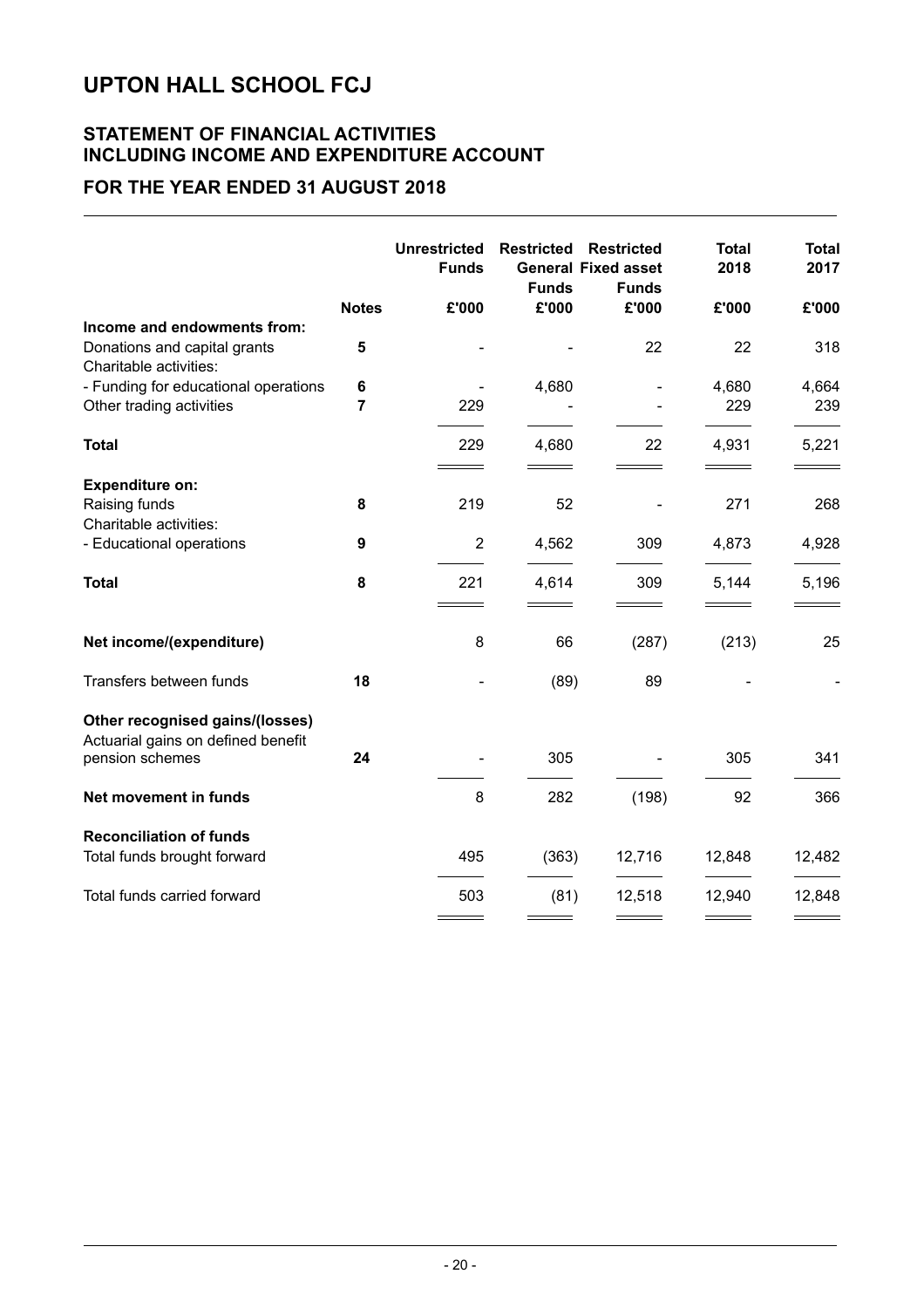# UPTON HALL SCHOOL FCJ

## STATEMENT OF FINANCIAL ACTIVITIES INCLUDING INCOME AND EXPENDITURE ACCOUNT

## FOR THE YEAR ENDED 31 AUGUST 2018

| | Notes | Unrestricted Funds £'000 | Restricted General Funds £'000 | Restricted Fixed asset Funds £'000 | Total 2018 £'000 | Total 2017 £'000 |
|---|---|---|---|---|---|---|
| **Income and endowments from:** | | | | | | |
| Donations and capital grants | **5** | - | - | 22 | 22 | 318 |
| Charitable activities: | | | | | | |
| - Funding for educational operations | **6** | - | 4,680 | - | 4,680 | 4,664 |
| Other trading activities | **7** | 229 | - | - | 229 | 239 |
| **Total** | | 229 | 4,680 | 22 | 4,931 | 5,221 |
| **Expenditure on:** | | | | | | |
| Raising funds | **8** | 219 | 52 | - | 271 | 268 |
| Charitable activities: | | | | | | |
| - Educational operations | **9** | 2 | 4,562 | 309 | 4,873 | 4,928 |
| **Total** | **8** | 221 | 4,614 | 309 | 5,144 | 5,196 |
| **Net income/(expenditure)** | | 8 | 66 | (287) | (213) | 25 |
| Transfers between funds | **18** | - | (89) | 89 | - | - |
| **Other recognised gains/(losses)** | | | | | | |
| Actuarial gains on defined benefit pension schemes | **24** | - | 305 | - | 305 | 341 |
| **Net movement in funds** | | 8 | 282 | (198) | 92 | 366 |
| **Reconciliation of funds** | | | | | | |
| Total funds brought forward | | 495 | (363) | 12,716 | 12,848 | 12,482 |
| Total funds carried forward | | 503 | (81) | 12,518 | 12,940 | 12,848 |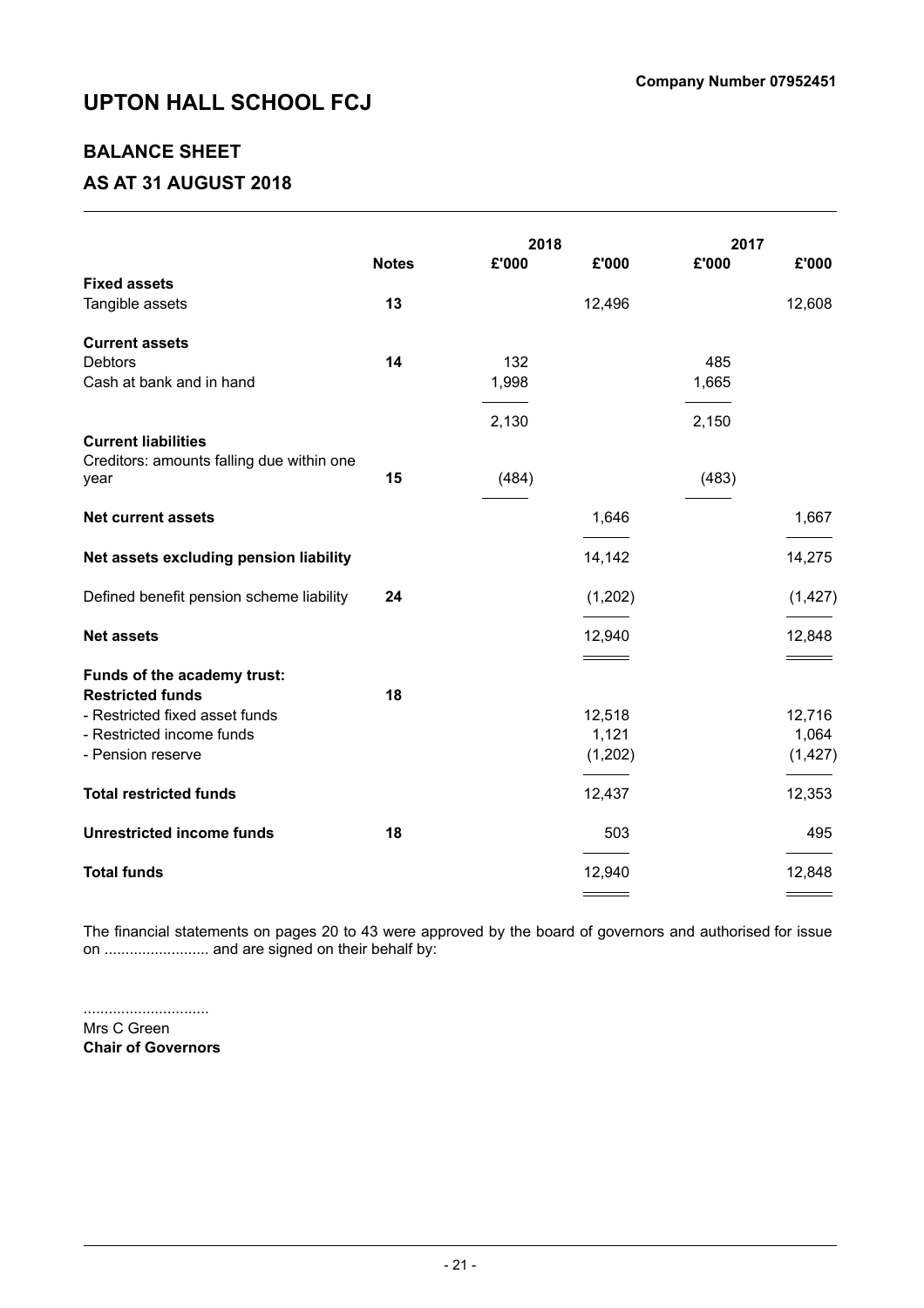**Company Number 07952451**

# UPTON HALL SCHOOL FCJ

## BALANCE SHEET

## AS AT 31 AUGUST 2018

| | Notes | 2018 £'000 | 2018 £'000 | 2017 £'000 | 2017 £'000 |
|---|---|---|---|---|---|
| **Fixed assets** | | | | | |
| Tangible assets | **13** | | 12,496 | | 12,608 |
| **Current assets** | | | | | |
| Debtors | **14** | 132 | | 485 | |
| Cash at bank and in hand | | 1,998 | | 1,665 | |
| | | 2,130 | | 2,150 | |
| **Current liabilities** | | | | | |
| Creditors: amounts falling due within one year | **15** | (484) | | (483) | |
| **Net current assets** | | | 1,646 | | 1,667 |
| **Net assets excluding pension liability** | | | 14,142 | | 14,275 |
| Defined benefit pension scheme liability | **24** | | (1,202) | | (1,427) |
| **Net assets** | | | 12,940 | | 12,848 |
| **Funds of the academy trust:** | | | | | |
| **Restricted funds** | **18** | | | | |
| - Restricted fixed asset funds | | | 12,518 | | 12,716 |
| - Restricted income funds | | | 1,121 | | 1,064 |
| - Pension reserve | | | (1,202) | | (1,427) |
| **Total restricted funds** | | | 12,437 | | 12,353 |
| **Unrestricted income funds** | **18** | | 503 | | 495 |
| **Total funds** | | | 12,940 | | 12,848 |

The financial statements on pages 20 to 43 were approved by the board of governors and authorised for issue on ......................... and are signed on their behalf by:

..............................
Mrs C Green
**Chair of Governors**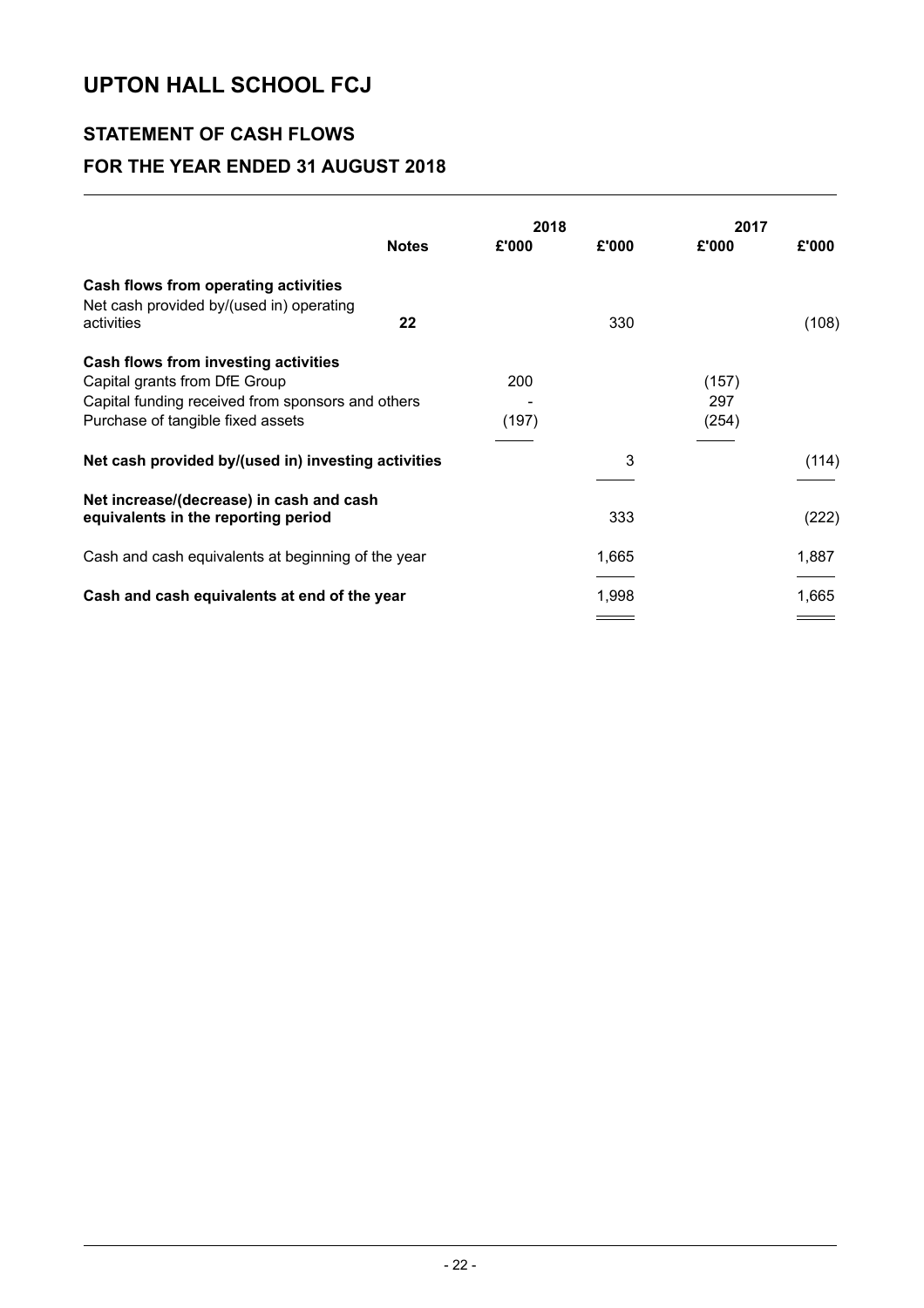# UPTON HALL SCHOOL FCJ

## STATEMENT OF CASH FLOWS

## FOR THE YEAR ENDED 31 AUGUST 2018

| | Notes | 2018 £'000 | 2018 £'000 | 2017 £'000 | 2017 £'000 |
|---|---|---|---|---|---|
| **Cash flows from operating activities** | | | | | |
| Net cash provided by/(used in) operating activities | **22** | | 330 | | (108) |
| **Cash flows from investing activities** | | | | | |
| Capital grants from DfE Group | | 200 | | (157) | |
| Capital funding received from sponsors and others | | - | | 297 | |
| Purchase of tangible fixed assets | | (197) | | (254) | |
| **Net cash provided by/(used in) investing activities** | | | 3 | | (114) |
| **Net increase/(decrease) in cash and cash equivalents in the reporting period** | | | 333 | | (222) |
| Cash and cash equivalents at beginning of the year | | | 1,665 | | 1,887 |
| **Cash and cash equivalents at end of the year** | | | 1,998 | | 1,665 |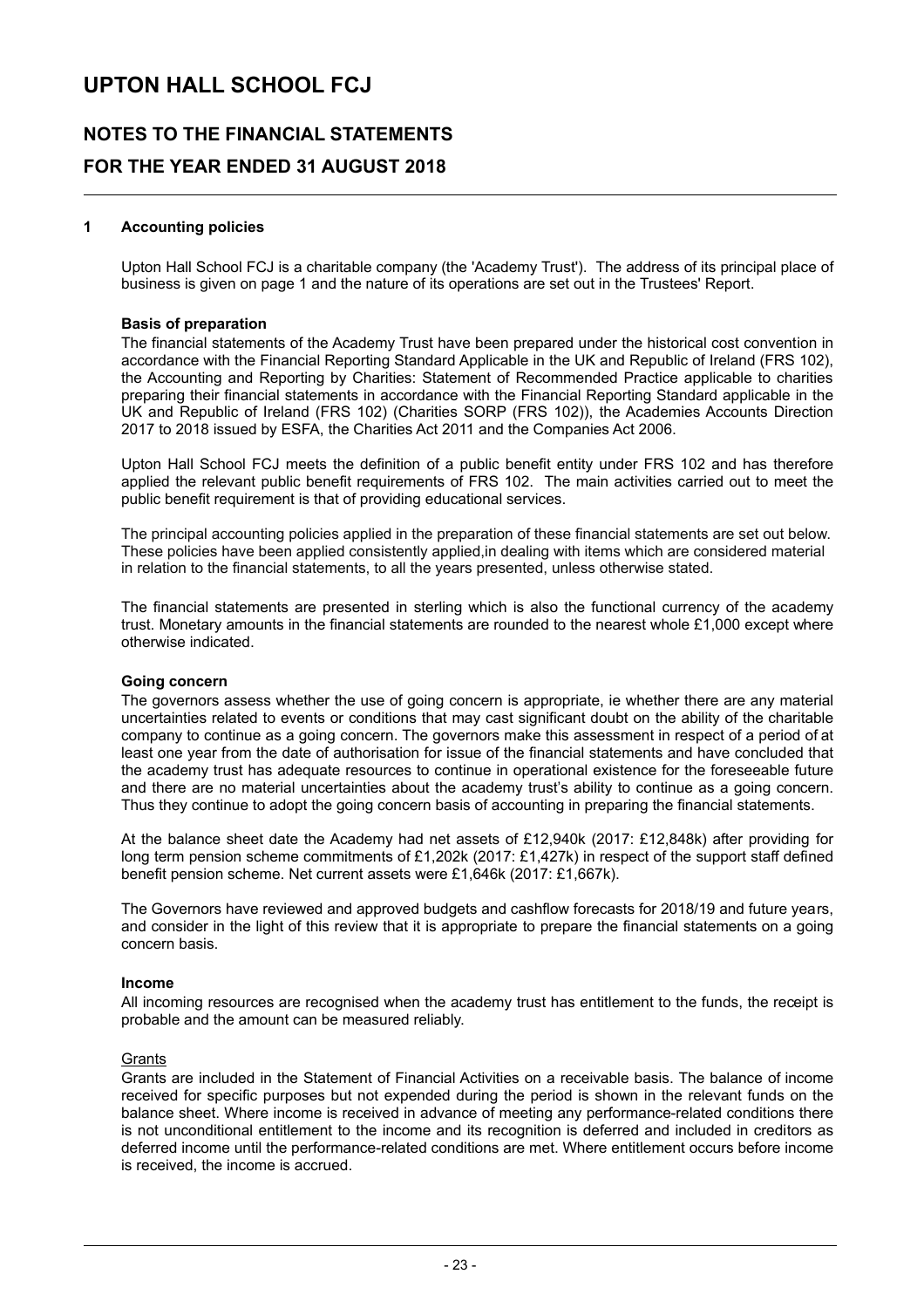# UPTON HALL SCHOOL FCJ

## NOTES TO THE FINANCIAL STATEMENTS

## FOR THE YEAR ENDED 31 AUGUST 2018

### 1 Accounting policies

Upton Hall School FCJ is a charitable company (the 'Academy Trust'). The address of its principal place of business is given on page 1 and the nature of its operations are set out in the Trustees' Report.

**Basis of preparation**

The financial statements of the Academy Trust have been prepared under the historical cost convention in accordance with the Financial Reporting Standard Applicable in the UK and Republic of Ireland (FRS 102), the Accounting and Reporting by Charities: Statement of Recommended Practice applicable to charities preparing their financial statements in accordance with the Financial Reporting Standard applicable in the UK and Republic of Ireland (FRS 102) (Charities SORP (FRS 102)), the Academies Accounts Direction 2017 to 2018 issued by ESFA, the Charities Act 2011 and the Companies Act 2006.

Upton Hall School FCJ meets the definition of a public benefit entity under FRS 102 and has therefore applied the relevant public benefit requirements of FRS 102. The main activities carried out to meet the public benefit requirement is that of providing educational services.

The principal accounting policies applied in the preparation of these financial statements are set out below. These policies have been applied consistently applied,in dealing with items which are considered material in relation to the financial statements, to all the years presented, unless otherwise stated.

The financial statements are presented in sterling which is also the functional currency of the academy trust. Monetary amounts in the financial statements are rounded to the nearest whole £1,000 except where otherwise indicated.

**Going concern**

The governors assess whether the use of going concern is appropriate, ie whether there are any material uncertainties related to events or conditions that may cast significant doubt on the ability of the charitable company to continue as a going concern. The governors make this assessment in respect of a period of at least one year from the date of authorisation for issue of the financial statements and have concluded that the academy trust has adequate resources to continue in operational existence for the foreseeable future and there are no material uncertainties about the academy trust's ability to continue as a going concern. Thus they continue to adopt the going concern basis of accounting in preparing the financial statements.

At the balance sheet date the Academy had net assets of £12,940k (2017: £12,848k) after providing for long term pension scheme commitments of £1,202k (2017: £1,427k) in respect of the support staff defined benefit pension scheme. Net current assets were £1,646k (2017: £1,667k).

The Governors have reviewed and approved budgets and cashflow forecasts for 2018/19 and future years, and consider in the light of this review that it is appropriate to prepare the financial statements on a going concern basis.

**Income**

All incoming resources are recognised when the academy trust has entitlement to the funds, the receipt is probable and the amount can be measured reliably.

Grants

Grants are included in the Statement of Financial Activities on a receivable basis. The balance of income received for specific purposes but not expended during the period is shown in the relevant funds on the balance sheet. Where income is received in advance of meeting any performance-related conditions there is not unconditional entitlement to the income and its recognition is deferred and included in creditors as deferred income until the performance-related conditions are met. Where entitlement occurs before income is received, the income is accrued.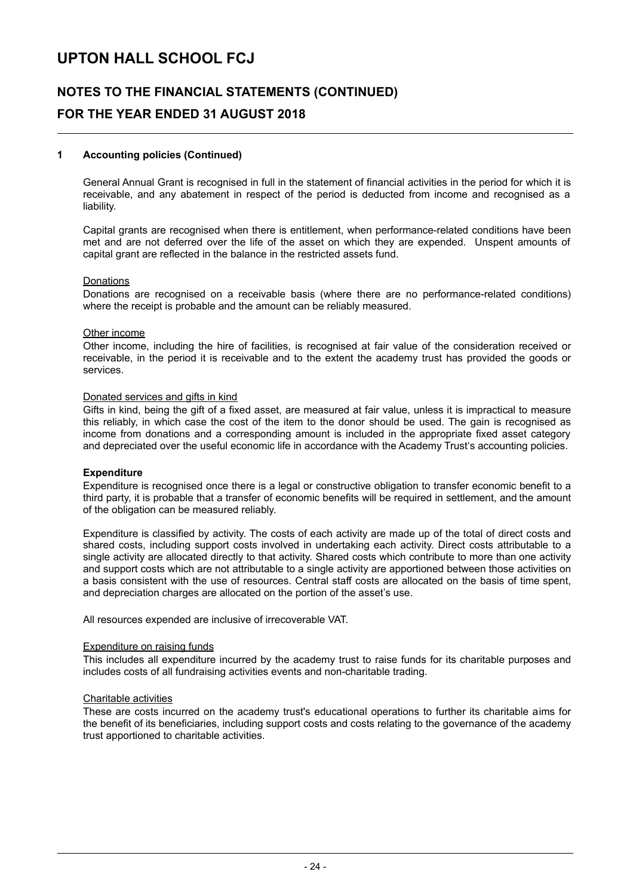# UPTON HALL SCHOOL FCJ

## NOTES TO THE FINANCIAL STATEMENTS (CONTINUED)

## FOR THE YEAR ENDED 31 AUGUST 2018

### 1 Accounting policies (Continued)

General Annual Grant is recognised in full in the statement of financial activities in the period for which it is receivable, and any abatement in respect of the period is deducted from income and recognised as a liability.

Capital grants are recognised when there is entitlement, when performance-related conditions have been met and are not deferred over the life of the asset on which they are expended. Unspent amounts of capital grant are reflected in the balance in the restricted assets fund.

Donations

Donations are recognised on a receivable basis (where there are no performance-related conditions) where the receipt is probable and the amount can be reliably measured.

Other income

Other income, including the hire of facilities, is recognised at fair value of the consideration received or receivable, in the period it is receivable and to the extent the academy trust has provided the goods or services.

Donated services and gifts in kind

Gifts in kind, being the gift of a fixed asset, are measured at fair value, unless it is impractical to measure this reliably, in which case the cost of the item to the donor should be used. The gain is recognised as income from donations and a corresponding amount is included in the appropriate fixed asset category and depreciated over the useful economic life in accordance with the Academy Trust's accounting policies.

**Expenditure**

Expenditure is recognised once there is a legal or constructive obligation to transfer economic benefit to a third party, it is probable that a transfer of economic benefits will be required in settlement, and the amount of the obligation can be measured reliably.

Expenditure is classified by activity. The costs of each activity are made up of the total of direct costs and shared costs, including support costs involved in undertaking each activity. Direct costs attributable to a single activity are allocated directly to that activity. Shared costs which contribute to more than one activity and support costs which are not attributable to a single activity are apportioned between those activities on a basis consistent with the use of resources. Central staff costs are allocated on the basis of time spent, and depreciation charges are allocated on the portion of the asset's use.

All resources expended are inclusive of irrecoverable VAT.

Expenditure on raising funds

This includes all expenditure incurred by the academy trust to raise funds for its charitable purposes and includes costs of all fundraising activities events and non-charitable trading.

Charitable activities

These are costs incurred on the academy trust's educational operations to further its charitable aims for the benefit of its beneficiaries, including support costs and costs relating to the governance of the academy trust apportioned to charitable activities.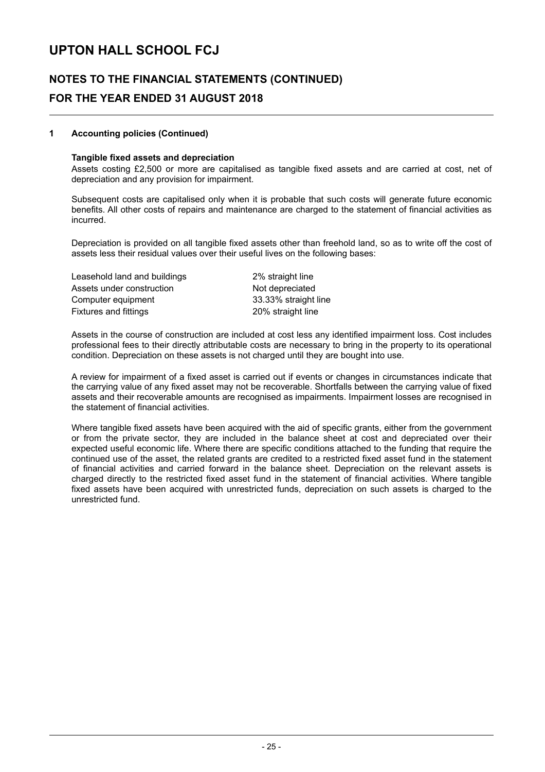# UPTON HALL SCHOOL FCJ

## NOTES TO THE FINANCIAL STATEMENTS (CONTINUED)

## FOR THE YEAR ENDED 31 AUGUST 2018

### 1 Accounting policies (Continued)

**Tangible fixed assets and depreciation**

Assets costing £2,500 or more are capitalised as tangible fixed assets and are carried at cost, net of depreciation and any provision for impairment.

Subsequent costs are capitalised only when it is probable that such costs will generate future economic benefits. All other costs of repairs and maintenance are charged to the statement of financial activities as incurred.

Depreciation is provided on all tangible fixed assets other than freehold land, so as to write off the cost of assets less their residual values over their useful lives on the following bases:

| | |
|---|---|
| Leasehold land and buildings | 2% straight line |
| Assets under construction | Not depreciated |
| Computer equipment | 33.33% straight line |
| Fixtures and fittings | 20% straight line |

Assets in the course of construction are included at cost less any identified impairment loss. Cost includes professional fees to their directly attributable costs are necessary to bring in the property to its operational condition. Depreciation on these assets is not charged until they are bought into use.

A review for impairment of a fixed asset is carried out if events or changes in circumstances indicate that the carrying value of any fixed asset may not be recoverable. Shortfalls between the carrying value of fixed assets and their recoverable amounts are recognised as impairments. Impairment losses are recognised in the statement of financial activities.

Where tangible fixed assets have been acquired with the aid of specific grants, either from the government or from the private sector, they are included in the balance sheet at cost and depreciated over their expected useful economic life. Where there are specific conditions attached to the funding that require the continued use of the asset, the related grants are credited to a restricted fixed asset fund in the statement of financial activities and carried forward in the balance sheet. Depreciation on the relevant assets is charged directly to the restricted fixed asset fund in the statement of financial activities. Where tangible fixed assets have been acquired with unrestricted funds, depreciation on such assets is charged to the unrestricted fund.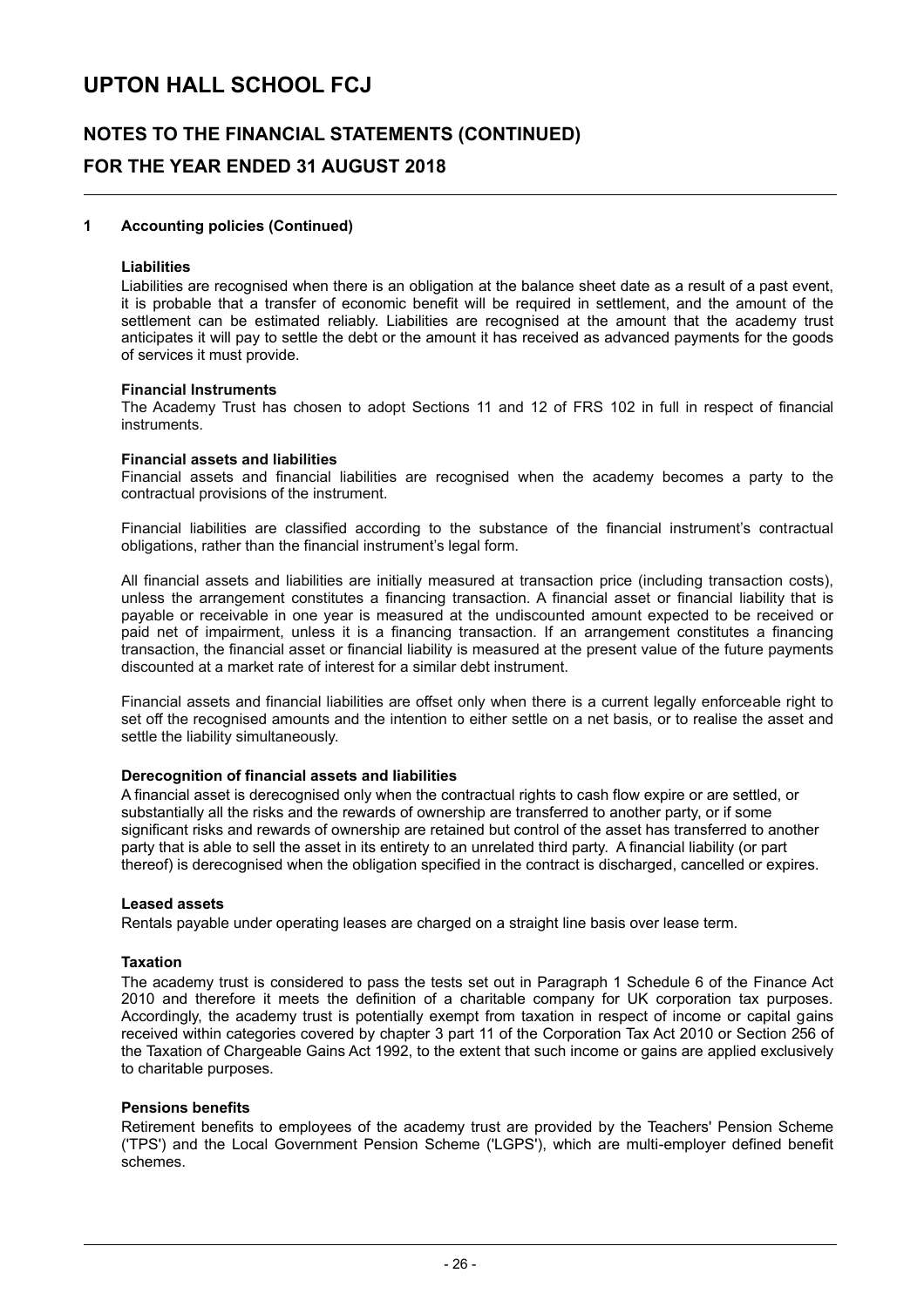## 1 Accounting policies (Continued)

**Liabilities**

Liabilities are recognised when there is an obligation at the balance sheet date as a result of a past event, it is probable that a transfer of economic benefit will be required in settlement, and the amount of the settlement can be estimated reliably. Liabilities are recognised at the amount that the academy trust anticipates it will pay to settle the debt or the amount it has received as advanced payments for the goods of services it must provide.

**Financial Instruments**

The Academy Trust has chosen to adopt Sections 11 and 12 of FRS 102 in full in respect of financial instruments.

**Financial assets and liabilities**

Financial assets and financial liabilities are recognised when the academy becomes a party to the contractual provisions of the instrument.

Financial liabilities are classified according to the substance of the financial instrument's contractual obligations, rather than the financial instrument's legal form.

All financial assets and liabilities are initially measured at transaction price (including transaction costs), unless the arrangement constitutes a financing transaction. A financial asset or financial liability that is payable or receivable in one year is measured at the undiscounted amount expected to be received or paid net of impairment, unless it is a financing transaction. If an arrangement constitutes a financing transaction, the financial asset or financial liability is measured at the present value of the future payments discounted at a market rate of interest for a similar debt instrument.

Financial assets and financial liabilities are offset only when there is a current legally enforceable right to set off the recognised amounts and the intention to either settle on a net basis, or to realise the asset and settle the liability simultaneously.

**Derecognition of financial assets and liabilities**

A financial asset is derecognised only when the contractual rights to cash flow expire or are settled, or substantially all the risks and the rewards of ownership are transferred to another party, or if some significant risks and rewards of ownership are retained but control of the asset has transferred to another party that is able to sell the asset in its entirety to an unrelated third party. A financial liability (or part thereof) is derecognised when the obligation specified in the contract is discharged, cancelled or expires.

**Leased assets**

Rentals payable under operating leases are charged on a straight line basis over lease term.

**Taxation**

The academy trust is considered to pass the tests set out in Paragraph 1 Schedule 6 of the Finance Act 2010 and therefore it meets the definition of a charitable company for UK corporation tax purposes. Accordingly, the academy trust is potentially exempt from taxation in respect of income or capital gains received within categories covered by chapter 3 part 11 of the Corporation Tax Act 2010 or Section 256 of the Taxation of Chargeable Gains Act 1992, to the extent that such income or gains are applied exclusively to charitable purposes.

**Pensions benefits**

Retirement benefits to employees of the academy trust are provided by the Teachers' Pension Scheme ('TPS') and the Local Government Pension Scheme ('LGPS'), which are multi-employer defined benefit schemes.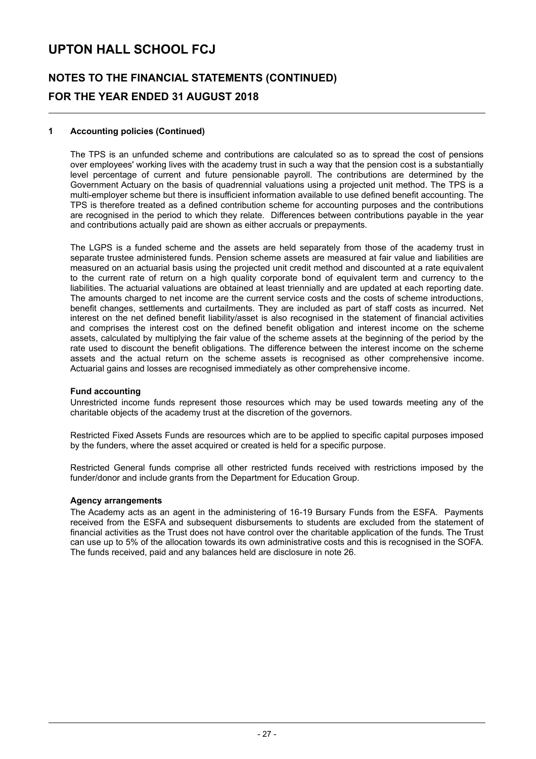### 1 Accounting policies (Continued)

The TPS is an unfunded scheme and contributions are calculated so as to spread the cost of pensions over employees' working lives with the academy trust in such a way that the pension cost is a substantially level percentage of current and future pensionable payroll. The contributions are determined by the Government Actuary on the basis of quadrennial valuations using a projected unit method. The TPS is a multi-employer scheme but there is insufficient information available to use defined benefit accounting. The TPS is therefore treated as a defined contribution scheme for accounting purposes and the contributions are recognised in the period to which they relate. Differences between contributions payable in the year and contributions actually paid are shown as either accruals or prepayments.

The LGPS is a funded scheme and the assets are held separately from those of the academy trust in separate trustee administered funds. Pension scheme assets are measured at fair value and liabilities are measured on an actuarial basis using the projected unit credit method and discounted at a rate equivalent to the current rate of return on a high quality corporate bond of equivalent term and currency to the liabilities. The actuarial valuations are obtained at least triennially and are updated at each reporting date. The amounts charged to net income are the current service costs and the costs of scheme introductions, benefit changes, settlements and curtailments. They are included as part of staff costs as incurred. Net interest on the net defined benefit liability/asset is also recognised in the statement of financial activities and comprises the interest cost on the defined benefit obligation and interest income on the scheme assets, calculated by multiplying the fair value of the scheme assets at the beginning of the period by the rate used to discount the benefit obligations. The difference between the interest income on the scheme assets and the actual return on the scheme assets is recognised as other comprehensive income. Actuarial gains and losses are recognised immediately as other comprehensive income.

**Fund accounting**

Unrestricted income funds represent those resources which may be used towards meeting any of the charitable objects of the academy trust at the discretion of the governors.

Restricted Fixed Assets Funds are resources which are to be applied to specific capital purposes imposed by the funders, where the asset acquired or created is held for a specific purpose.

Restricted General funds comprise all other restricted funds received with restrictions imposed by the funder/donor and include grants from the Department for Education Group.

**Agency arrangements**

The Academy acts as an agent in the administering of 16-19 Bursary Funds from the ESFA. Payments received from the ESFA and subsequent disbursements to students are excluded from the statement of financial activities as the Trust does not have control over the charitable application of the funds. The Trust can use up to 5% of the allocation towards its own administrative costs and this is recognised in the SOFA. The funds received, paid and any balances held are disclosure in note 26.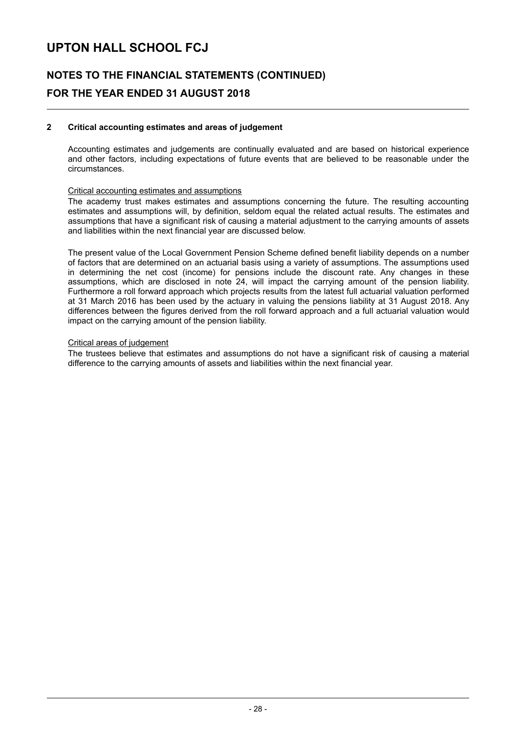# UPTON HALL SCHOOL FCJ

## NOTES TO THE FINANCIAL STATEMENTS (CONTINUED)

## FOR THE YEAR ENDED 31 AUGUST 2018

### 2 Critical accounting estimates and areas of judgement

Accounting estimates and judgements are continually evaluated and are based on historical experience and other factors, including expectations of future events that are believed to be reasonable under the circumstances.

Critical accounting estimates and assumptions

The academy trust makes estimates and assumptions concerning the future. The resulting accounting estimates and assumptions will, by definition, seldom equal the related actual results. The estimates and assumptions that have a significant risk of causing a material adjustment to the carrying amounts of assets and liabilities within the next financial year are discussed below.

The present value of the Local Government Pension Scheme defined benefit liability depends on a number of factors that are determined on an actuarial basis using a variety of assumptions. The assumptions used in determining the net cost (income) for pensions include the discount rate. Any changes in these assumptions, which are disclosed in note 24, will impact the carrying amount of the pension liability. Furthermore a roll forward approach which projects results from the latest full actuarial valuation performed at 31 March 2016 has been used by the actuary in valuing the pensions liability at 31 August 2018. Any differences between the figures derived from the roll forward approach and a full actuarial valuation would impact on the carrying amount of the pension liability.

Critical areas of judgement

The trustees believe that estimates and assumptions do not have a significant risk of causing a material difference to the carrying amounts of assets and liabilities within the next financial year.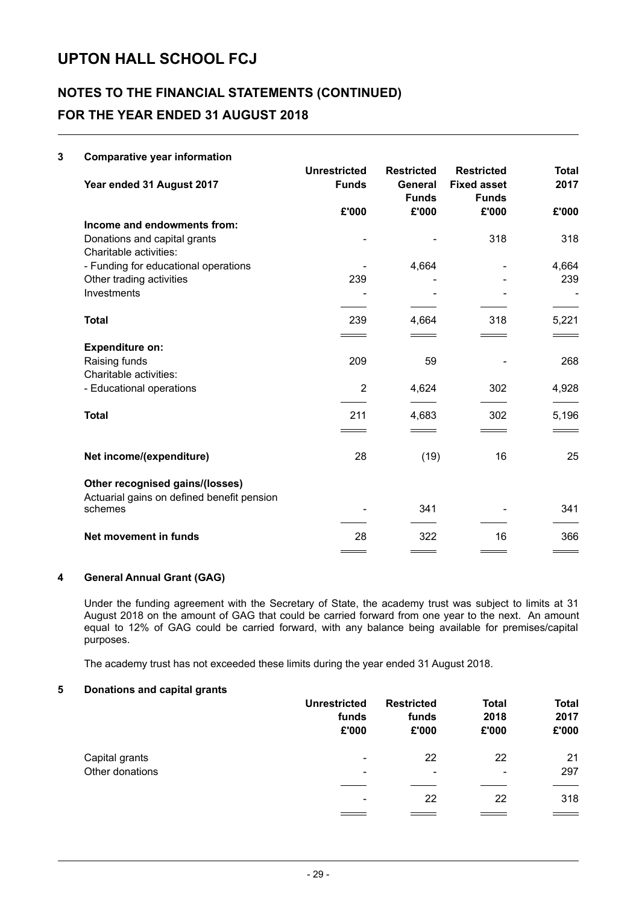# UPTON HALL SCHOOL FCJ

## NOTES TO THE FINANCIAL STATEMENTS (CONTINUED)

## FOR THE YEAR ENDED 31 AUGUST 2018

### 3 Comparative year information

| Year ended 31 August 2017 | Unrestricted Funds | Restricted General Funds | Restricted Fixed asset Funds | Total 2017 |
|---|---|---|---|---|
| | £'000 | £'000 | £'000 | £'000 |
| **Income and endowments from:** | | | | |
| Donations and capital grants | - | - | 318 | 318 |
| Charitable activities: | | | | |
| - Funding for educational operations | - | 4,664 | - | 4,664 |
| Other trading activities | 239 | - | - | 239 |
| Investments | - | - | - | - |
| **Total** | 239 | 4,664 | 318 | 5,221 |
| **Expenditure on:** | | | | |
| Raising funds | 209 | 59 | - | 268 |
| Charitable activities: | | | | |
| - Educational operations | 2 | 4,624 | 302 | 4,928 |
| **Total** | 211 | 4,683 | 302 | 5,196 |
| **Net income/(expenditure)** | 28 | (19) | 16 | 25 |
| **Other recognised gains/(losses)** | | | | |
| Actuarial gains on defined benefit pension schemes | - | 341 | - | 341 |
| **Net movement in funds** | 28 | 322 | 16 | 366 |

### 4 General Annual Grant (GAG)

Under the funding agreement with the Secretary of State, the academy trust was subject to limits at 31 August 2018 on the amount of GAG that could be carried forward from one year to the next. An amount equal to 12% of GAG could be carried forward, with any balance being available for premises/capital purposes.

The academy trust has not exceeded these limits during the year ended 31 August 2018.

### 5 Donations and capital grants

| | Unrestricted funds | Restricted funds | Total 2018 | Total 2017 |
|---|---|---|---|---|
| | £'000 | £'000 | £'000 | £'000 |
| Capital grants | - | 22 | 22 | 21 |
| Other donations | - | - | - | 297 |
| | - | 22 | 22 | 318 |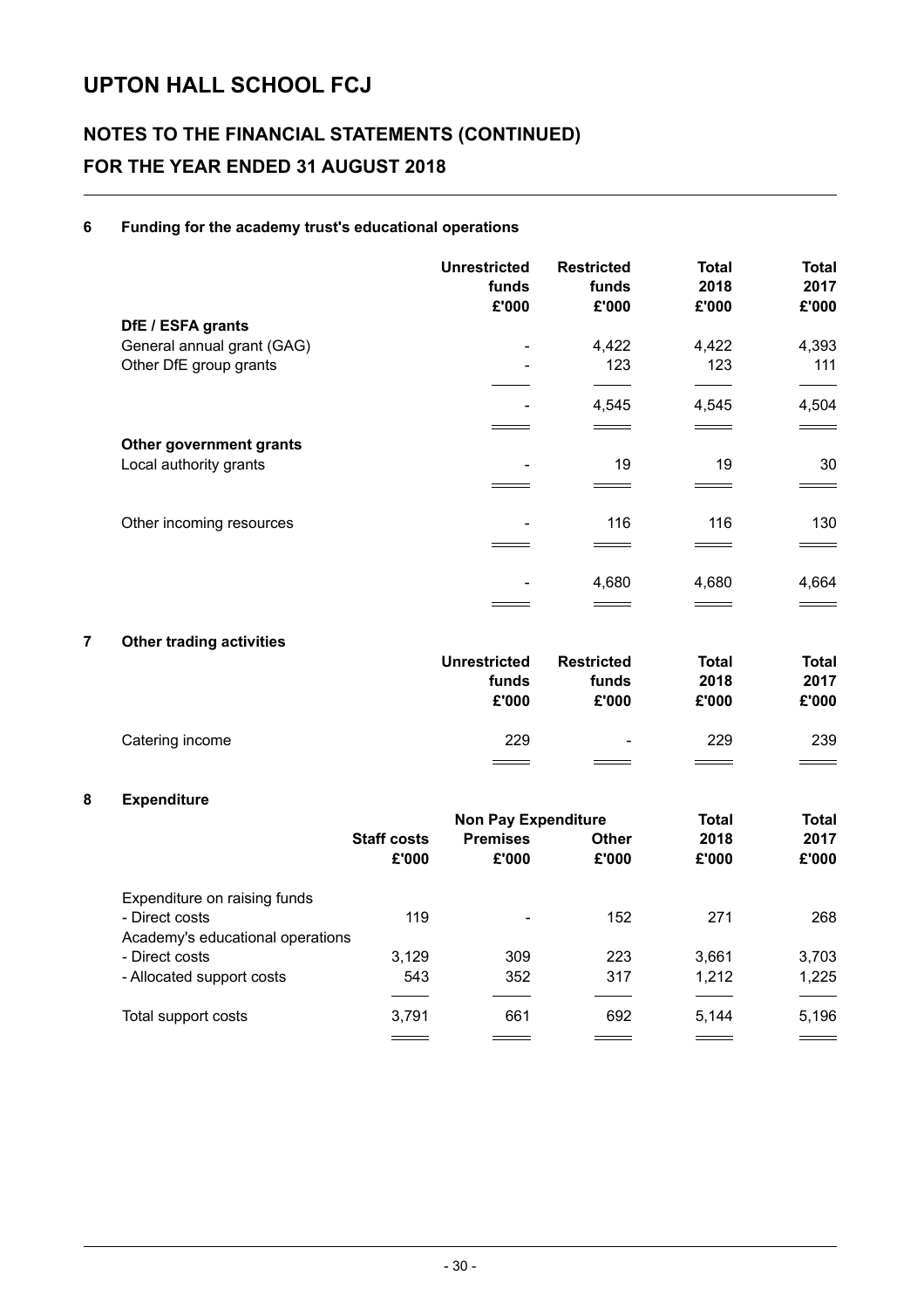# UPTON HALL SCHOOL FCJ

## NOTES TO THE FINANCIAL STATEMENTS (CONTINUED)

## FOR THE YEAR ENDED 31 AUGUST 2018

### 6 Funding for the academy trust's educational operations

| | Unrestricted funds £'000 | Restricted funds £'000 | Total 2018 £'000 | Total 2017 £'000 |
|---|---|---|---|---|
| **DfE / ESFA grants** | | | | |
| General annual grant (GAG) | - | 4,422 | 4,422 | 4,393 |
| Other DfE group grants | - | 123 | 123 | 111 |
| | - | 4,545 | 4,545 | 4,504 |
| **Other government grants** | | | | |
| Local authority grants | - | 19 | 19 | 30 |
| Other incoming resources | - | 116 | 116 | 130 |
| | - | 4,680 | 4,680 | 4,664 |

### 7 Other trading activities

| | Unrestricted funds £'000 | Restricted funds £'000 | Total 2018 £'000 | Total 2017 £'000 |
|---|---|---|---|---|
| Catering income | 229 | - | 229 | 239 |

### 8 Expenditure

| | Staff costs £'000 | Non Pay Expenditure Premises £'000 | Non Pay Expenditure Other £'000 | Total 2018 £'000 | Total 2017 £'000 |
|---|---|---|---|---|---|
| Expenditure on raising funds | | | | | |
| - Direct costs | 119 | - | 152 | 271 | 268 |
| Academy's educational operations | | | | | |
| - Direct costs | 3,129 | 309 | 223 | 3,661 | 3,703 |
| - Allocated support costs | 543 | 352 | 317 | 1,212 | 1,225 |
| Total support costs | 3,791 | 661 | 692 | 5,144 | 5,196 |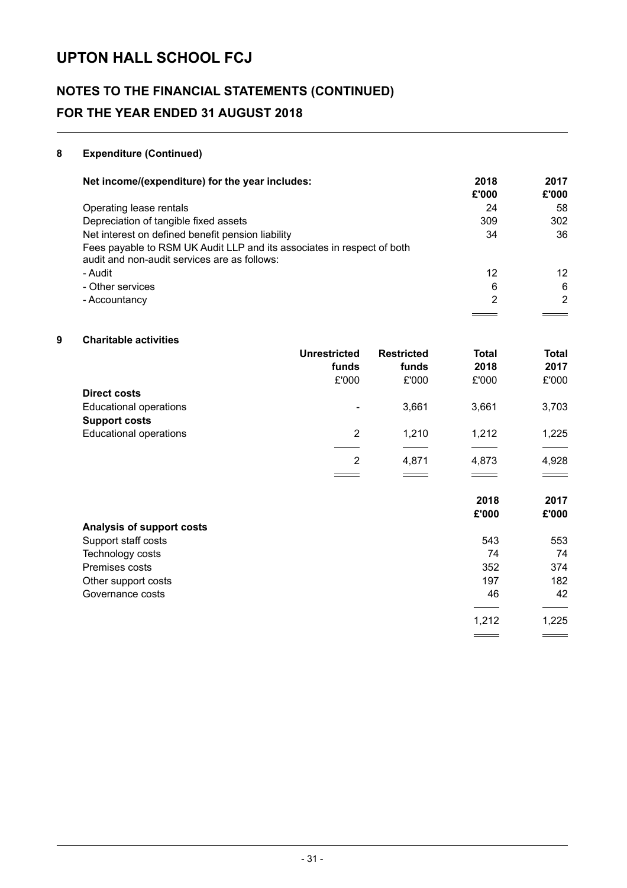## 8 Expenditure (Continued)

| Net income/(expenditure) for the year includes: | 2018 £'000 | 2017 £'000 |
|---|---|---|
| Operating lease rentals | 24 | 58 |
| Depreciation of tangible fixed assets | 309 | 302 |
| Net interest on defined benefit pension liability | 34 | 36 |
| Fees payable to RSM UK Audit LLP and its associates in respect of both audit and non-audit services are as follows: | | |
| - Audit | 12 | 12 |
| - Other services | 6 | 6 |
| - Accountancy | 2 | 2 |

## 9 Charitable activities

| | Unrestricted funds £'000 | Restricted funds £'000 | Total 2018 £'000 | Total 2017 £'000 |
|---|---|---|---|---|
| **Direct costs** | | | | |
| Educational operations | - | 3,661 | 3,661 | 3,703 |
| **Support costs** | | | | |
| Educational operations | 2 | 1,210 | 1,212 | 1,225 |
| | 2 | 4,871 | 4,873 | 4,928 |

| | 2018 £'000 | 2017 £'000 |
|---|---|---|
| **Analysis of support costs** | | |
| Support staff costs | 543 | 553 |
| Technology costs | 74 | 74 |
| Premises costs | 352 | 374 |
| Other support costs | 197 | 182 |
| Governance costs | 46 | 42 |
| | 1,212 | 1,225 |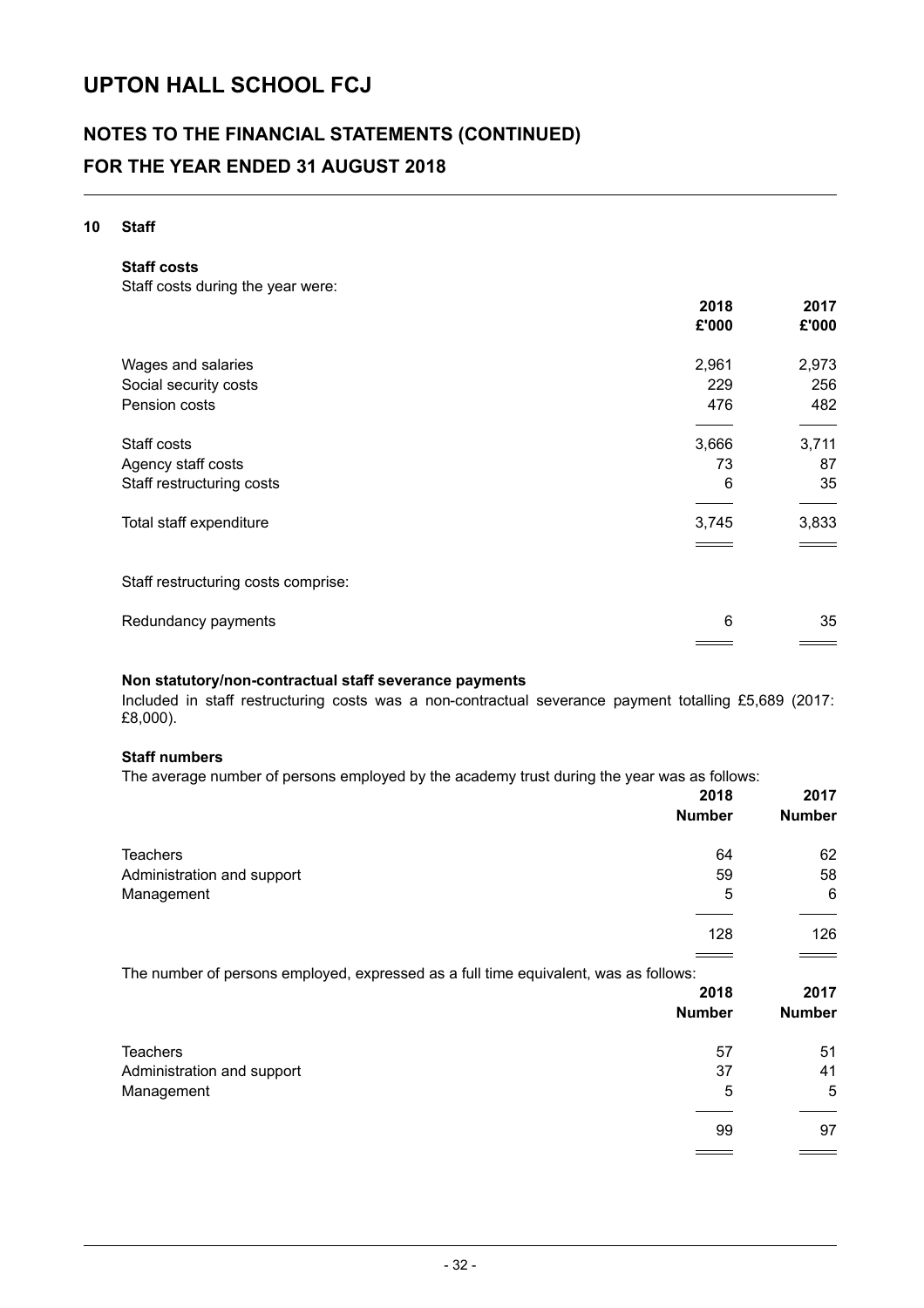# UPTON HALL SCHOOL FCJ

## NOTES TO THE FINANCIAL STATEMENTS (CONTINUED)

## FOR THE YEAR ENDED 31 AUGUST 2018

### 10 Staff

**Staff costs**

Staff costs during the year were:

| | 2018 £'000 | 2017 £'000 |
|---|---|---|
| Wages and salaries | 2,961 | 2,973 |
| Social security costs | 229 | 256 |
| Pension costs | 476 | 482 |
| Staff costs | 3,666 | 3,711 |
| Agency staff costs | 73 | 87 |
| Staff restructuring costs | 6 | 35 |
| Total staff expenditure | 3,745 | 3,833 |

Staff restructuring costs comprise:

| | 2018 £'000 | 2017 £'000 |
|---|---|---|
| Redundancy payments | 6 | 35 |

**Non statutory/non-contractual staff severance payments**

Included in staff restructuring costs was a non-contractual severance payment totalling £5,689 (2017: £8,000).

**Staff numbers**

The average number of persons employed by the academy trust during the year was as follows:

| | 2018 Number | 2017 Number |
|---|---|---|
| Teachers | 64 | 62 |
| Administration and support | 59 | 58 |
| Management | 5 | 6 |
| | 128 | 126 |

The number of persons employed, expressed as a full time equivalent, was as follows:

| | 2018 Number | 2017 Number |
|---|---|---|
| Teachers | 57 | 51 |
| Administration and support | 37 | 41 |
| Management | 5 | 5 |
| | 99 | 97 |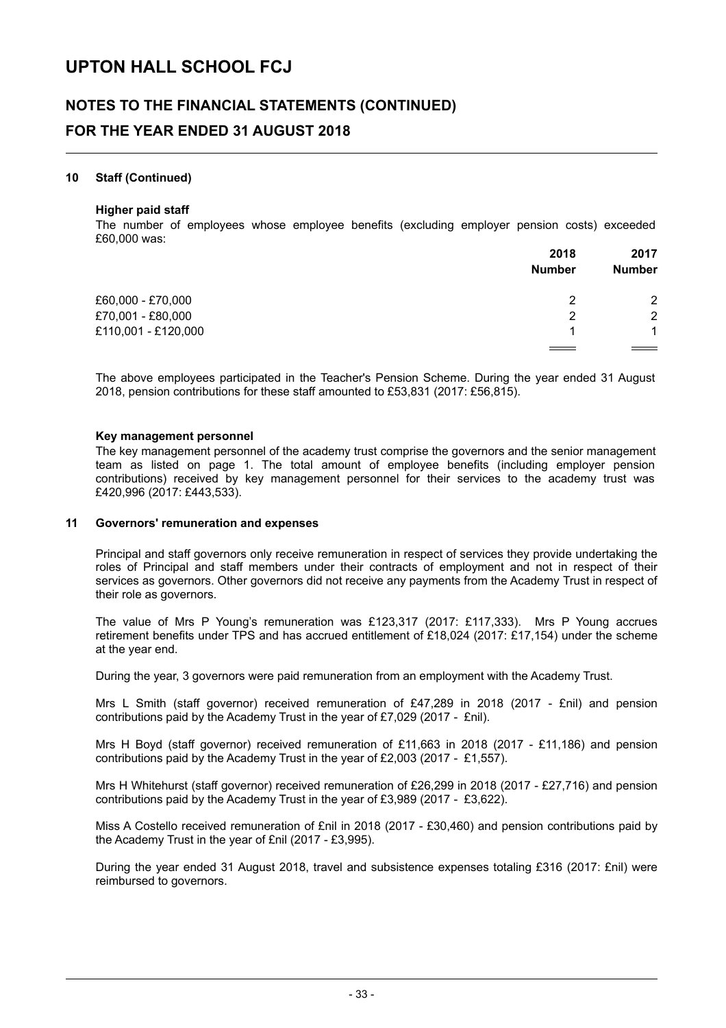## 10 Staff (Continued)

### Higher paid staff

The number of employees whose employee benefits (excluding employer pension costs) exceeded £60,000 was:

| | 2018 Number | 2017 Number |
|---|---|---|
| £60,000 - £70,000 | 2 | 2 |
| £70,001 - £80,000 | 2 | 2 |
| £110,001 - £120,000 | 1 | 1 |

The above employees participated in the Teacher's Pension Scheme. During the year ended 31 August 2018, pension contributions for these staff amounted to £53,831 (2017: £56,815).

### Key management personnel

The key management personnel of the academy trust comprise the governors and the senior management team as listed on page 1. The total amount of employee benefits (including employer pension contributions) received by key management personnel for their services to the academy trust was £420,996 (2017: £443,533).

## 11 Governors' remuneration and expenses

Principal and staff governors only receive remuneration in respect of services they provide undertaking the roles of Principal and staff members under their contracts of employment and not in respect of their services as governors. Other governors did not receive any payments from the Academy Trust in respect of their role as governors.

The value of Mrs P Young's remuneration was £123,317 (2017: £117,333). Mrs P Young accrues retirement benefits under TPS and has accrued entitlement of £18,024 (2017: £17,154) under the scheme at the year end.

During the year, 3 governors were paid remuneration from an employment with the Academy Trust.

Mrs L Smith (staff governor) received remuneration of £47,289 in 2018 (2017 - £nil) and pension contributions paid by the Academy Trust in the year of £7,029 (2017 - £nil).

Mrs H Boyd (staff governor) received remuneration of £11,663 in 2018 (2017 - £11,186) and pension contributions paid by the Academy Trust in the year of £2,003 (2017 - £1,557).

Mrs H Whitehurst (staff governor) received remuneration of £26,299 in 2018 (2017 - £27,716) and pension contributions paid by the Academy Trust in the year of £3,989 (2017 - £3,622).

Miss A Costello received remuneration of £nil in 2018 (2017 - £30,460) and pension contributions paid by the Academy Trust in the year of £nil (2017 - £3,995).

During the year ended 31 August 2018, travel and subsistence expenses totaling £316 (2017: £nil) were reimbursed to governors.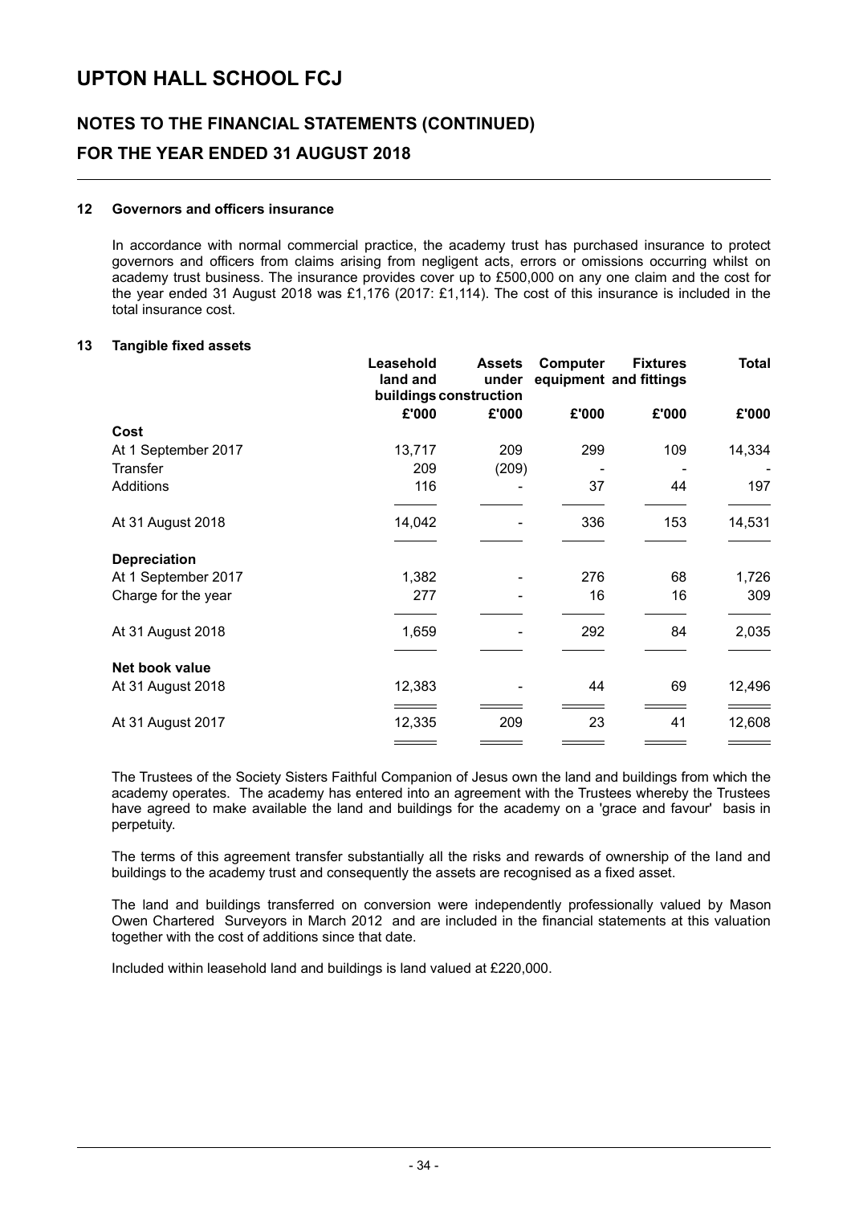### 12 Governors and officers insurance

In accordance with normal commercial practice, the academy trust has purchased insurance to protect governors and officers from claims arising from negligent acts, errors or omissions occurring whilst on academy trust business. The insurance provides cover up to £500,000 on any one claim and the cost for the year ended 31 August 2018 was £1,176 (2017: £1,114). The cost of this insurance is included in the total insurance cost.

### 13 Tangible fixed assets

| | Leasehold land and buildings | Assets under construction | Computer equipment | Fixtures and fittings | Total |
|---|---|---|---|---|---|
| | £'000 | £'000 | £'000 | £'000 | £'000 |
| **Cost** | | | | | |
| At 1 September 2017 | 13,717 | 209 | 299 | 109 | 14,334 |
| Transfer | 209 | (209) | - | - | - |
| Additions | 116 | - | 37 | 44 | 197 |
| At 31 August 2018 | 14,042 | - | 336 | 153 | 14,531 |
| **Depreciation** | | | | | |
| At 1 September 2017 | 1,382 | - | 276 | 68 | 1,726 |
| Charge for the year | 277 | - | 16 | 16 | 309 |
| At 31 August 2018 | 1,659 | - | 292 | 84 | 2,035 |
| **Net book value** | | | | | |
| At 31 August 2018 | 12,383 | - | 44 | 69 | 12,496 |
| At 31 August 2017 | 12,335 | 209 | 23 | 41 | 12,608 |

The Trustees of the Society Sisters Faithful Companion of Jesus own the land and buildings from which the academy operates. The academy has entered into an agreement with the Trustees whereby the Trustees have agreed to make available the land and buildings for the academy on a 'grace and favour' basis in perpetuity.

The terms of this agreement transfer substantially all the risks and rewards of ownership of the land and buildings to the academy trust and consequently the assets are recognised as a fixed asset.

The land and buildings transferred on conversion were independently professionally valued by Mason Owen Chartered Surveyors in March 2012 and are included in the financial statements at this valuation together with the cost of additions since that date.

Included within leasehold land and buildings is land valued at £220,000.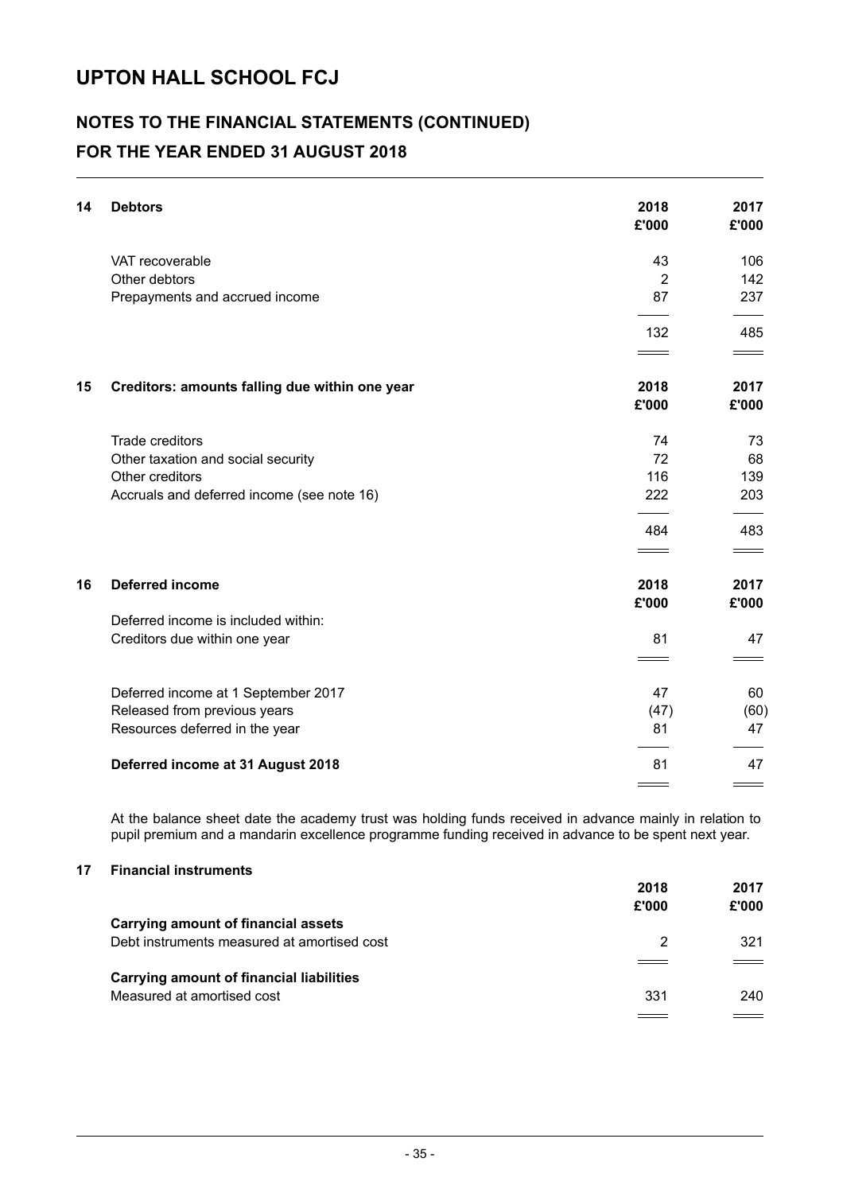# UPTON HALL SCHOOL FCJ

## NOTES TO THE FINANCIAL STATEMENTS (CONTINUED)

## FOR THE YEAR ENDED 31 AUGUST 2018

### 14 Debtors

| | 2018 £'000 | 2017 £'000 |
|---|---|---|
| VAT recoverable | 43 | 106 |
| Other debtors | 2 | 142 |
| Prepayments and accrued income | 87 | 237 |
| | 132 | 485 |

### 15 Creditors: amounts falling due within one year

| | 2018 £'000 | 2017 £'000 |
|---|---|---|
| Trade creditors | 74 | 73 |
| Other taxation and social security | 72 | 68 |
| Other creditors | 116 | 139 |
| Accruals and deferred income (see note 16) | 222 | 203 |
| | 484 | 483 |

### 16 Deferred income

| | 2018 £'000 | 2017 £'000 |
|---|---|---|
| Deferred income is included within: | | |
| Creditors due within one year | 81 | 47 |
| | | |
| Deferred income at 1 September 2017 | 47 | 60 |
| Released from previous years | (47) | (60) |
| Resources deferred in the year | 81 | 47 |
| **Deferred income at 31 August 2018** | 81 | 47 |

At the balance sheet date the academy trust was holding funds received in advance mainly in relation to pupil premium and a mandarin excellence programme funding received in advance to be spent next year.

### 17 Financial instruments

| | 2018 £'000 | 2017 £'000 |
|---|---|---|
| **Carrying amount of financial assets** | | |
| Debt instruments measured at amortised cost | 2 | 321 |
| **Carrying amount of financial liabilities** | | |
| Measured at amortised cost | 331 | 240 |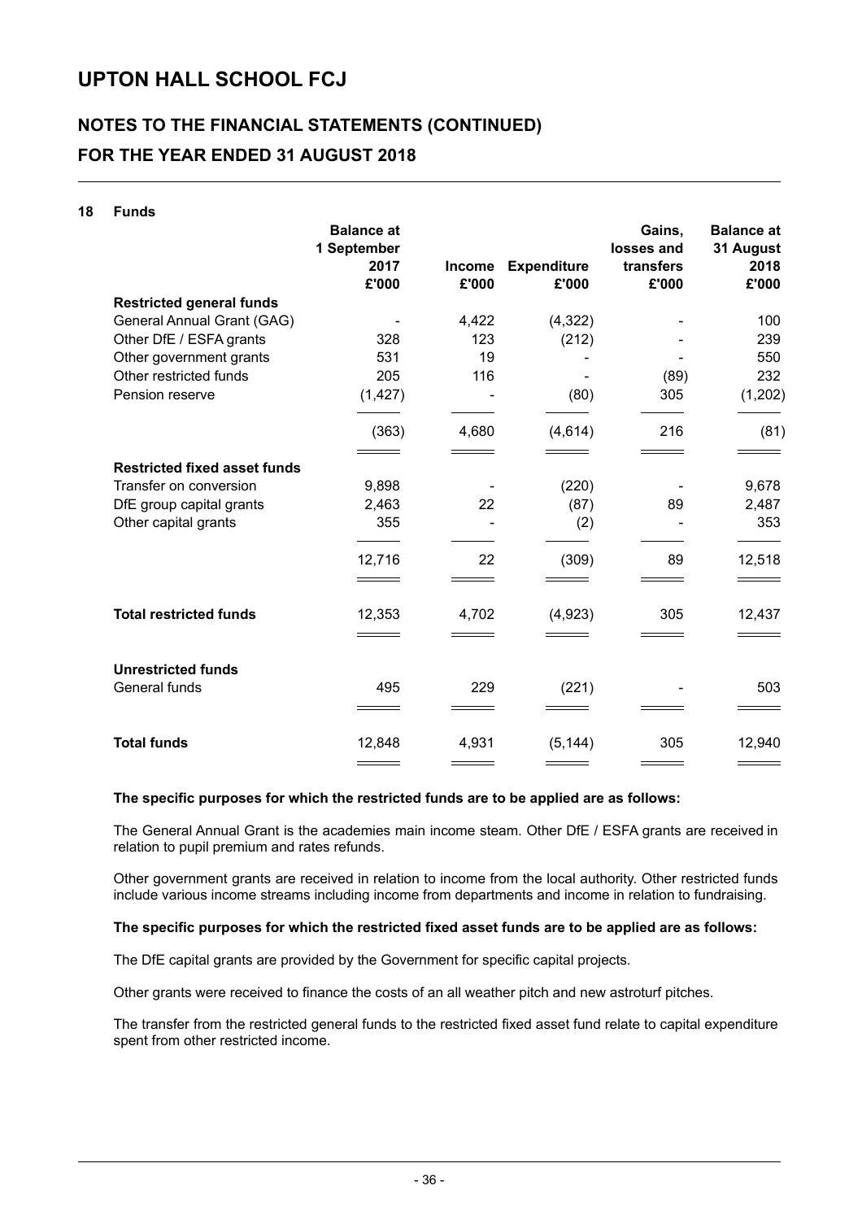# UPTON HALL SCHOOL FCJ

## NOTES TO THE FINANCIAL STATEMENTS (CONTINUED)

## FOR THE YEAR ENDED 31 AUGUST 2018

### 18 Funds

| | Balance at 1 September 2017 £'000 | Income £'000 | Expenditure £'000 | Gains, losses and transfers £'000 | Balance at 31 August 2018 £'000 |
|---|---|---|---|---|---|
| **Restricted general funds** | | | | | |
| General Annual Grant (GAG) | - | 4,422 | (4,322) | - | 100 |
| Other DfE / ESFA grants | 328 | 123 | (212) | - | 239 |
| Other government grants | 531 | 19 | - | - | 550 |
| Other restricted funds | 205 | 116 | - | (89) | 232 |
| Pension reserve | (1,427) | - | (80) | 305 | (1,202) |
| | (363) | 4,680 | (4,614) | 216 | (81) |
| **Restricted fixed asset funds** | | | | | |
| Transfer on conversion | 9,898 | - | (220) | - | 9,678 |
| DfE group capital grants | 2,463 | 22 | (87) | 89 | 2,487 |
| Other capital grants | 355 | - | (2) | - | 353 |
| | 12,716 | 22 | (309) | 89 | 12,518 |
| **Total restricted funds** | 12,353 | 4,702 | (4,923) | 305 | 12,437 |
| **Unrestricted funds** | | | | | |
| General funds | 495 | 229 | (221) | - | 503 |
| **Total funds** | 12,848 | 4,931 | (5,144) | 305 | 12,940 |

**The specific purposes for which the restricted funds are to be applied are as follows:**

The General Annual Grant is the academies main income steam. Other DfE / ESFA grants are received in relation to pupil premium and rates refunds.

Other government grants are received in relation to income from the local authority. Other restricted funds include various income streams including income from departments and income in relation to fundraising.

**The specific purposes for which the restricted fixed asset funds are to be applied are as follows:**

The DfE capital grants are provided by the Government for specific capital projects.

Other grants were received to finance the costs of an all weather pitch and new astroturf pitches.

The transfer from the restricted general funds to the restricted fixed asset fund relate to capital expenditure spent from other restricted income.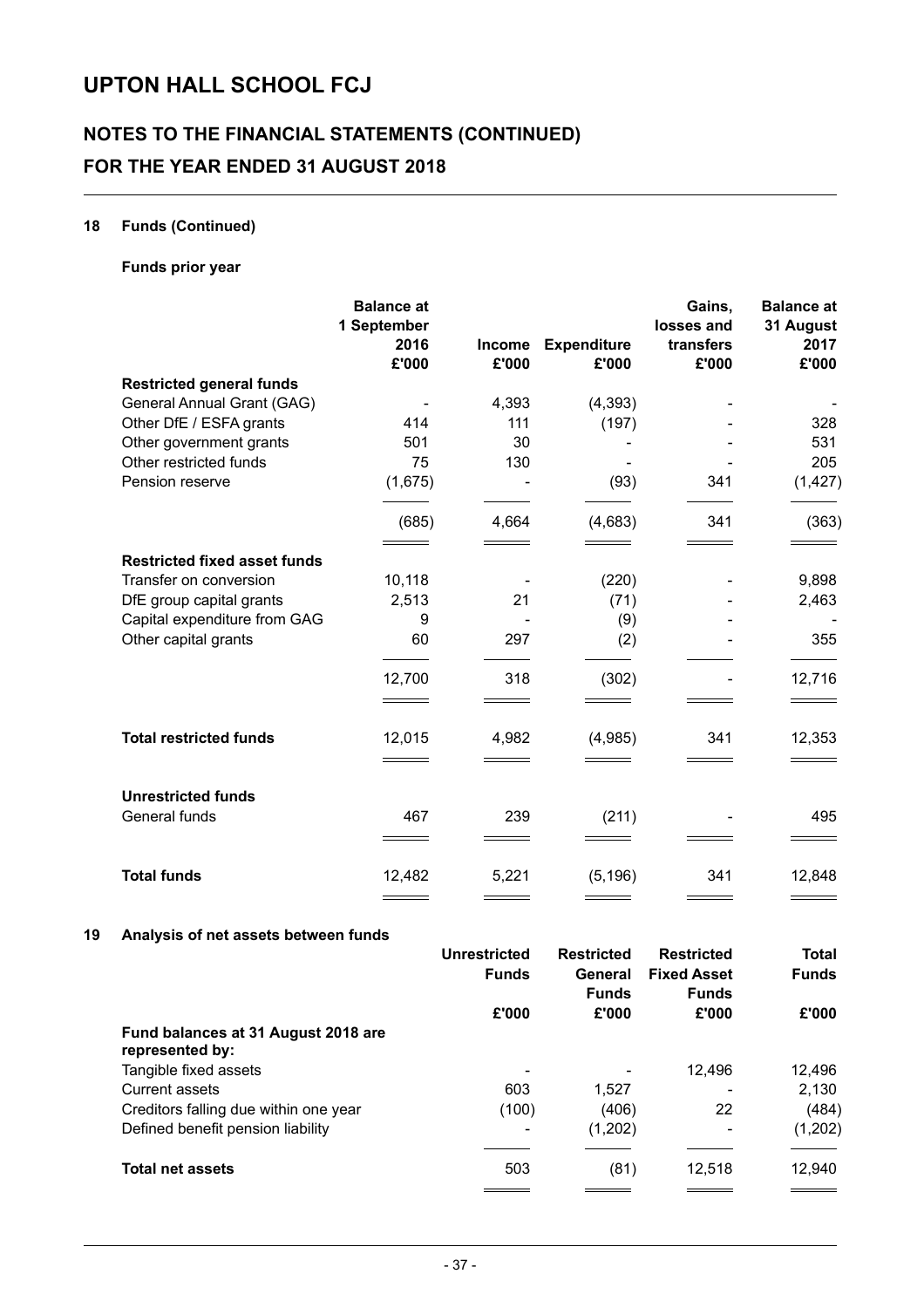# UPTON HALL SCHOOL FCJ

## NOTES TO THE FINANCIAL STATEMENTS (CONTINUED)
## FOR THE YEAR ENDED 31 AUGUST 2018

### 18 Funds (Continued)

**Funds prior year**

| | Balance at 1 September 2016 £'000 | Income £'000 | Expenditure £'000 | Gains, losses and transfers £'000 | Balance at 31 August 2017 £'000 |
|---|---|---|---|---|---|
| **Restricted general funds** | | | | | |
| General Annual Grant (GAG) | - | 4,393 | (4,393) | - | - |
| Other DfE / ESFA grants | 414 | 111 | (197) | - | 328 |
| Other government grants | 501 | 30 | - | - | 531 |
| Other restricted funds | 75 | 130 | - | - | 205 |
| Pension reserve | (1,675) | - | (93) | 341 | (1,427) |
| | (685) | 4,664 | (4,683) | 341 | (363) |
| **Restricted fixed asset funds** | | | | | |
| Transfer on conversion | 10,118 | - | (220) | - | 9,898 |
| DfE group capital grants | 2,513 | 21 | (71) | - | 2,463 |
| Capital expenditure from GAG | 9 | - | (9) | - | - |
| Other capital grants | 60 | 297 | (2) | | 355 |
| | 12,700 | 318 | (302) | - | 12,716 |
| **Total restricted funds** | 12,015 | 4,982 | (4,985) | 341 | 12,353 |
| **Unrestricted funds** | | | | | |
| General funds | 467 | 239 | (211) | - | 495 |
| **Total funds** | 12,482 | 5,221 | (5,196) | 341 | 12,848 |

### 19 Analysis of net assets between funds

| | Unrestricted Funds £'000 | Restricted General Funds £'000 | Restricted Fixed Asset Funds £'000 | Total Funds £'000 |
|---|---|---|---|---|
| **Fund balances at 31 August 2018 are represented by:** | | | | |
| Tangible fixed assets | - | - | 12,496 | 12,496 |
| Current assets | 603 | 1,527 | - | 2,130 |
| Creditors falling due within one year | (100) | (406) | 22 | (484) |
| Defined benefit pension liability | - | (1,202) | - | (1,202) |
| **Total net assets** | 503 | (81) | 12,518 | 12,940 |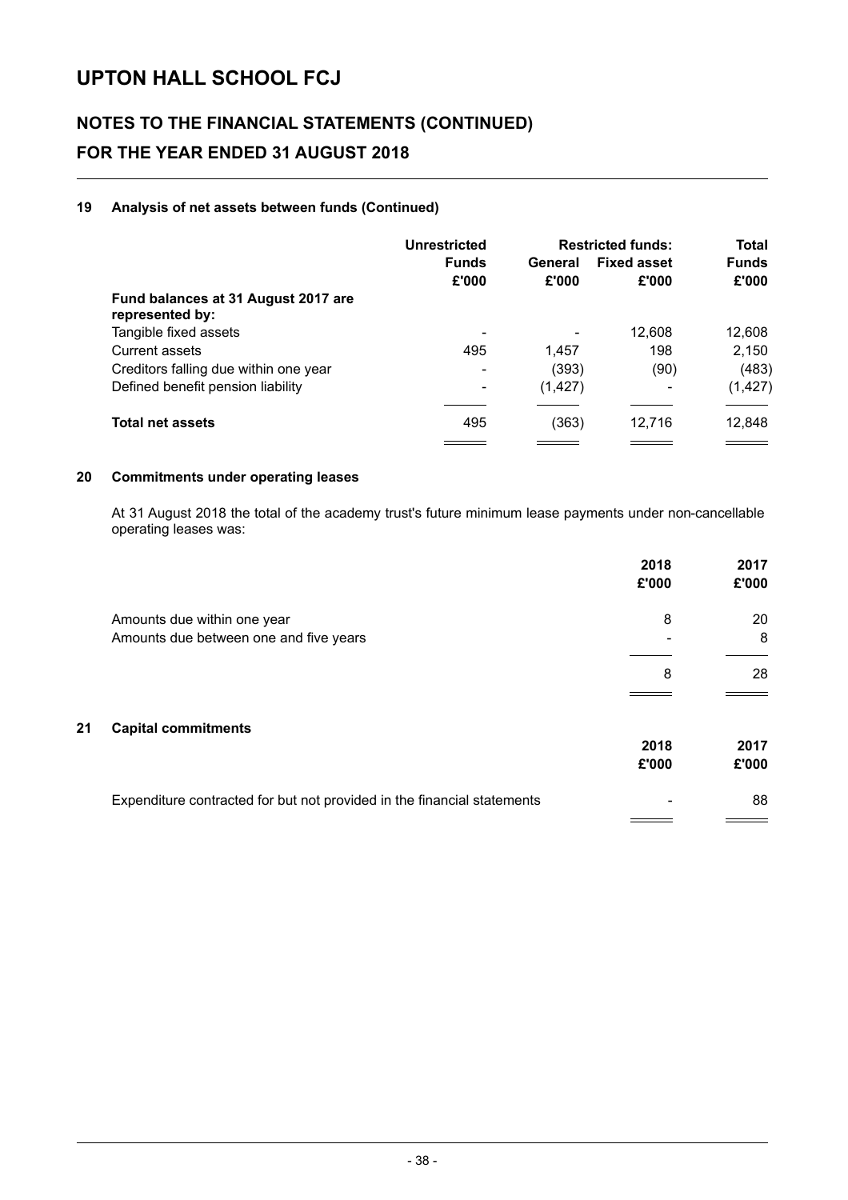# UPTON HALL SCHOOL FCJ

## NOTES TO THE FINANCIAL STATEMENTS (CONTINUED)

## FOR THE YEAR ENDED 31 AUGUST 2018

### 19 Analysis of net assets between funds (Continued)

| | Unrestricted Funds | Restricted funds: General | Restricted funds: Fixed asset | Total Funds |
|---|---|---|---|---|
| | £'000 | £'000 | £'000 | £'000 |
| **Fund balances at 31 August 2017 are represented by:** | | | | |
| Tangible fixed assets | - | - | 12,608 | 12,608 |
| Current assets | 495 | 1,457 | 198 | 2,150 |
| Creditors falling due within one year | - | (393) | (90) | (483) |
| Defined benefit pension liability | - | (1,427) | - | (1,427) |
| **Total net assets** | 495 | (363) | 12,716 | 12,848 |

### 20 Commitments under operating leases

At 31 August 2018 the total of the academy trust's future minimum lease payments under non-cancellable operating leases was:

| | 2018 £'000 | 2017 £'000 |
|---|---|---|
| Amounts due within one year | 8 | 20 |
| Amounts due between one and five years | - | 8 |
| | 8 | 28 |

### 21 Capital commitments

| | 2018 £'000 | 2017 £'000 |
|---|---|---|
| Expenditure contracted for but not provided in the financial statements | - | 88 |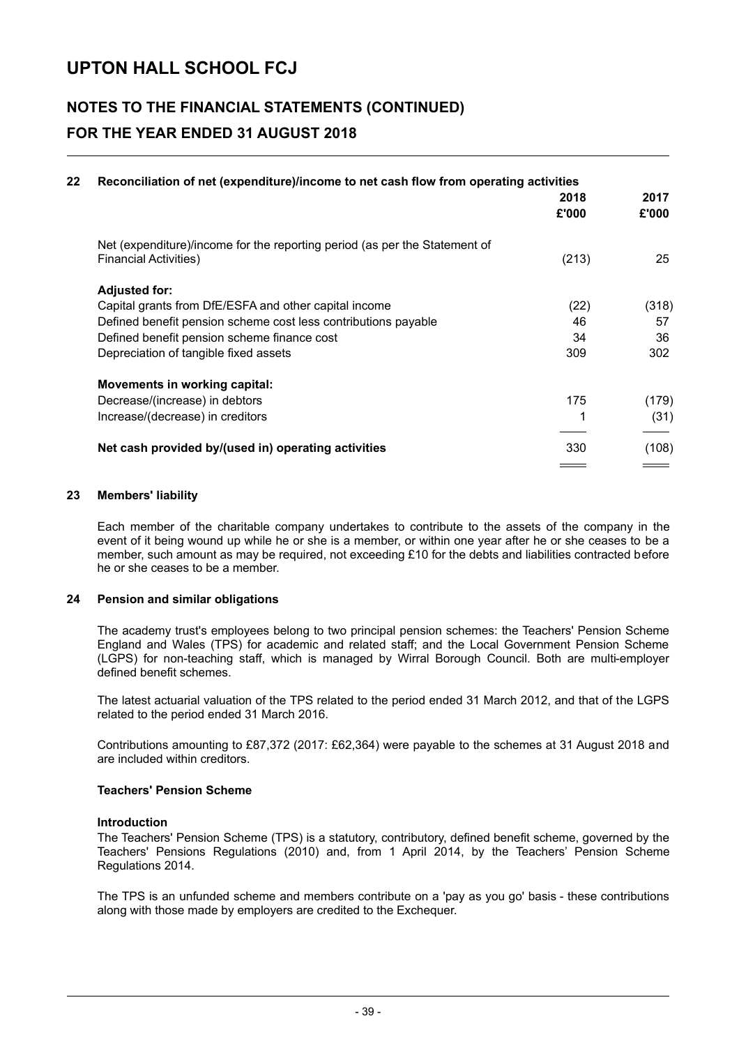## 22 Reconciliation of net (expenditure)/income to net cash flow from operating activities

| | 2018 £'000 | 2017 £'000 |
|---|---|---|
| Net (expenditure)/income for the reporting period (as per the Statement of Financial Activities) | (213) | 25 |
| **Adjusted for:** | | |
| Capital grants from DfE/ESFA and other capital income | (22) | (318) |
| Defined benefit pension scheme cost less contributions payable | 46 | 57 |
| Defined benefit pension scheme finance cost | 34 | 36 |
| Depreciation of tangible fixed assets | 309 | 302 |
| **Movements in working capital:** | | |
| Decrease/(increase) in debtors | 175 | (179) |
| Increase/(decrease) in creditors | 1 | (31) |
| **Net cash provided by/(used in) operating activities** | 330 | (108) |

## 23 Members' liability

Each member of the charitable company undertakes to contribute to the assets of the company in the event of it being wound up while he or she is a member, or within one year after he or she ceases to be a member, such amount as may be required, not exceeding £10 for the debts and liabilities contracted before he or she ceases to be a member.

## 24 Pension and similar obligations

The academy trust's employees belong to two principal pension schemes: the Teachers' Pension Scheme England and Wales (TPS) for academic and related staff; and the Local Government Pension Scheme (LGPS) for non-teaching staff, which is managed by Wirral Borough Council. Both are multi-employer defined benefit schemes.

The latest actuarial valuation of the TPS related to the period ended 31 March 2012, and that of the LGPS related to the period ended 31 March 2016.

Contributions amounting to £87,372 (2017: £62,364) were payable to the schemes at 31 August 2018 and are included within creditors.

### Teachers' Pension Scheme

**Introduction**

The Teachers' Pension Scheme (TPS) is a statutory, contributory, defined benefit scheme, governed by the Teachers' Pensions Regulations (2010) and, from 1 April 2014, by the Teachers' Pension Scheme Regulations 2014.

The TPS is an unfunded scheme and members contribute on a 'pay as you go' basis - these contributions along with those made by employers are credited to the Exchequer.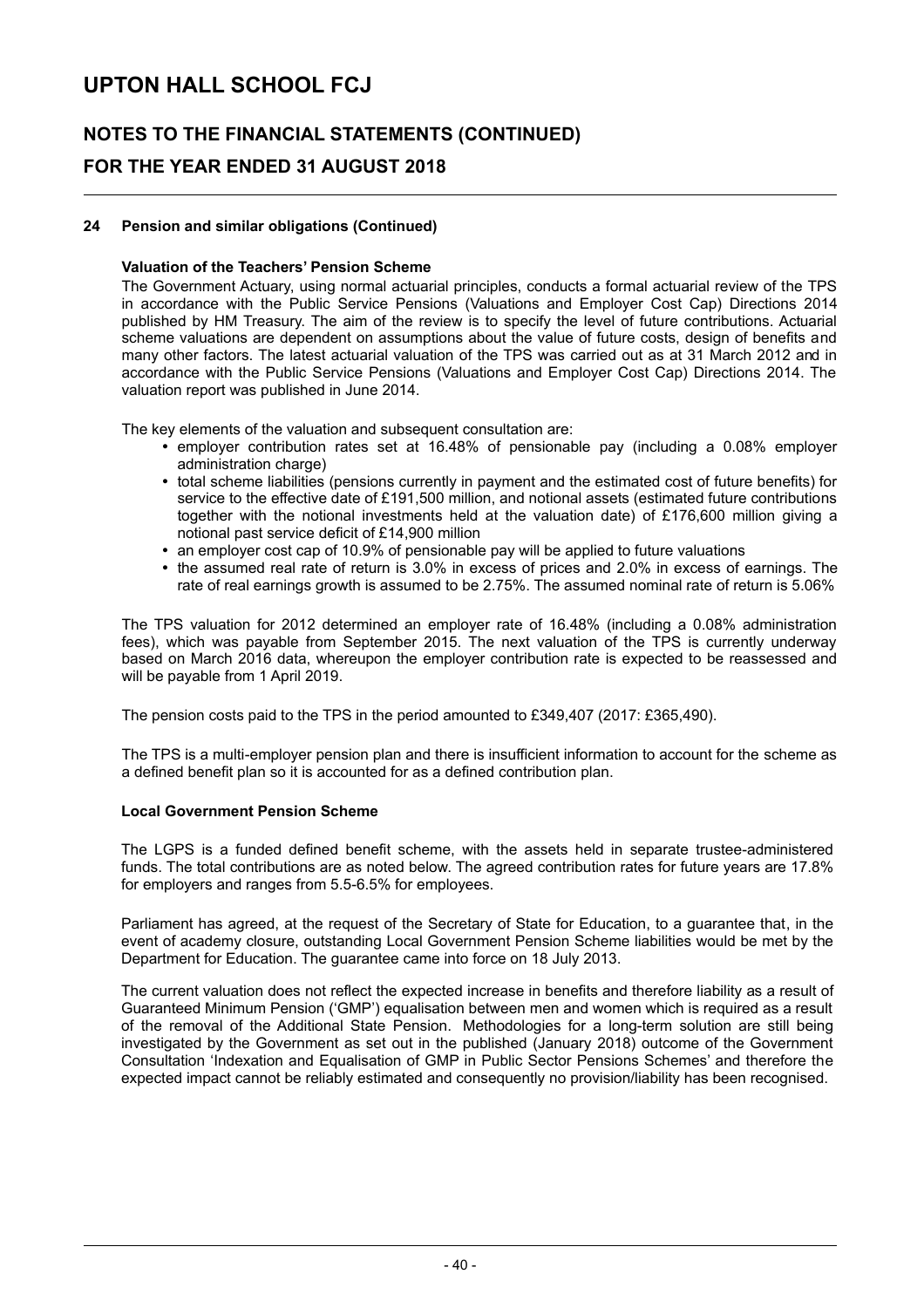# UPTON HALL SCHOOL FCJ

## NOTES TO THE FINANCIAL STATEMENTS (CONTINUED)

## FOR THE YEAR ENDED 31 AUGUST 2018

### 24 Pension and similar obligations (Continued)

**Valuation of the Teachers' Pension Scheme**

The Government Actuary, using normal actuarial principles, conducts a formal actuarial review of the TPS in accordance with the Public Service Pensions (Valuations and Employer Cost Cap) Directions 2014 published by HM Treasury. The aim of the review is to specify the level of future contributions. Actuarial scheme valuations are dependent on assumptions about the value of future costs, design of benefits and many other factors. The latest actuarial valuation of the TPS was carried out as at 31 March 2012 and in accordance with the Public Service Pensions (Valuations and Employer Cost Cap) Directions 2014. The valuation report was published in June 2014.

The key elements of the valuation and subsequent consultation are:

- employer contribution rates set at 16.48% of pensionable pay (including a 0.08% employer administration charge)
- total scheme liabilities (pensions currently in payment and the estimated cost of future benefits) for service to the effective date of £191,500 million, and notional assets (estimated future contributions together with the notional investments held at the valuation date) of £176,600 million giving a notional past service deficit of £14,900 million
- an employer cost cap of 10.9% of pensionable pay will be applied to future valuations
- the assumed real rate of return is 3.0% in excess of prices and 2.0% in excess of earnings. The rate of real earnings growth is assumed to be 2.75%. The assumed nominal rate of return is 5.06%

The TPS valuation for 2012 determined an employer rate of 16.48% (including a 0.08% administration fees), which was payable from September 2015. The next valuation of the TPS is currently underway based on March 2016 data, whereupon the employer contribution rate is expected to be reassessed and will be payable from 1 April 2019.

The pension costs paid to the TPS in the period amounted to £349,407 (2017: £365,490).

The TPS is a multi-employer pension plan and there is insufficient information to account for the scheme as a defined benefit plan so it is accounted for as a defined contribution plan.

**Local Government Pension Scheme**

The LGPS is a funded defined benefit scheme, with the assets held in separate trustee-administered funds. The total contributions are as noted below. The agreed contribution rates for future years are 17.8% for employers and ranges from 5.5-6.5% for employees.

Parliament has agreed, at the request of the Secretary of State for Education, to a guarantee that, in the event of academy closure, outstanding Local Government Pension Scheme liabilities would be met by the Department for Education. The guarantee came into force on 18 July 2013.

The current valuation does not reflect the expected increase in benefits and therefore liability as a result of Guaranteed Minimum Pension ('GMP') equalisation between men and women which is required as a result of the removal of the Additional State Pension. Methodologies for a long-term solution are still being investigated by the Government as set out in the published (January 2018) outcome of the Government Consultation 'Indexation and Equalisation of GMP in Public Sector Pensions Schemes' and therefore the expected impact cannot be reliably estimated and consequently no provision/liability has been recognised.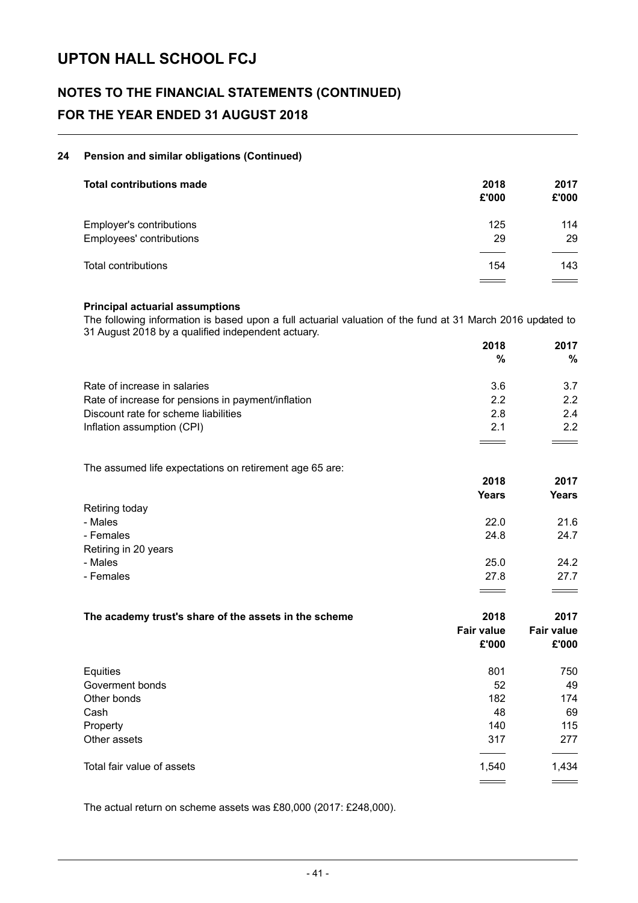# UPTON HALL SCHOOL FCJ

## NOTES TO THE FINANCIAL STATEMENTS (CONTINUED)

## FOR THE YEAR ENDED 31 AUGUST 2018

### 24 Pension and similar obligations (Continued)

| **Total contributions made** | **2018 £'000** | **2017 £'000** |
|---|---|---|
| Employer's contributions | 125 | 114 |
| Employees' contributions | 29 | 29 |
| Total contributions | 154 | 143 |

**Principal actuarial assumptions**

The following information is based upon a full actuarial valuation of the fund at 31 March 2016 updated to 31 August 2018 by a qualified independent actuary.

| | **2018 %** | **2017 %** |
|---|---|---|
| Rate of increase in salaries | 3.6 | 3.7 |
| Rate of increase for pensions in payment/inflation | 2.2 | 2.2 |
| Discount rate for scheme liabilities | 2.8 | 2.4 |
| Inflation assumption (CPI) | 2.1 | 2.2 |

The assumed life expectations on retirement age 65 are:

| | **2018 Years** | **2017 Years** |
|---|---|---|
| Retiring today | | |
| - Males | 22.0 | 21.6 |
| - Females | 24.8 | 24.7 |
| Retiring in 20 years | | |
| - Males | 25.0 | 24.2 |
| - Females | 27.8 | 27.7 |

| **The academy trust's share of the assets in the scheme** | **2018 Fair value £'000** | **2017 Fair value £'000** |
|---|---|---|
| Equities | 801 | 750 |
| Goverment bonds | 52 | 49 |
| Other bonds | 182 | 174 |
| Cash | 48 | 69 |
| Property | 140 | 115 |
| Other assets | 317 | 277 |
| Total fair value of assets | 1,540 | 1,434 |

The actual return on scheme assets was £80,000 (2017: £248,000).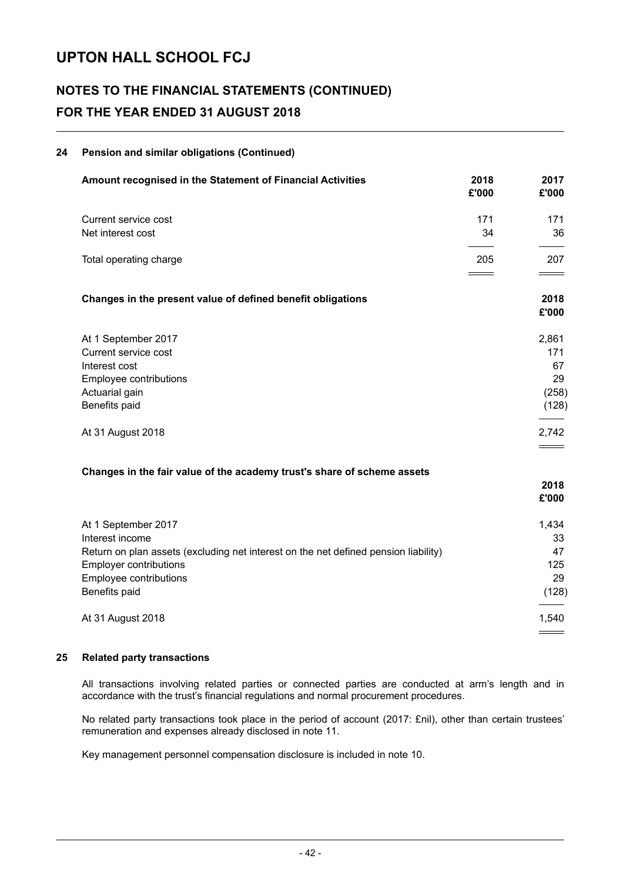# UPTON HALL SCHOOL FCJ

## NOTES TO THE FINANCIAL STATEMENTS (CONTINUED)

## FOR THE YEAR ENDED 31 AUGUST 2018

### 24 Pension and similar obligations (Continued)

| Amount recognised in the Statement of Financial Activities | 2018 £'000 | 2017 £'000 |
|---|---|---|
| Current service cost | 171 | 171 |
| Net interest cost | 34 | 36 |
| Total operating charge | 205 | 207 |

| Changes in the present value of defined benefit obligations | 2018 £'000 |
|---|---|
| At 1 September 2017 | 2,861 |
| Current service cost | 171 |
| Interest cost | 67 |
| Employee contributions | 29 |
| Actuarial gain | (258) |
| Benefits paid | (128) |
| At 31 August 2018 | 2,742 |

| Changes in the fair value of the academy trust's share of scheme assets | 2018 £'000 |
|---|---|
| At 1 September 2017 | 1,434 |
| Interest income | 33 |
| Return on plan assets (excluding net interest on the net defined pension liability) | 47 |
| Employer contributions | 125 |
| Employee contributions | 29 |
| Benefits paid | (128) |
| At 31 August 2018 | 1,540 |

### 25 Related party transactions

All transactions involving related parties or connected parties are conducted at arm's length and in accordance with the trust's financial regulations and normal procurement procedures.

No related party transactions took place in the period of account (2017: £nil), other than certain trustees' remuneration and expenses already disclosed in note 11.

Key management personnel compensation disclosure is included in note 10.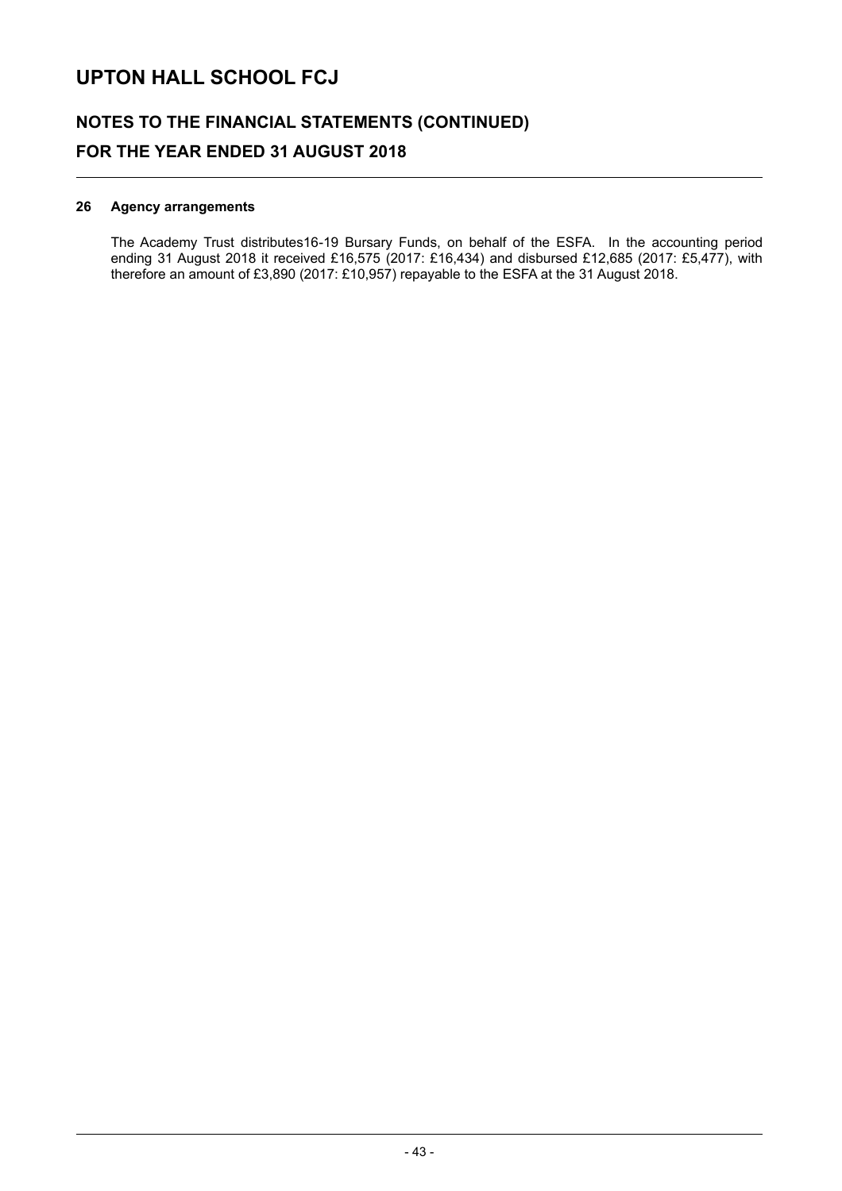# UPTON HALL SCHOOL FCJ

## NOTES TO THE FINANCIAL STATEMENTS (CONTINUED)

## FOR THE YEAR ENDED 31 AUGUST 2018

### 26 Agency arrangements

The Academy Trust distributes16-19 Bursary Funds, on behalf of the ESFA. In the accounting period ending 31 August 2018 it received £16,575 (2017: £16,434) and disbursed £12,685 (2017: £5,477), with therefore an amount of £3,890 (2017: £10,957) repayable to the ESFA at the 31 August 2018.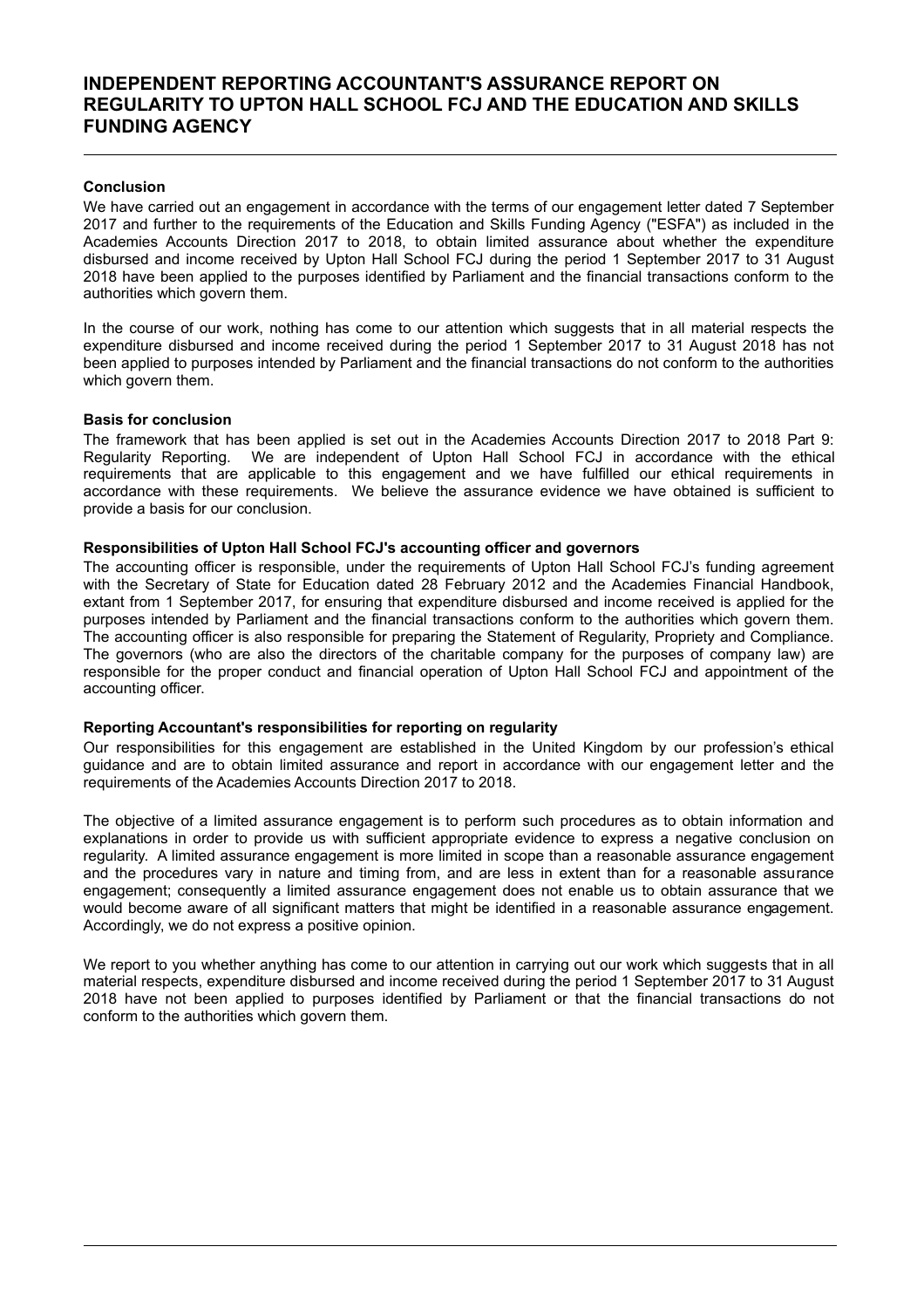# INDEPENDENT REPORTING ACCOUNTANT'S ASSURANCE REPORT ON REGULARITY TO UPTON HALL SCHOOL FCJ AND THE EDUCATION AND SKILLS FUNDING AGENCY

**Conclusion**

We have carried out an engagement in accordance with the terms of our engagement letter dated 7 September 2017 and further to the requirements of the Education and Skills Funding Agency ("ESFA") as included in the Academies Accounts Direction 2017 to 2018, to obtain limited assurance about whether the expenditure disbursed and income received by Upton Hall School FCJ during the period 1 September 2017 to 31 August 2018 have been applied to the purposes identified by Parliament and the financial transactions conform to the authorities which govern them.

In the course of our work, nothing has come to our attention which suggests that in all material respects the expenditure disbursed and income received during the period 1 September 2017 to 31 August 2018 has not been applied to purposes intended by Parliament and the financial transactions do not conform to the authorities which govern them.

**Basis for conclusion**

The framework that has been applied is set out in the Academies Accounts Direction 2017 to 2018 Part 9: Regularity Reporting. We are independent of Upton Hall School FCJ in accordance with the ethical requirements that are applicable to this engagement and we have fulfilled our ethical requirements in accordance with these requirements. We believe the assurance evidence we have obtained is sufficient to provide a basis for our conclusion.

**Responsibilities of Upton Hall School FCJ's accounting officer and governors**

The accounting officer is responsible, under the requirements of Upton Hall School FCJ's funding agreement with the Secretary of State for Education dated 28 February 2012 and the Academies Financial Handbook, extant from 1 September 2017, for ensuring that expenditure disbursed and income received is applied for the purposes intended by Parliament and the financial transactions conform to the authorities which govern them. The accounting officer is also responsible for preparing the Statement of Regularity, Propriety and Compliance. The governors (who are also the directors of the charitable company for the purposes of company law) are responsible for the proper conduct and financial operation of Upton Hall School FCJ and appointment of the accounting officer.

**Reporting Accountant's responsibilities for reporting on regularity**

Our responsibilities for this engagement are established in the United Kingdom by our profession's ethical guidance and are to obtain limited assurance and report in accordance with our engagement letter and the requirements of the Academies Accounts Direction 2017 to 2018.

The objective of a limited assurance engagement is to perform such procedures as to obtain information and explanations in order to provide us with sufficient appropriate evidence to express a negative conclusion on regularity. A limited assurance engagement is more limited in scope than a reasonable assurance engagement and the procedures vary in nature and timing from, and are less in extent than for a reasonable assurance engagement; consequently a limited assurance engagement does not enable us to obtain assurance that we would become aware of all significant matters that might be identified in a reasonable assurance engagement. Accordingly, we do not express a positive opinion.

We report to you whether anything has come to our attention in carrying out our work which suggests that in all material respects, expenditure disbursed and income received during the period 1 September 2017 to 31 August 2018 have not been applied to purposes identified by Parliament or that the financial transactions do not conform to the authorities which govern them.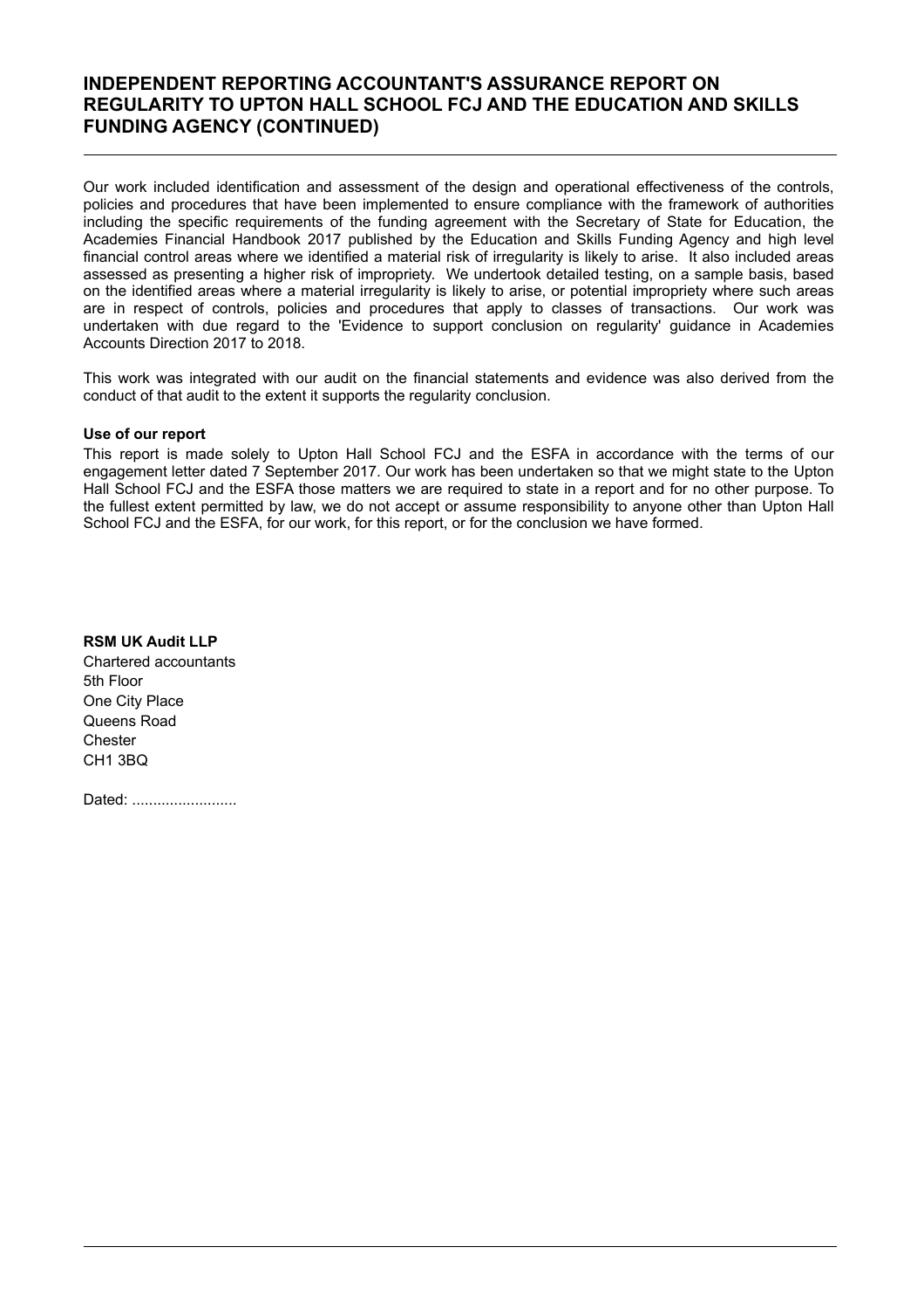# INDEPENDENT REPORTING ACCOUNTANT'S ASSURANCE REPORT ON REGULARITY TO UPTON HALL SCHOOL FCJ AND THE EDUCATION AND SKILLS FUNDING AGENCY (CONTINUED)

Our work included identification and assessment of the design and operational effectiveness of the controls, policies and procedures that have been implemented to ensure compliance with the framework of authorities including the specific requirements of the funding agreement with the Secretary of State for Education, the Academies Financial Handbook 2017 published by the Education and Skills Funding Agency and high level financial control areas where we identified a material risk of irregularity is likely to arise. It also included areas assessed as presenting a higher risk of impropriety. We undertook detailed testing, on a sample basis, based on the identified areas where a material irregularity is likely to arise, or potential impropriety where such areas are in respect of controls, policies and procedures that apply to classes of transactions. Our work was undertaken with due regard to the 'Evidence to support conclusion on regularity' guidance in Academies Accounts Direction 2017 to 2018.

This work was integrated with our audit on the financial statements and evidence was also derived from the conduct of that audit to the extent it supports the regularity conclusion.

**Use of our report**

This report is made solely to Upton Hall School FCJ and the ESFA in accordance with the terms of our engagement letter dated 7 September 2017. Our work has been undertaken so that we might state to the Upton Hall School FCJ and the ESFA those matters we are required to state in a report and for no other purpose. To the fullest extent permitted by law, we do not accept or assume responsibility to anyone other than Upton Hall School FCJ and the ESFA, for our work, for this report, or for the conclusion we have formed.

**RSM UK Audit LLP**
Chartered accountants
5th Floor
One City Place
Queens Road
Chester
CH1 3BQ

Dated: .........................